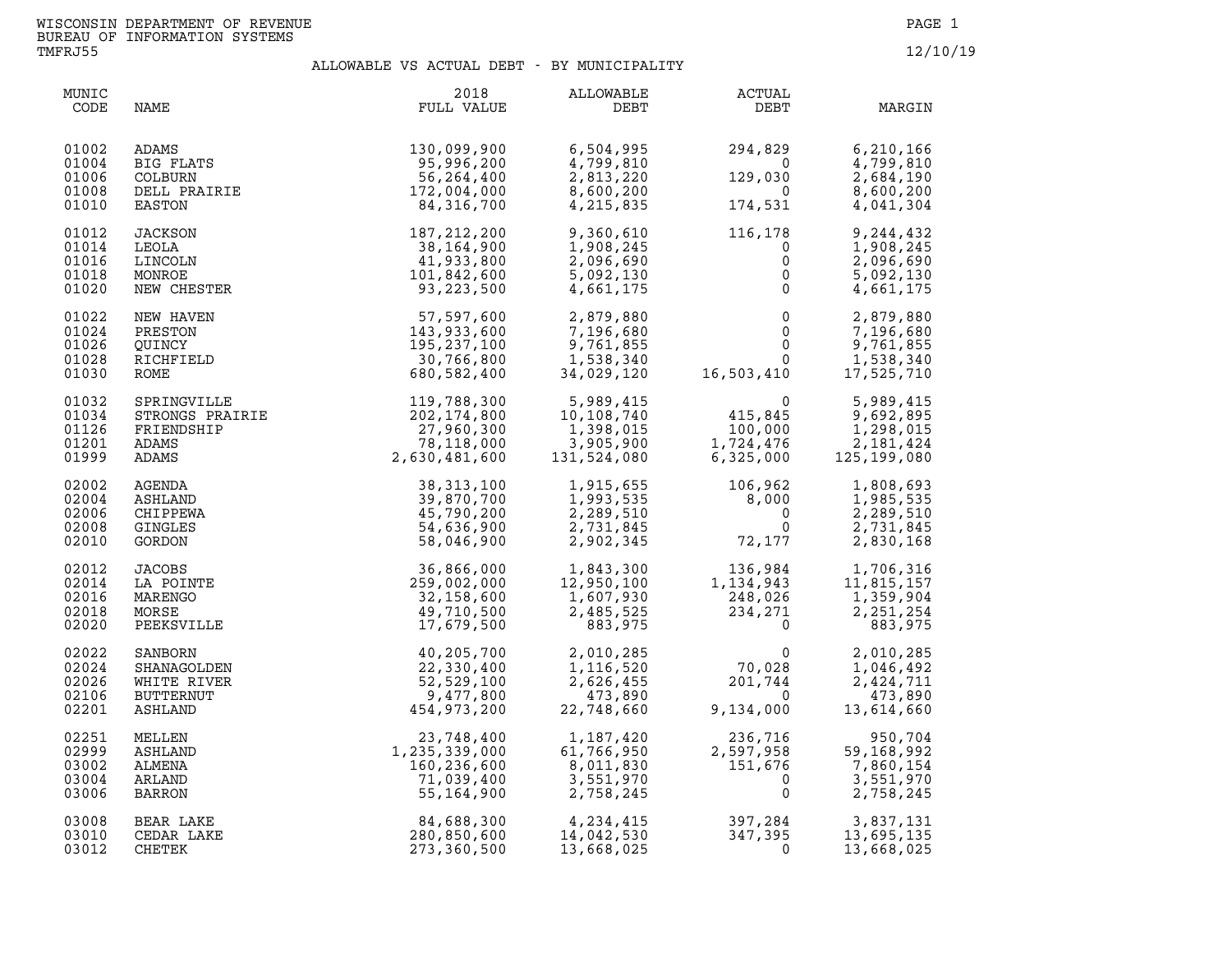WISCONSIN DEPARTMENT OF REVENUE
BUREAU OF INFORMATION SYSTEMS
TMFRJ55

12/10/19

# ALLOWABLE VS ACTUAL DEBT - BY MUNICIPALITY

| MUNIC CODE | NAME | 2018 FULL VALUE | ALLOWABLE DEBT | ACTUAL DEBT | MARGIN |
|---|---|---|---|---|---|
| 01002 | ADAMS | 130,099,900 | 6,504,995 | 294,829 | 6,210,166 |
| 01004 | BIG FLATS | 95,996,200 | 4,799,810 | 0 | 4,799,810 |
| 01006 | COLBURN | 56,264,400 | 2,813,220 | 129,030 | 2,684,190 |
| 01008 | DELL PRAIRIE | 172,004,000 | 8,600,200 | 0 | 8,600,200 |
| 01010 | EASTON | 84,316,700 | 4,215,835 | 174,531 | 4,041,304 |
| 01012 | JACKSON | 187,212,200 | 9,360,610 | 116,178 | 9,244,432 |
| 01014 | LEOLA | 38,164,900 | 1,908,245 | 0 | 1,908,245 |
| 01016 | LINCOLN | 41,933,800 | 2,096,690 | 0 | 2,096,690 |
| 01018 | MONROE | 101,842,600 | 5,092,130 | 0 | 5,092,130 |
| 01020 | NEW CHESTER | 93,223,500 | 4,661,175 | 0 | 4,661,175 |
| 01022 | NEW HAVEN | 57,597,600 | 2,879,880 | 0 | 2,879,880 |
| 01024 | PRESTON | 143,933,600 | 7,196,680 | 0 | 7,196,680 |
| 01026 | QUINCY | 195,237,100 | 9,761,855 | 0 | 9,761,855 |
| 01028 | RICHFIELD | 30,766,800 | 1,538,340 | 0 | 1,538,340 |
| 01030 | ROME | 680,582,400 | 34,029,120 | 16,503,410 | 17,525,710 |
| 01032 | SPRINGVILLE | 119,788,300 | 5,989,415 | 0 | 5,989,415 |
| 01034 | STRONGS PRAIRIE | 202,174,800 | 10,108,740 | 415,845 | 9,692,895 |
| 01126 | FRIENDSHIP | 27,960,300 | 1,398,015 | 100,000 | 1,298,015 |
| 01201 | ADAMS | 78,118,000 | 3,905,900 | 1,724,476 | 2,181,424 |
| 01999 | ADAMS | 2,630,481,600 | 131,524,080 | 6,325,000 | 125,199,080 |
| 02002 | AGENDA | 38,313,100 | 1,915,655 | 106,962 | 1,808,693 |
| 02004 | ASHLAND | 39,870,700 | 1,993,535 | 8,000 | 1,985,535 |
| 02006 | CHIPPEWA | 45,790,200 | 2,289,510 | 0 | 2,289,510 |
| 02008 | GINGLES | 54,636,900 | 2,731,845 | 0 | 2,731,845 |
| 02010 | GORDON | 58,046,900 | 2,902,345 | 72,177 | 2,830,168 |
| 02012 | JACOBS | 36,866,000 | 1,843,300 | 136,984 | 1,706,316 |
| 02014 | LA POINTE | 259,002,000 | 12,950,100 | 1,134,943 | 11,815,157 |
| 02016 | MARENGO | 32,158,600 | 1,607,930 | 248,026 | 1,359,904 |
| 02018 | MORSE | 49,710,500 | 2,485,525 | 234,271 | 2,251,254 |
| 02020 | PEEKSVILLE | 17,679,500 | 883,975 | 0 | 883,975 |
| 02022 | SANBORN | 40,205,700 | 2,010,285 | 0 | 2,010,285 |
| 02024 | SHANAGOLDEN | 22,330,400 | 1,116,520 | 70,028 | 1,046,492 |
| 02026 | WHITE RIVER | 52,529,100 | 2,626,455 | 201,744 | 2,424,711 |
| 02106 | BUTTERNUT | 9,477,800 | 473,890 | 0 | 473,890 |
| 02201 | ASHLAND | 454,973,200 | 22,748,660 | 9,134,000 | 13,614,660 |
| 02251 | MELLEN | 23,748,400 | 1,187,420 | 236,716 | 950,704 |
| 02999 | ASHLAND | 1,235,339,000 | 61,766,950 | 2,597,958 | 59,168,992 |
| 03002 | ALMENA | 160,236,600 | 8,011,830 | 151,676 | 7,860,154 |
| 03004 | ARLAND | 71,039,400 | 3,551,970 | 0 | 3,551,970 |
| 03006 | BARRON | 55,164,900 | 2,758,245 | 0 | 2,758,245 |
| 03008 | BEAR LAKE | 84,688,300 | 4,234,415 | 397,284 | 3,837,131 |
| 03010 | CEDAR LAKE | 280,850,600 | 14,042,530 | 347,395 | 13,695,135 |
| 03012 | CHETEK | 273,360,500 | 13,668,025 | 0 | 13,668,025 |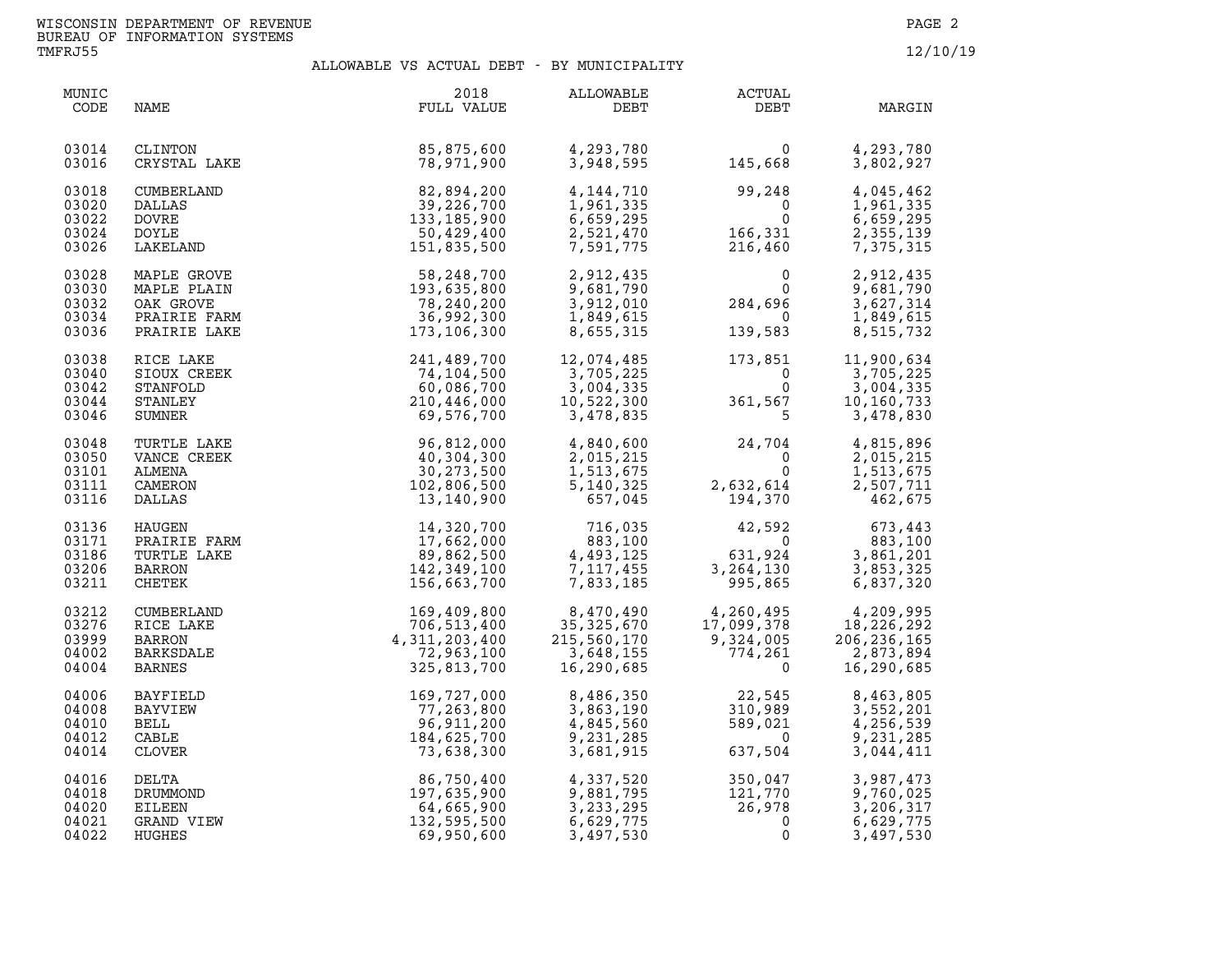WISCONSIN DEPARTMENT OF REVENUE
BUREAU OF INFORMATION SYSTEMS
TMFRJ55

12/10/19

## ALLOWABLE VS ACTUAL DEBT - BY MUNICIPALITY

| MUNIC CODE | NAME | 2018 FULL VALUE | ALLOWABLE DEBT | ACTUAL DEBT | MARGIN |
|---|---|---|---|---|---|
| 03014 | CLINTON | 85,875,600 | 4,293,780 | 0 | 4,293,780 |
| 03016 | CRYSTAL LAKE | 78,971,900 | 3,948,595 | 145,668 | 3,802,927 |
| 03018 | CUMBERLAND | 82,894,200 | 4,144,710 | 99,248 | 4,045,462 |
| 03020 | DALLAS | 39,226,700 | 1,961,335 | 0 | 1,961,335 |
| 03022 | DOVRE | 133,185,900 | 6,659,295 | 0 | 6,659,295 |
| 03024 | DOYLE | 50,429,400 | 2,521,470 | 166,331 | 2,355,139 |
| 03026 | LAKELAND | 151,835,500 | 7,591,775 | 216,460 | 7,375,315 |
| 03028 | MAPLE GROVE | 58,248,700 | 2,912,435 | 0 | 2,912,435 |
| 03030 | MAPLE PLAIN | 193,635,800 | 9,681,790 | 0 | 9,681,790 |
| 03032 | OAK GROVE | 78,240,200 | 3,912,010 | 284,696 | 3,627,314 |
| 03034 | PRAIRIE FARM | 36,992,300 | 1,849,615 | 0 | 1,849,615 |
| 03036 | PRAIRIE LAKE | 173,106,300 | 8,655,315 | 139,583 | 8,515,732 |
| 03038 | RICE LAKE | 241,489,700 | 12,074,485 | 173,851 | 11,900,634 |
| 03040 | SIOUX CREEK | 74,104,500 | 3,705,225 | 0 | 3,705,225 |
| 03042 | STANFOLD | 60,086,700 | 3,004,335 | 0 | 3,004,335 |
| 03044 | STANLEY | 210,446,000 | 10,522,300 | 361,567 | 10,160,733 |
| 03046 | SUMNER | 69,576,700 | 3,478,835 | 5 | 3,478,830 |
| 03048 | TURTLE LAKE | 96,812,000 | 4,840,600 | 24,704 | 4,815,896 |
| 03050 | VANCE CREEK | 40,304,300 | 2,015,215 | 0 | 2,015,215 |
| 03101 | ALMENA | 30,273,500 | 1,513,675 | 0 | 1,513,675 |
| 03111 | CAMERON | 102,806,500 | 5,140,325 | 2,632,614 | 2,507,711 |
| 03116 | DALLAS | 13,140,900 | 657,045 | 194,370 | 462,675 |
| 03136 | HAUGEN | 14,320,700 | 716,035 | 42,592 | 673,443 |
| 03171 | PRAIRIE FARM | 17,662,000 | 883,100 | 0 | 883,100 |
| 03186 | TURTLE LAKE | 89,862,500 | 4,493,125 | 631,924 | 3,861,201 |
| 03206 | BARRON | 142,349,100 | 7,117,455 | 3,264,130 | 3,853,325 |
| 03211 | CHETEK | 156,663,700 | 7,833,185 | 995,865 | 6,837,320 |
| 03212 | CUMBERLAND | 169,409,800 | 8,470,490 | 4,260,495 | 4,209,995 |
| 03276 | RICE LAKE | 706,513,400 | 35,325,670 | 17,099,378 | 18,226,292 |
| 03999 | BARRON | 4,311,203,400 | 215,560,170 | 9,324,005 | 206,236,165 |
| 04002 | BARKSDALE | 72,963,100 | 3,648,155 | 774,261 | 2,873,894 |
| 04004 | BARNES | 325,813,700 | 16,290,685 | 0 | 16,290,685 |
| 04006 | BAYFIELD | 169,727,000 | 8,486,350 | 22,545 | 8,463,805 |
| 04008 | BAYVIEW | 77,263,800 | 3,863,190 | 310,989 | 3,552,201 |
| 04010 | BELL | 96,911,200 | 4,845,560 | 589,021 | 4,256,539 |
| 04012 | CABLE | 184,625,700 | 9,231,285 | 0 | 9,231,285 |
| 04014 | CLOVER | 73,638,300 | 3,681,915 | 637,504 | 3,044,411 |
| 04016 | DELTA | 86,750,400 | 4,337,520 | 350,047 | 3,987,473 |
| 04018 | DRUMMOND | 197,635,900 | 9,881,795 | 121,770 | 9,760,025 |
| 04020 | EILEEN | 64,665,900 | 3,233,295 | 26,978 | 3,206,317 |
| 04021 | GRAND VIEW | 132,595,500 | 6,629,775 | 0 | 6,629,775 |
| 04022 | HUGHES | 69,950,600 | 3,497,530 | 0 | 3,497,530 |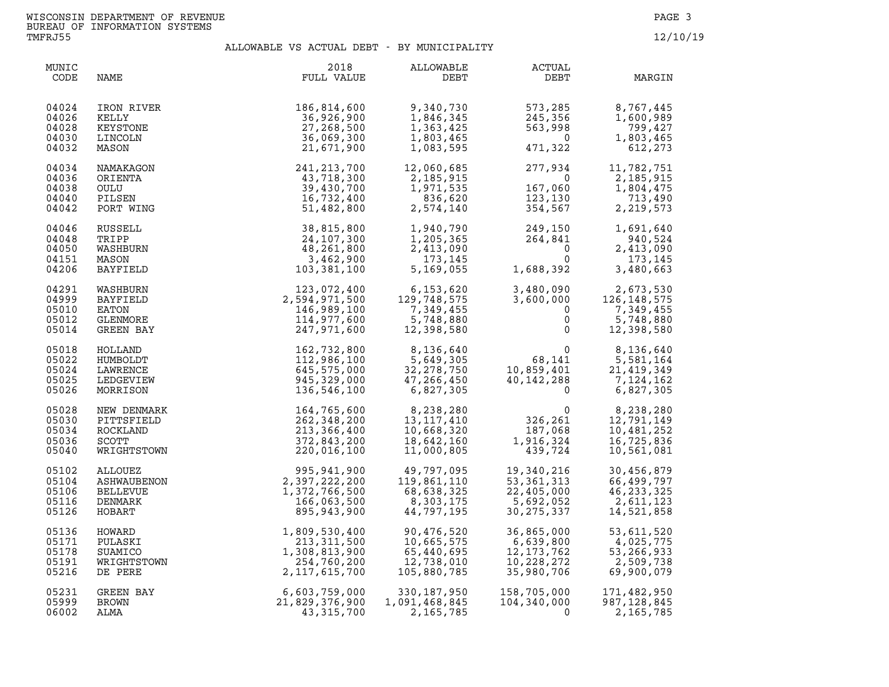WISCONSIN DEPARTMENT OF REVENUE
BUREAU OF INFORMATION SYSTEMS
TMFRJ55

12/10/19

## ALLOWABLE VS ACTUAL DEBT - BY MUNICIPALITY

| MUNIC CODE | NAME | 2018 FULL VALUE | ALLOWABLE DEBT | ACTUAL DEBT | MARGIN |
|---|---|---|---|---|---|
| 04024 | IRON RIVER | 186,814,600 | 9,340,730 | 573,285 | 8,767,445 |
| 04026 | KELLY | 36,926,900 | 1,846,345 | 245,356 | 1,600,989 |
| 04028 | KEYSTONE | 27,268,500 | 1,363,425 | 563,998 | 799,427 |
| 04030 | LINCOLN | 36,069,300 | 1,803,465 | 0 | 1,803,465 |
| 04032 | MASON | 21,671,900 | 1,083,595 | 471,322 | 612,273 |
| 04034 | NAMAKAGON | 241,213,700 | 12,060,685 | 277,934 | 11,782,751 |
| 04036 | ORIENTA | 43,718,300 | 2,185,915 | 0 | 2,185,915 |
| 04038 | OULU | 39,430,700 | 1,971,535 | 167,060 | 1,804,475 |
| 04040 | PILSEN | 16,732,400 | 836,620 | 123,130 | 713,490 |
| 04042 | PORT WING | 51,482,800 | 2,574,140 | 354,567 | 2,219,573 |
| 04046 | RUSSELL | 38,815,800 | 1,940,790 | 249,150 | 1,691,640 |
| 04048 | TRIPP | 24,107,300 | 1,205,365 | 264,841 | 940,524 |
| 04050 | WASHBURN | 48,261,800 | 2,413,090 | 0 | 2,413,090 |
| 04151 | MASON | 3,462,900 | 173,145 | 0 | 173,145 |
| 04206 | BAYFIELD | 103,381,100 | 5,169,055 | 1,688,392 | 3,480,663 |
| 04291 | WASHBURN | 123,072,400 | 6,153,620 | 3,480,090 | 2,673,530 |
| 04999 | BAYFIELD | 2,594,971,500 | 129,748,575 | 3,600,000 | 126,148,575 |
| 05010 | EATON | 146,989,100 | 7,349,455 | 0 | 7,349,455 |
| 05012 | GLENMORE | 114,977,600 | 5,748,880 | 0 | 5,748,880 |
| 05014 | GREEN BAY | 247,971,600 | 12,398,580 | 0 | 12,398,580 |
| 05018 | HOLLAND | 162,732,800 | 8,136,640 | 0 | 8,136,640 |
| 05022 | HUMBOLDT | 112,986,100 | 5,649,305 | 68,141 | 5,581,164 |
| 05024 | LAWRENCE | 645,575,000 | 32,278,750 | 10,859,401 | 21,419,349 |
| 05025 | LEDGEVIEW | 945,329,000 | 47,266,450 | 40,142,288 | 7,124,162 |
| 05026 | MORRISON | 136,546,100 | 6,827,305 | 0 | 6,827,305 |
| 05028 | NEW DENMARK | 164,765,600 | 8,238,280 | 0 | 8,238,280 |
| 05030 | PITTSFIELD | 262,348,200 | 13,117,410 | 326,261 | 12,791,149 |
| 05034 | ROCKLAND | 213,366,400 | 10,668,320 | 187,068 | 10,481,252 |
| 05036 | SCOTT | 372,843,200 | 18,642,160 | 1,916,324 | 16,725,836 |
| 05040 | WRIGHTSTOWN | 220,016,100 | 11,000,805 | 439,724 | 10,561,081 |
| 05102 | ALLOUEZ | 995,941,900 | 49,797,095 | 19,340,216 | 30,456,879 |
| 05104 | ASHWAUBENON | 2,397,222,200 | 119,861,110 | 53,361,313 | 66,499,797 |
| 05106 | BELLEVUE | 1,372,766,500 | 68,638,325 | 22,405,000 | 46,233,325 |
| 05116 | DENMARK | 166,063,500 | 8,303,175 | 5,692,052 | 2,611,123 |
| 05126 | HOBART | 895,943,900 | 44,797,195 | 30,275,337 | 14,521,858 |
| 05136 | HOWARD | 1,809,530,400 | 90,476,520 | 36,865,000 | 53,611,520 |
| 05171 | PULASKI | 213,311,500 | 10,665,575 | 6,639,800 | 4,025,775 |
| 05178 | SUAMICO | 1,308,813,900 | 65,440,695 | 12,173,762 | 53,266,933 |
| 05191 | WRIGHTSTOWN | 254,760,200 | 12,738,010 | 10,228,272 | 2,509,738 |
| 05216 | DE PERE | 2,117,615,700 | 105,880,785 | 35,980,706 | 69,900,079 |
| 05231 | GREEN BAY | 6,603,759,000 | 330,187,950 | 158,705,000 | 171,482,950 |
| 05999 | BROWN | 21,829,376,900 | 1,091,468,845 | 104,340,000 | 987,128,845 |
| 06002 | ALMA | 43,315,700 | 2,165,785 | 0 | 2,165,785 |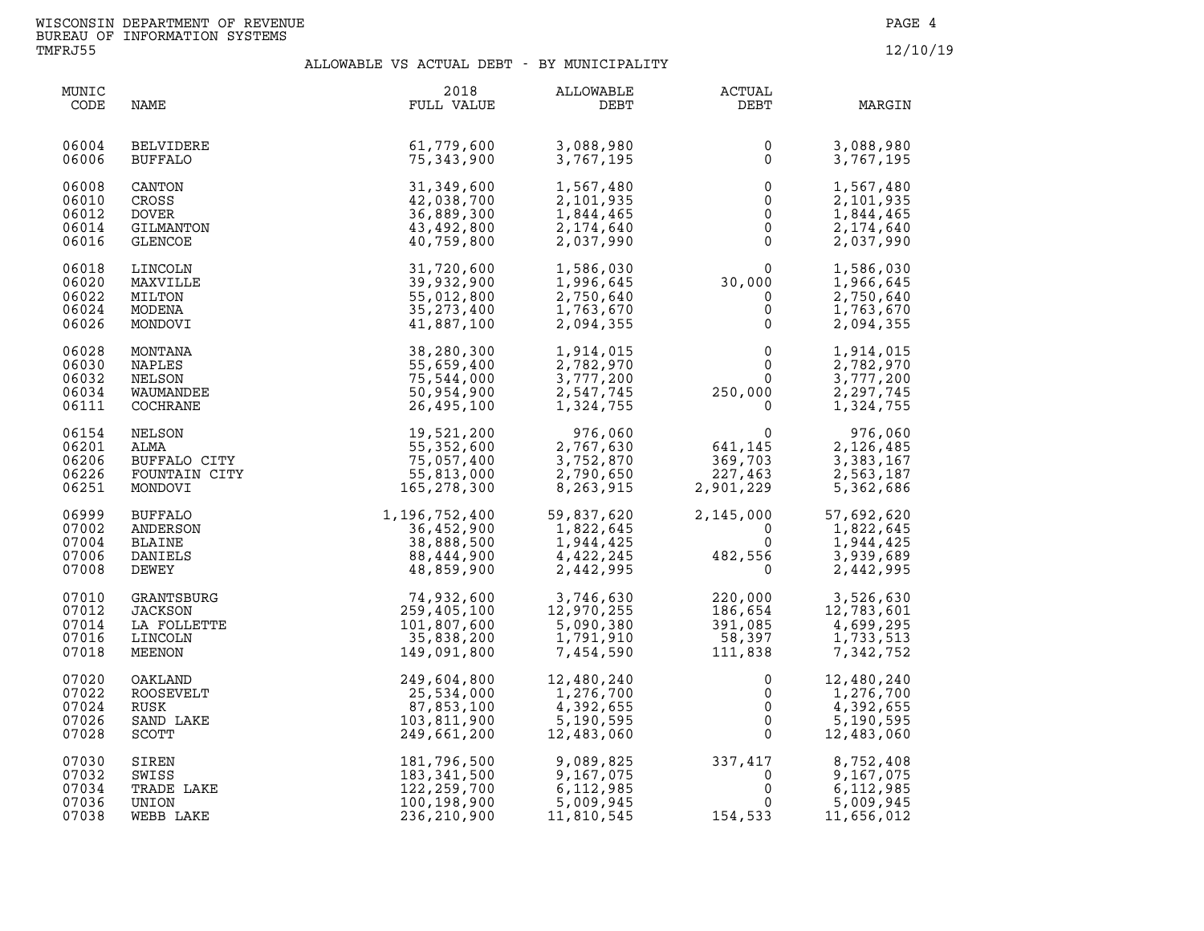WISCONSIN DEPARTMENT OF REVENUE
BUREAU OF INFORMATION SYSTEMS
TMFRJ55

12/10/19

## ALLOWABLE VS ACTUAL DEBT - BY MUNICIPALITY

| MUNIC CODE | NAME | 2018 FULL VALUE | ALLOWABLE DEBT | ACTUAL DEBT | MARGIN |
|---|---|---|---|---|---|
| 06004 | BELVIDERE | 61,779,600 | 3,088,980 | 0 | 3,088,980 |
| 06006 | BUFFALO | 75,343,900 | 3,767,195 | 0 | 3,767,195 |
| 06008 | CANTON | 31,349,600 | 1,567,480 | 0 | 1,567,480 |
| 06010 | CROSS | 42,038,700 | 2,101,935 | 0 | 2,101,935 |
| 06012 | DOVER | 36,889,300 | 1,844,465 | 0 | 1,844,465 |
| 06014 | GILMANTON | 43,492,800 | 2,174,640 | 0 | 2,174,640 |
| 06016 | GLENCOE | 40,759,800 | 2,037,990 | 0 | 2,037,990 |
| 06018 | LINCOLN | 31,720,600 | 1,586,030 | 0 | 1,586,030 |
| 06020 | MAXVILLE | 39,932,900 | 1,996,645 | 30,000 | 1,966,645 |
| 06022 | MILTON | 55,012,800 | 2,750,640 | 0 | 2,750,640 |
| 06024 | MODENA | 35,273,400 | 1,763,670 | 0 | 1,763,670 |
| 06026 | MONDOVI | 41,887,100 | 2,094,355 | 0 | 2,094,355 |
| 06028 | MONTANA | 38,280,300 | 1,914,015 | 0 | 1,914,015 |
| 06030 | NAPLES | 55,659,400 | 2,782,970 | 0 | 2,782,970 |
| 06032 | NELSON | 75,544,000 | 3,777,200 | 0 | 3,777,200 |
| 06034 | WAUMANDEE | 50,954,900 | 2,547,745 | 250,000 | 2,297,745 |
| 06111 | COCHRANE | 26,495,100 | 1,324,755 | 0 | 1,324,755 |
| 06154 | NELSON | 19,521,200 | 976,060 | 0 | 976,060 |
| 06201 | ALMA | 55,352,600 | 2,767,630 | 641,145 | 2,126,485 |
| 06206 | BUFFALO CITY | 75,057,400 | 3,752,870 | 369,703 | 3,383,167 |
| 06226 | FOUNTAIN CITY | 55,813,000 | 2,790,650 | 227,463 | 2,563,187 |
| 06251 | MONDOVI | 165,278,300 | 8,263,915 | 2,901,229 | 5,362,686 |
| 06999 | BUFFALO | 1,196,752,400 | 59,837,620 | 2,145,000 | 57,692,620 |
| 07002 | ANDERSON | 36,452,900 | 1,822,645 | 0 | 1,822,645 |
| 07004 | BLAINE | 38,888,500 | 1,944,425 | 0 | 1,944,425 |
| 07006 | DANIELS | 88,444,900 | 4,422,245 | 482,556 | 3,939,689 |
| 07008 | DEWEY | 48,859,900 | 2,442,995 | 0 | 2,442,995 |
| 07010 | GRANTSBURG | 74,932,600 | 3,746,630 | 220,000 | 3,526,630 |
| 07012 | JACKSON | 259,405,100 | 12,970,255 | 186,654 | 12,783,601 |
| 07014 | LA FOLLETTE | 101,807,600 | 5,090,380 | 391,085 | 4,699,295 |
| 07016 | LINCOLN | 35,838,200 | 1,791,910 | 58,397 | 1,733,513 |
| 07018 | MEENON | 149,091,800 | 7,454,590 | 111,838 | 7,342,752 |
| 07020 | OAKLAND | 249,604,800 | 12,480,240 | 0 | 12,480,240 |
| 07022 | ROOSEVELT | 25,534,000 | 1,276,700 | 0 | 1,276,700 |
| 07024 | RUSK | 87,853,100 | 4,392,655 | 0 | 4,392,655 |
| 07026 | SAND LAKE | 103,811,900 | 5,190,595 | 0 | 5,190,595 |
| 07028 | SCOTT | 249,661,200 | 12,483,060 | 0 | 12,483,060 |
| 07030 | SIREN | 181,796,500 | 9,089,825 | 337,417 | 8,752,408 |
| 07032 | SWISS | 183,341,500 | 9,167,075 | 0 | 9,167,075 |
| 07034 | TRADE LAKE | 122,259,700 | 6,112,985 | 0 | 6,112,985 |
| 07036 | UNION | 100,198,900 | 5,009,945 | 0 | 5,009,945 |
| 07038 | WEBB LAKE | 236,210,900 | 11,810,545 | 154,533 | 11,656,012 |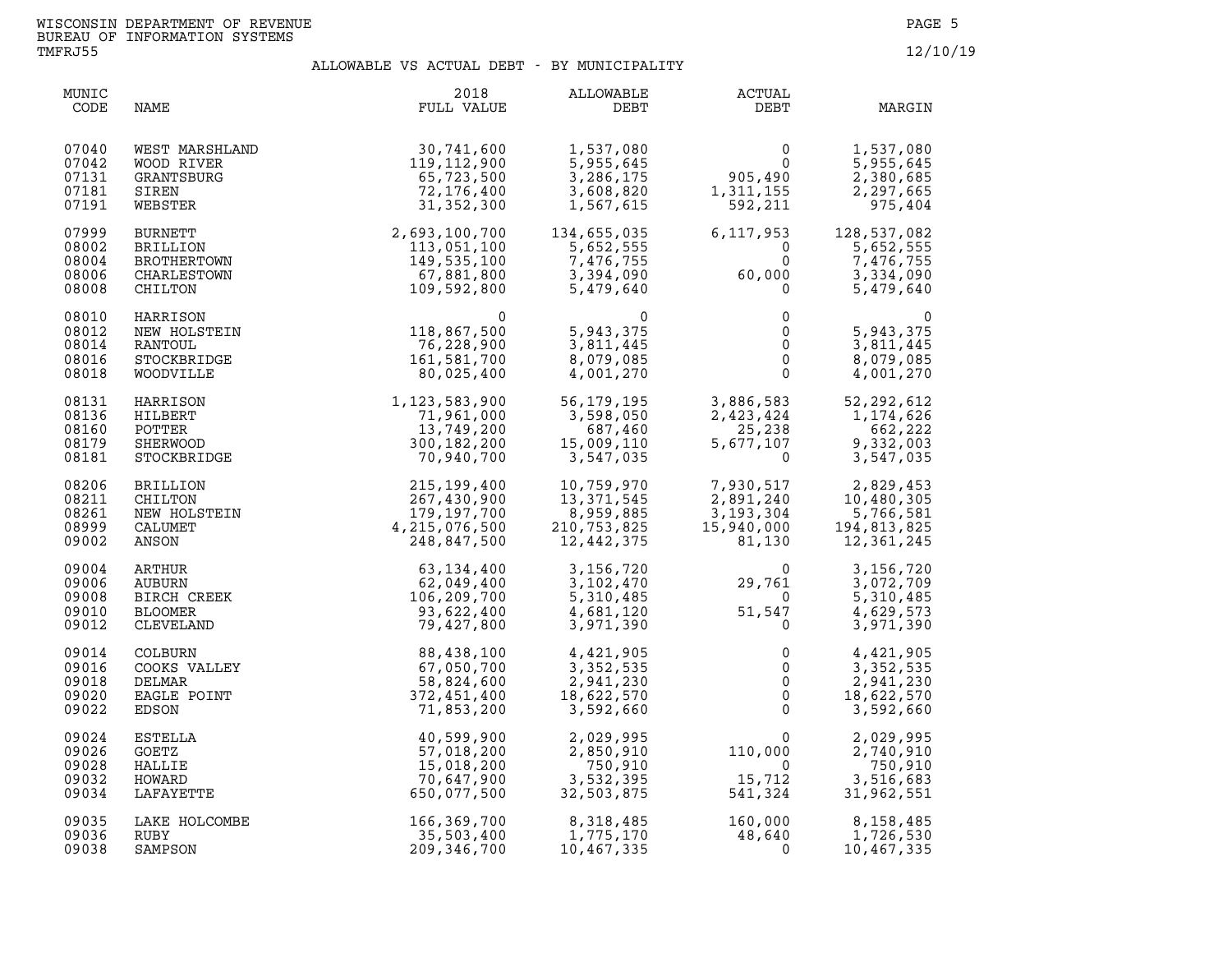WISCONSIN DEPARTMENT OF REVENUE
BUREAU OF INFORMATION SYSTEMS
TMFRJ55

12/10/19

## ALLOWABLE VS ACTUAL DEBT - BY MUNICIPALITY

| MUNIC CODE | NAME | 2018 FULL VALUE | ALLOWABLE DEBT | ACTUAL DEBT | MARGIN |
|---|---|---|---|---|---|
| 07040 | WEST MARSHLAND | 30,741,600 | 1,537,080 | 0 | 1,537,080 |
| 07042 | WOOD RIVER | 119,112,900 | 5,955,645 | 0 | 5,955,645 |
| 07131 | GRANTSBURG | 65,723,500 | 3,286,175 | 905,490 | 2,380,685 |
| 07181 | SIREN | 72,176,400 | 3,608,820 | 1,311,155 | 2,297,665 |
| 07191 | WEBSTER | 31,352,300 | 1,567,615 | 592,211 | 975,404 |
| 07999 | BURNETT | 2,693,100,700 | 134,655,035 | 6,117,953 | 128,537,082 |
| 08002 | BRILLION | 113,051,100 | 5,652,555 | 0 | 5,652,555 |
| 08004 | BROTHERTOWN | 149,535,100 | 7,476,755 | 0 | 7,476,755 |
| 08006 | CHARLESTOWN | 67,881,800 | 3,394,090 | 60,000 | 3,334,090 |
| 08008 | CHILTON | 109,592,800 | 5,479,640 | 0 | 5,479,640 |
| 08010 | HARRISON | 0 | 0 | 0 | 0 |
| 08012 | NEW HOLSTEIN | 118,867,500 | 5,943,375 | 0 | 5,943,375 |
| 08014 | RANTOUL | 76,228,900 | 3,811,445 | 0 | 3,811,445 |
| 08016 | STOCKBRIDGE | 161,581,700 | 8,079,085 | 0 | 8,079,085 |
| 08018 | WOODVILLE | 80,025,400 | 4,001,270 | 0 | 4,001,270 |
| 08131 | HARRISON | 1,123,583,900 | 56,179,195 | 3,886,583 | 52,292,612 |
| 08136 | HILBERT | 71,961,000 | 3,598,050 | 2,423,424 | 1,174,626 |
| 08160 | POTTER | 13,749,200 | 687,460 | 25,238 | 662,222 |
| 08179 | SHERWOOD | 300,182,200 | 15,009,110 | 5,677,107 | 9,332,003 |
| 08181 | STOCKBRIDGE | 70,940,700 | 3,547,035 | 0 | 3,547,035 |
| 08206 | BRILLION | 215,199,400 | 10,759,970 | 7,930,517 | 2,829,453 |
| 08211 | CHILTON | 267,430,900 | 13,371,545 | 2,891,240 | 10,480,305 |
| 08261 | NEW HOLSTEIN | 179,197,700 | 8,959,885 | 3,193,304 | 5,766,581 |
| 08999 | CALUMET | 4,215,076,500 | 210,753,825 | 15,940,000 | 194,813,825 |
| 09002 | ANSON | 248,847,500 | 12,442,375 | 81,130 | 12,361,245 |
| 09004 | ARTHUR | 63,134,400 | 3,156,720 | 0 | 3,156,720 |
| 09006 | AUBURN | 62,049,400 | 3,102,470 | 29,761 | 3,072,709 |
| 09008 | BIRCH CREEK | 106,209,700 | 5,310,485 | 0 | 5,310,485 |
| 09010 | BLOOMER | 93,622,400 | 4,681,120 | 51,547 | 4,629,573 |
| 09012 | CLEVELAND | 79,427,800 | 3,971,390 | 0 | 3,971,390 |
| 09014 | COLBURN | 88,438,100 | 4,421,905 | 0 | 4,421,905 |
| 09016 | COOKS VALLEY | 67,050,700 | 3,352,535 | 0 | 3,352,535 |
| 09018 | DELMAR | 58,824,600 | 2,941,230 | 0 | 2,941,230 |
| 09020 | EAGLE POINT | 372,451,400 | 18,622,570 | 0 | 18,622,570 |
| 09022 | EDSON | 71,853,200 | 3,592,660 | 0 | 3,592,660 |
| 09024 | ESTELLA | 40,599,900 | 2,029,995 | 0 | 2,029,995 |
| 09026 | GOETZ | 57,018,200 | 2,850,910 | 110,000 | 2,740,910 |
| 09028 | HALLIE | 15,018,200 | 750,910 | 0 | 750,910 |
| 09032 | HOWARD | 70,647,900 | 3,532,395 | 15,712 | 3,516,683 |
| 09034 | LAFAYETTE | 650,077,500 | 32,503,875 | 541,324 | 31,962,551 |
| 09035 | LAKE HOLCOMBE | 166,369,700 | 8,318,485 | 160,000 | 8,158,485 |
| 09036 | RUBY | 35,503,400 | 1,775,170 | 48,640 | 1,726,530 |
| 09038 | SAMPSON | 209,346,700 | 10,467,335 | 0 | 10,467,335 |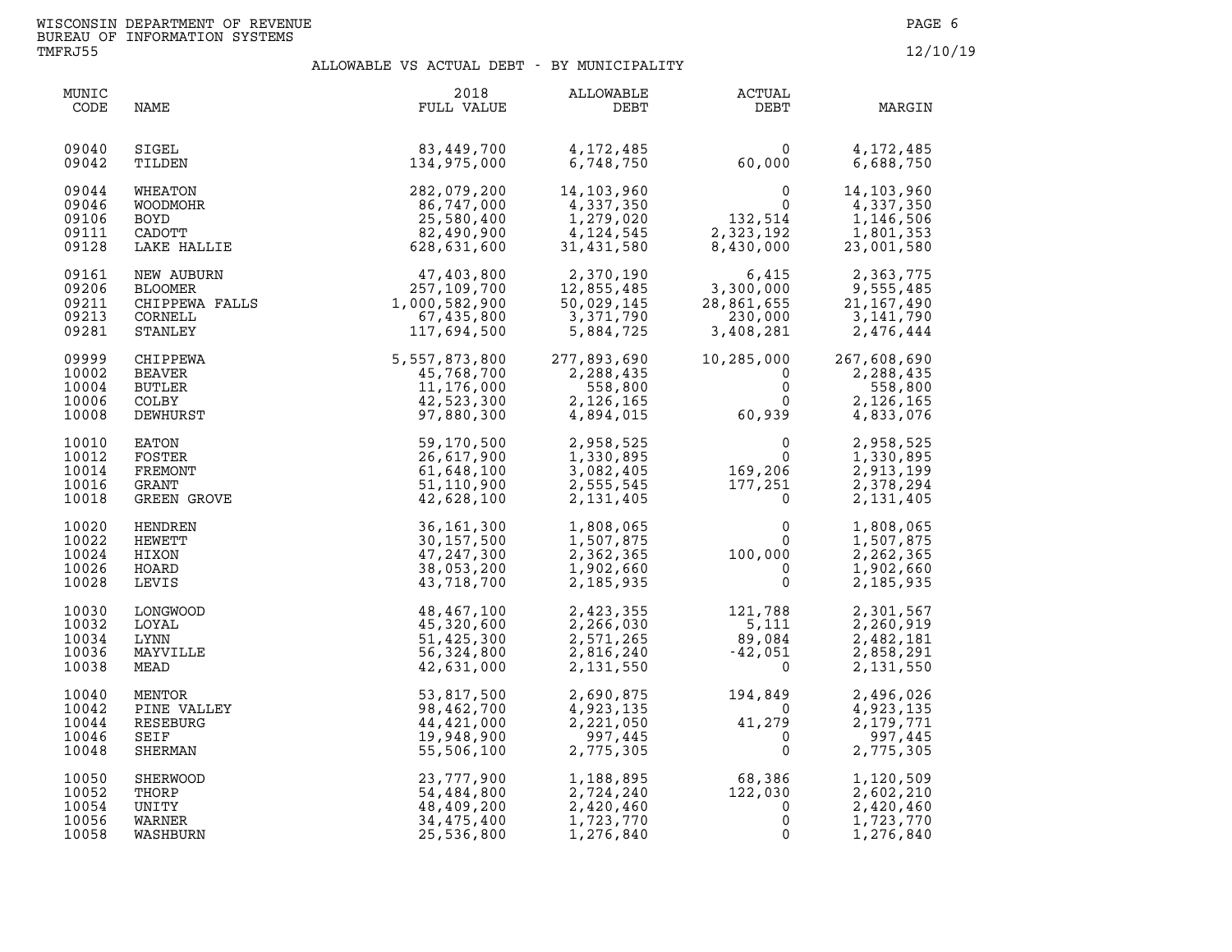WISCONSIN DEPARTMENT OF REVENUE
BUREAU OF INFORMATION SYSTEMS
TMFRJ55

12/10/19

## ALLOWABLE VS ACTUAL DEBT - BY MUNICIPALITY

| MUNIC CODE | NAME | 2018 FULL VALUE | ALLOWABLE DEBT | ACTUAL DEBT | MARGIN |
|---|---|---|---|---|---|
| 09040 | SIGEL | 83,449,700 | 4,172,485 | 0 | 4,172,485 |
| 09042 | TILDEN | 134,975,000 | 6,748,750 | 60,000 | 6,688,750 |
| 09044 | WHEATON | 282,079,200 | 14,103,960 | 0 | 14,103,960 |
| 09046 | WOODMOHR | 86,747,000 | 4,337,350 | 0 | 4,337,350 |
| 09106 | BOYD | 25,580,400 | 1,279,020 | 132,514 | 1,146,506 |
| 09111 | CADOTT | 82,490,900 | 4,124,545 | 2,323,192 | 1,801,353 |
| 09128 | LAKE HALLIE | 628,631,600 | 31,431,580 | 8,430,000 | 23,001,580 |
| 09161 | NEW AUBURN | 47,403,800 | 2,370,190 | 6,415 | 2,363,775 |
| 09206 | BLOOMER | 257,109,700 | 12,855,485 | 3,300,000 | 9,555,485 |
| 09211 | CHIPPEWA FALLS | 1,000,582,900 | 50,029,145 | 28,861,655 | 21,167,490 |
| 09213 | CORNELL | 67,435,800 | 3,371,790 | 230,000 | 3,141,790 |
| 09281 | STANLEY | 117,694,500 | 5,884,725 | 3,408,281 | 2,476,444 |
| 09999 | CHIPPEWA | 5,557,873,800 | 277,893,690 | 10,285,000 | 267,608,690 |
| 10002 | BEAVER | 45,768,700 | 2,288,435 | 0 | 2,288,435 |
| 10004 | BUTLER | 11,176,000 | 558,800 | 0 | 558,800 |
| 10006 | COLBY | 42,523,300 | 2,126,165 | 0 | 2,126,165 |
| 10008 | DEWHURST | 97,880,300 | 4,894,015 | 60,939 | 4,833,076 |
| 10010 | EATON | 59,170,500 | 2,958,525 | 0 | 2,958,525 |
| 10012 | FOSTER | 26,617,900 | 1,330,895 | 0 | 1,330,895 |
| 10014 | FREMONT | 61,648,100 | 3,082,405 | 169,206 | 2,913,199 |
| 10016 | GRANT | 51,110,900 | 2,555,545 | 177,251 | 2,378,294 |
| 10018 | GREEN GROVE | 42,628,100 | 2,131,405 | 0 | 2,131,405 |
| 10020 | HENDREN | 36,161,300 | 1,808,065 | 0 | 1,808,065 |
| 10022 | HEWETT | 30,157,500 | 1,507,875 | 0 | 1,507,875 |
| 10024 | HIXON | 47,247,300 | 2,362,365 | 100,000 | 2,262,365 |
| 10026 | HOARD | 38,053,200 | 1,902,660 | 0 | 1,902,660 |
| 10028 | LEVIS | 43,718,700 | 2,185,935 | 0 | 2,185,935 |
| 10030 | LONGWOOD | 48,467,100 | 2,423,355 | 121,788 | 2,301,567 |
| 10032 | LOYAL | 45,320,600 | 2,266,030 | 5,111 | 2,260,919 |
| 10034 | LYNN | 51,425,300 | 2,571,265 | 89,084 | 2,482,181 |
| 10036 | MAYVILLE | 56,324,800 | 2,816,240 | -42,051 | 2,858,291 |
| 10038 | MEAD | 42,631,000 | 2,131,550 | 0 | 2,131,550 |
| 10040 | MENTOR | 53,817,500 | 2,690,875 | 194,849 | 2,496,026 |
| 10042 | PINE VALLEY | 98,462,700 | 4,923,135 | 0 | 4,923,135 |
| 10044 | RESEBURG | 44,421,000 | 2,221,050 | 41,279 | 2,179,771 |
| 10046 | SEIF | 19,948,900 | 997,445 | 0 | 997,445 |
| 10048 | SHERMAN | 55,506,100 | 2,775,305 | 0 | 2,775,305 |
| 10050 | SHERWOOD | 23,777,900 | 1,188,895 | 68,386 | 1,120,509 |
| 10052 | THORP | 54,484,800 | 2,724,240 | 122,030 | 2,602,210 |
| 10054 | UNITY | 48,409,200 | 2,420,460 | 0 | 2,420,460 |
| 10056 | WARNER | 34,475,400 | 1,723,770 | 0 | 1,723,770 |
| 10058 | WASHBURN | 25,536,800 | 1,276,840 | 0 | 1,276,840 |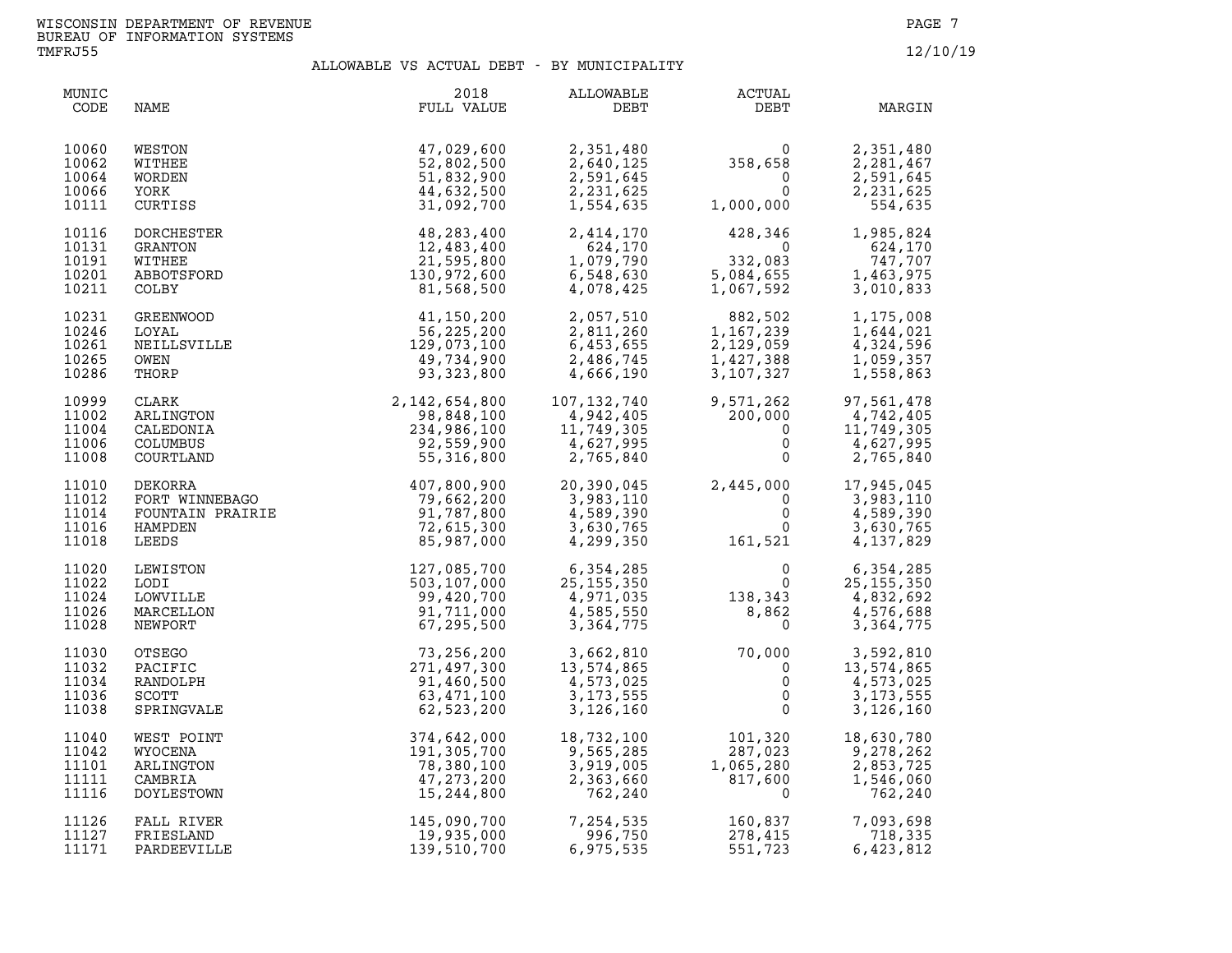WISCONSIN DEPARTMENT OF REVENUE
BUREAU OF INFORMATION SYSTEMS
TMFRJ55

12/10/19

## ALLOWABLE VS ACTUAL DEBT - BY MUNICIPALITY

| MUNIC CODE | NAME | 2018 FULL VALUE | ALLOWABLE DEBT | ACTUAL DEBT | MARGIN |
|---|---|---|---|---|---|
| 10060 | WESTON | 47,029,600 | 2,351,480 | 0 | 2,351,480 |
| 10062 | WITHEE | 52,802,500 | 2,640,125 | 358,658 | 2,281,467 |
| 10064 | WORDEN | 51,832,900 | 2,591,645 | 0 | 2,591,645 |
| 10066 | YORK | 44,632,500 | 2,231,625 | 0 | 2,231,625 |
| 10111 | CURTISS | 31,092,700 | 1,554,635 | 1,000,000 | 554,635 |
| 10116 | DORCHESTER | 48,283,400 | 2,414,170 | 428,346 | 1,985,824 |
| 10131 | GRANTON | 12,483,400 | 624,170 | 0 | 624,170 |
| 10191 | WITHEE | 21,595,800 | 1,079,790 | 332,083 | 747,707 |
| 10201 | ABBOTSFORD | 130,972,600 | 6,548,630 | 5,084,655 | 1,463,975 |
| 10211 | COLBY | 81,568,500 | 4,078,425 | 1,067,592 | 3,010,833 |
| 10231 | GREENWOOD | 41,150,200 | 2,057,510 | 882,502 | 1,175,008 |
| 10246 | LOYAL | 56,225,200 | 2,811,260 | 1,167,239 | 1,644,021 |
| 10261 | NEILLSVILLE | 129,073,100 | 6,453,655 | 2,129,059 | 4,324,596 |
| 10265 | OWEN | 49,734,900 | 2,486,745 | 1,427,388 | 1,059,357 |
| 10286 | THORP | 93,323,800 | 4,666,190 | 3,107,327 | 1,558,863 |
| 10999 | CLARK | 2,142,654,800 | 107,132,740 | 9,571,262 | 97,561,478 |
| 11002 | ARLINGTON | 98,848,100 | 4,942,405 | 200,000 | 4,742,405 |
| 11004 | CALEDONIA | 234,986,100 | 11,749,305 | 0 | 11,749,305 |
| 11006 | COLUMBUS | 92,559,900 | 4,627,995 | 0 | 4,627,995 |
| 11008 | COURTLAND | 55,316,800 | 2,765,840 | 0 | 2,765,840 |
| 11010 | DEKORRA | 407,800,900 | 20,390,045 | 2,445,000 | 17,945,045 |
| 11012 | FORT WINNEBAGO | 79,662,200 | 3,983,110 | 0 | 3,983,110 |
| 11014 | FOUNTAIN PRAIRIE | 91,787,800 | 4,589,390 | 0 | 4,589,390 |
| 11016 | HAMPDEN | 72,615,300 | 3,630,765 | 0 | 3,630,765 |
| 11018 | LEEDS | 85,987,000 | 4,299,350 | 161,521 | 4,137,829 |
| 11020 | LEWISTON | 127,085,700 | 6,354,285 | 0 | 6,354,285 |
| 11022 | LODI | 503,107,000 | 25,155,350 | 0 | 25,155,350 |
| 11024 | LOWVILLE | 99,420,700 | 4,971,035 | 138,343 | 4,832,692 |
| 11026 | MARCELLON | 91,711,000 | 4,585,550 | 8,862 | 4,576,688 |
| 11028 | NEWPORT | 67,295,500 | 3,364,775 | 0 | 3,364,775 |
| 11030 | OTSEGO | 73,256,200 | 3,662,810 | 70,000 | 3,592,810 |
| 11032 | PACIFIC | 271,497,300 | 13,574,865 | 0 | 13,574,865 |
| 11034 | RANDOLPH | 91,460,500 | 4,573,025 | 0 | 4,573,025 |
| 11036 | SCOTT | 63,471,100 | 3,173,555 | 0 | 3,173,555 |
| 11038 | SPRINGVALE | 62,523,200 | 3,126,160 | 0 | 3,126,160 |
| 11040 | WEST POINT | 374,642,000 | 18,732,100 | 101,320 | 18,630,780 |
| 11042 | WYOCENA | 191,305,700 | 9,565,285 | 287,023 | 9,278,262 |
| 11101 | ARLINGTON | 78,380,100 | 3,919,005 | 1,065,280 | 2,853,725 |
| 11111 | CAMBRIA | 47,273,200 | 2,363,660 | 817,600 | 1,546,060 |
| 11116 | DOYLESTOWN | 15,244,800 | 762,240 | 0 | 762,240 |
| 11126 | FALL RIVER | 145,090,700 | 7,254,535 | 160,837 | 7,093,698 |
| 11127 | FRIESLAND | 19,935,000 | 996,750 | 278,415 | 718,335 |
| 11171 | PARDEEVILLE | 139,510,700 | 6,975,535 | 551,723 | 6,423,812 |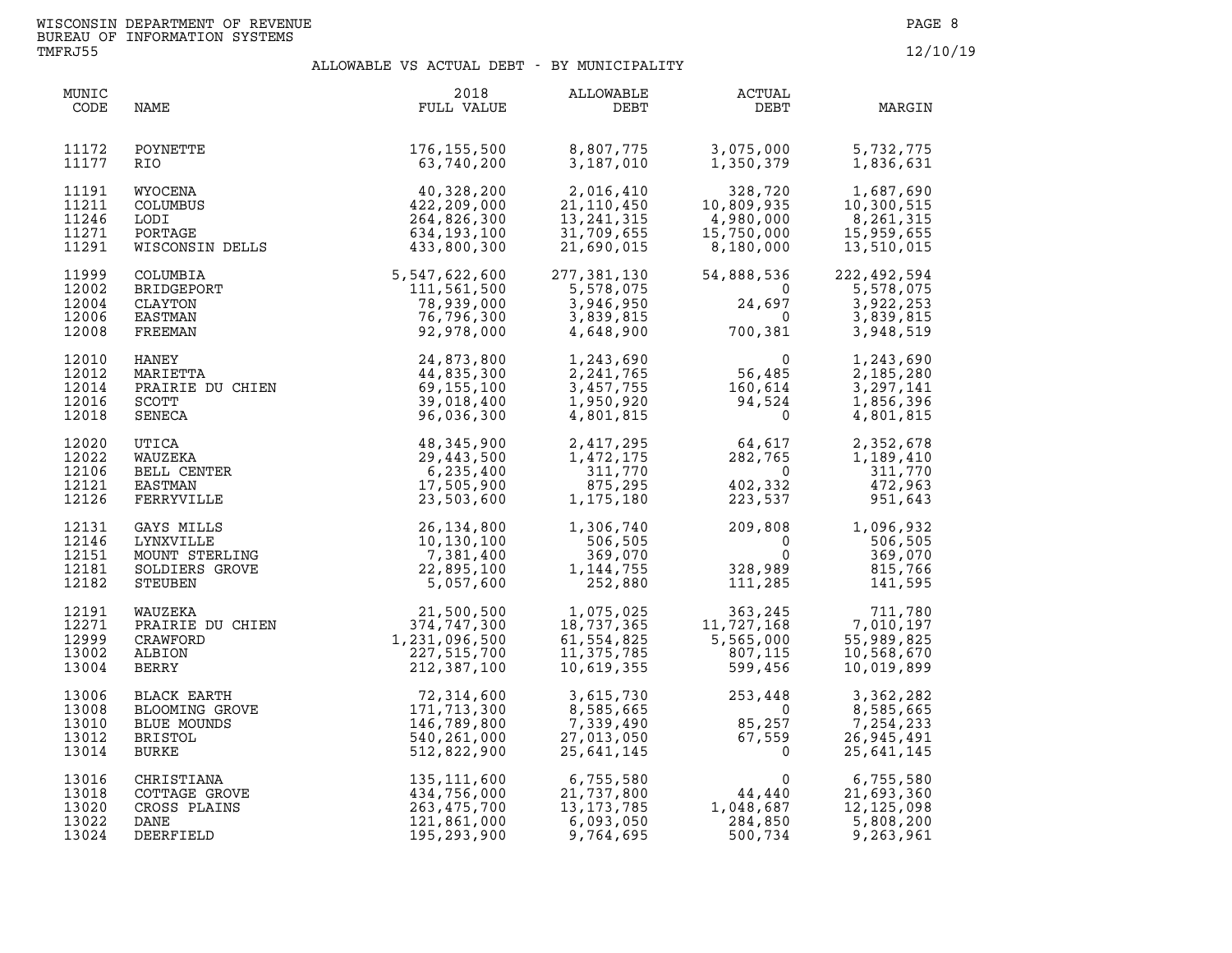WISCONSIN DEPARTMENT OF REVENUE
BUREAU OF INFORMATION SYSTEMS
TMFRJ55

12/10/19

## ALLOWABLE VS ACTUAL DEBT - BY MUNICIPALITY

| MUNIC CODE | NAME | 2018 FULL VALUE | ALLOWABLE DEBT | ACTUAL DEBT | MARGIN |
|---|---|---|---|---|---|
| 11172 | POYNETTE | 176,155,500 | 8,807,775 | 3,075,000 | 5,732,775 |
| 11177 | RIO | 63,740,200 | 3,187,010 | 1,350,379 | 1,836,631 |
| 11191 | WYOCENA | 40,328,200 | 2,016,410 | 328,720 | 1,687,690 |
| 11211 | COLUMBUS | 422,209,000 | 21,110,450 | 10,809,935 | 10,300,515 |
| 11246 | LODI | 264,826,300 | 13,241,315 | 4,980,000 | 8,261,315 |
| 11271 | PORTAGE | 634,193,100 | 31,709,655 | 15,750,000 | 15,959,655 |
| 11291 | WISCONSIN DELLS | 433,800,300 | 21,690,015 | 8,180,000 | 13,510,015 |
| 11999 | COLUMBIA | 5,547,622,600 | 277,381,130 | 54,888,536 | 222,492,594 |
| 12002 | BRIDGEPORT | 111,561,500 | 5,578,075 | 0 | 5,578,075 |
| 12004 | CLAYTON | 78,939,000 | 3,946,950 | 24,697 | 3,922,253 |
| 12006 | EASTMAN | 76,796,300 | 3,839,815 | 0 | 3,839,815 |
| 12008 | FREEMAN | 92,978,000 | 4,648,900 | 700,381 | 3,948,519 |
| 12010 | HANEY | 24,873,800 | 1,243,690 | 0 | 1,243,690 |
| 12012 | MARIETTA | 44,835,300 | 2,241,765 | 56,485 | 2,185,280 |
| 12014 | PRAIRIE DU CHIEN | 69,155,100 | 3,457,755 | 160,614 | 3,297,141 |
| 12016 | SCOTT | 39,018,400 | 1,950,920 | 94,524 | 1,856,396 |
| 12018 | SENECA | 96,036,300 | 4,801,815 | 0 | 4,801,815 |
| 12020 | UTICA | 48,345,900 | 2,417,295 | 64,617 | 2,352,678 |
| 12022 | WAUZEKA | 29,443,500 | 1,472,175 | 282,765 | 1,189,410 |
| 12106 | BELL CENTER | 6,235,400 | 311,770 | 0 | 311,770 |
| 12121 | EASTMAN | 17,505,900 | 875,295 | 402,332 | 472,963 |
| 12126 | FERRYVILLE | 23,503,600 | 1,175,180 | 223,537 | 951,643 |
| 12131 | GAYS MILLS | 26,134,800 | 1,306,740 | 209,808 | 1,096,932 |
| 12146 | LYNXVILLE | 10,130,100 | 506,505 | 0 | 506,505 |
| 12151 | MOUNT STERLING | 7,381,400 | 369,070 | 0 | 369,070 |
| 12181 | SOLDIERS GROVE | 22,895,100 | 1,144,755 | 328,989 | 815,766 |
| 12182 | STEUBEN | 5,057,600 | 252,880 | 111,285 | 141,595 |
| 12191 | WAUZEKA | 21,500,500 | 1,075,025 | 363,245 | 711,780 |
| 12271 | PRAIRIE DU CHIEN | 374,747,300 | 18,737,365 | 11,727,168 | 7,010,197 |
| 12999 | CRAWFORD | 1,231,096,500 | 61,554,825 | 5,565,000 | 55,989,825 |
| 13002 | ALBION | 227,515,700 | 11,375,785 | 807,115 | 10,568,670 |
| 13004 | BERRY | 212,387,100 | 10,619,355 | 599,456 | 10,019,899 |
| 13006 | BLACK EARTH | 72,314,600 | 3,615,730 | 253,448 | 3,362,282 |
| 13008 | BLOOMING GROVE | 171,713,300 | 8,585,665 | 0 | 8,585,665 |
| 13010 | BLUE MOUNDS | 146,789,800 | 7,339,490 | 85,257 | 7,254,233 |
| 13012 | BRISTOL | 540,261,000 | 27,013,050 | 67,559 | 26,945,491 |
| 13014 | BURKE | 512,822,900 | 25,641,145 | 0 | 25,641,145 |
| 13016 | CHRISTIANA | 135,111,600 | 6,755,580 | 0 | 6,755,580 |
| 13018 | COTTAGE GROVE | 434,756,000 | 21,737,800 | 44,440 | 21,693,360 |
| 13020 | CROSS PLAINS | 263,475,700 | 13,173,785 | 1,048,687 | 12,125,098 |
| 13022 | DANE | 121,861,000 | 6,093,050 | 284,850 | 5,808,200 |
| 13024 | DEERFIELD | 195,293,900 | 9,764,695 | 500,734 | 9,263,961 |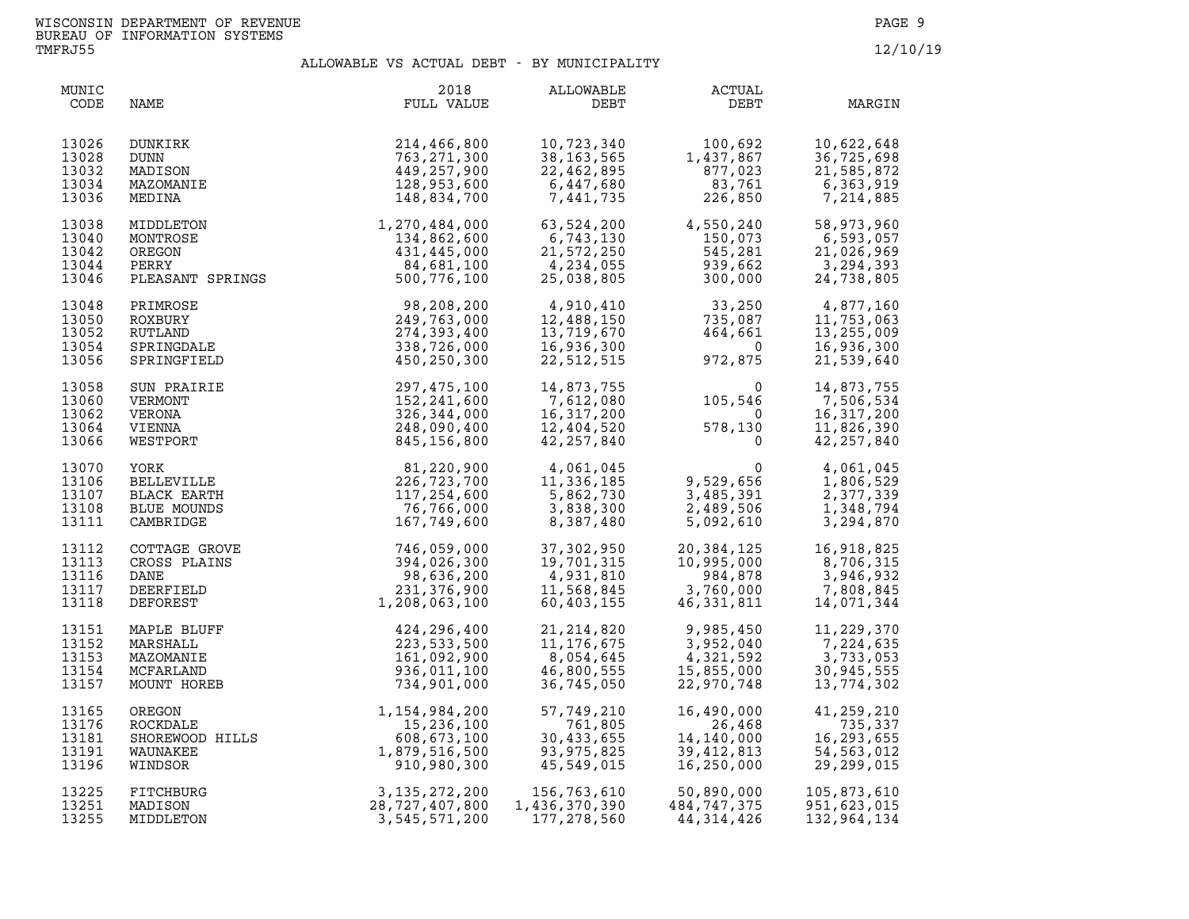WISCONSIN DEPARTMENT OF REVENUE
BUREAU OF INFORMATION SYSTEMS
TMFRJ55

12/10/19

## ALLOWABLE VS ACTUAL DEBT - BY MUNICIPALITY

| MUNIC CODE | NAME | 2018 FULL VALUE | ALLOWABLE DEBT | ACTUAL DEBT | MARGIN |
|---|---|---|---|---|---|
| 13026 | DUNKIRK | 214,466,800 | 10,723,340 | 100,692 | 10,622,648 |
| 13028 | DUNN | 763,271,300 | 38,163,565 | 1,437,867 | 36,725,698 |
| 13032 | MADISON | 449,257,900 | 22,462,895 | 877,023 | 21,585,872 |
| 13034 | MAZOMANIE | 128,953,600 | 6,447,680 | 83,761 | 6,363,919 |
| 13036 | MEDINA | 148,834,700 | 7,441,735 | 226,850 | 7,214,885 |
| 13038 | MIDDLETON | 1,270,484,000 | 63,524,200 | 4,550,240 | 58,973,960 |
| 13040 | MONTROSE | 134,862,600 | 6,743,130 | 150,073 | 6,593,057 |
| 13042 | OREGON | 431,445,000 | 21,572,250 | 545,281 | 21,026,969 |
| 13044 | PERRY | 84,681,100 | 4,234,055 | 939,662 | 3,294,393 |
| 13046 | PLEASANT SPRINGS | 500,776,100 | 25,038,805 | 300,000 | 24,738,805 |
| 13048 | PRIMROSE | 98,208,200 | 4,910,410 | 33,250 | 4,877,160 |
| 13050 | ROXBURY | 249,763,000 | 12,488,150 | 735,087 | 11,753,063 |
| 13052 | RUTLAND | 274,393,400 | 13,719,670 | 464,661 | 13,255,009 |
| 13054 | SPRINGDALE | 338,726,000 | 16,936,300 | 0 | 16,936,300 |
| 13056 | SPRINGFIELD | 450,250,300 | 22,512,515 | 972,875 | 21,539,640 |
| 13058 | SUN PRAIRIE | 297,475,100 | 14,873,755 | 0 | 14,873,755 |
| 13060 | VERMONT | 152,241,600 | 7,612,080 | 105,546 | 7,506,534 |
| 13062 | VERONA | 326,344,000 | 16,317,200 | 0 | 16,317,200 |
| 13064 | VIENNA | 248,090,400 | 12,404,520 | 578,130 | 11,826,390 |
| 13066 | WESTPORT | 845,156,800 | 42,257,840 | 0 | 42,257,840 |
| 13070 | YORK | 81,220,900 | 4,061,045 | 0 | 4,061,045 |
| 13106 | BELLEVILLE | 226,723,700 | 11,336,185 | 9,529,656 | 1,806,529 |
| 13107 | BLACK EARTH | 117,254,600 | 5,862,730 | 3,485,391 | 2,377,339 |
| 13108 | BLUE MOUNDS | 76,766,000 | 3,838,300 | 2,489,506 | 1,348,794 |
| 13111 | CAMBRIDGE | 167,749,600 | 8,387,480 | 5,092,610 | 3,294,870 |
| 13112 | COTTAGE GROVE | 746,059,000 | 37,302,950 | 20,384,125 | 16,918,825 |
| 13113 | CROSS PLAINS | 394,026,300 | 19,701,315 | 10,995,000 | 8,706,315 |
| 13116 | DANE | 98,636,200 | 4,931,810 | 984,878 | 3,946,932 |
| 13117 | DEERFIELD | 231,376,900 | 11,568,845 | 3,760,000 | 7,808,845 |
| 13118 | DEFOREST | 1,208,063,100 | 60,403,155 | 46,331,811 | 14,071,344 |
| 13151 | MAPLE BLUFF | 424,296,400 | 21,214,820 | 9,985,450 | 11,229,370 |
| 13152 | MARSHALL | 223,533,500 | 11,176,675 | 3,952,040 | 7,224,635 |
| 13153 | MAZOMANIE | 161,092,900 | 8,054,645 | 4,321,592 | 3,733,053 |
| 13154 | MCFARLAND | 936,011,100 | 46,800,555 | 15,855,000 | 30,945,555 |
| 13157 | MOUNT HOREB | 734,901,000 | 36,745,050 | 22,970,748 | 13,774,302 |
| 13165 | OREGON | 1,154,984,200 | 57,749,210 | 16,490,000 | 41,259,210 |
| 13176 | ROCKDALE | 15,236,100 | 761,805 | 26,468 | 735,337 |
| 13181 | SHOREWOOD HILLS | 608,673,100 | 30,433,655 | 14,140,000 | 16,293,655 |
| 13191 | WAUNAKEE | 1,879,516,500 | 93,975,825 | 39,412,813 | 54,563,012 |
| 13196 | WINDSOR | 910,980,300 | 45,549,015 | 16,250,000 | 29,299,015 |
| 13225 | FITCHBURG | 3,135,272,200 | 156,763,610 | 50,890,000 | 105,873,610 |
| 13251 | MADISON | 28,727,407,800 | 1,436,370,390 | 484,747,375 | 951,623,015 |
| 13255 | MIDDLETON | 3,545,571,200 | 177,278,560 | 44,314,426 | 132,964,134 |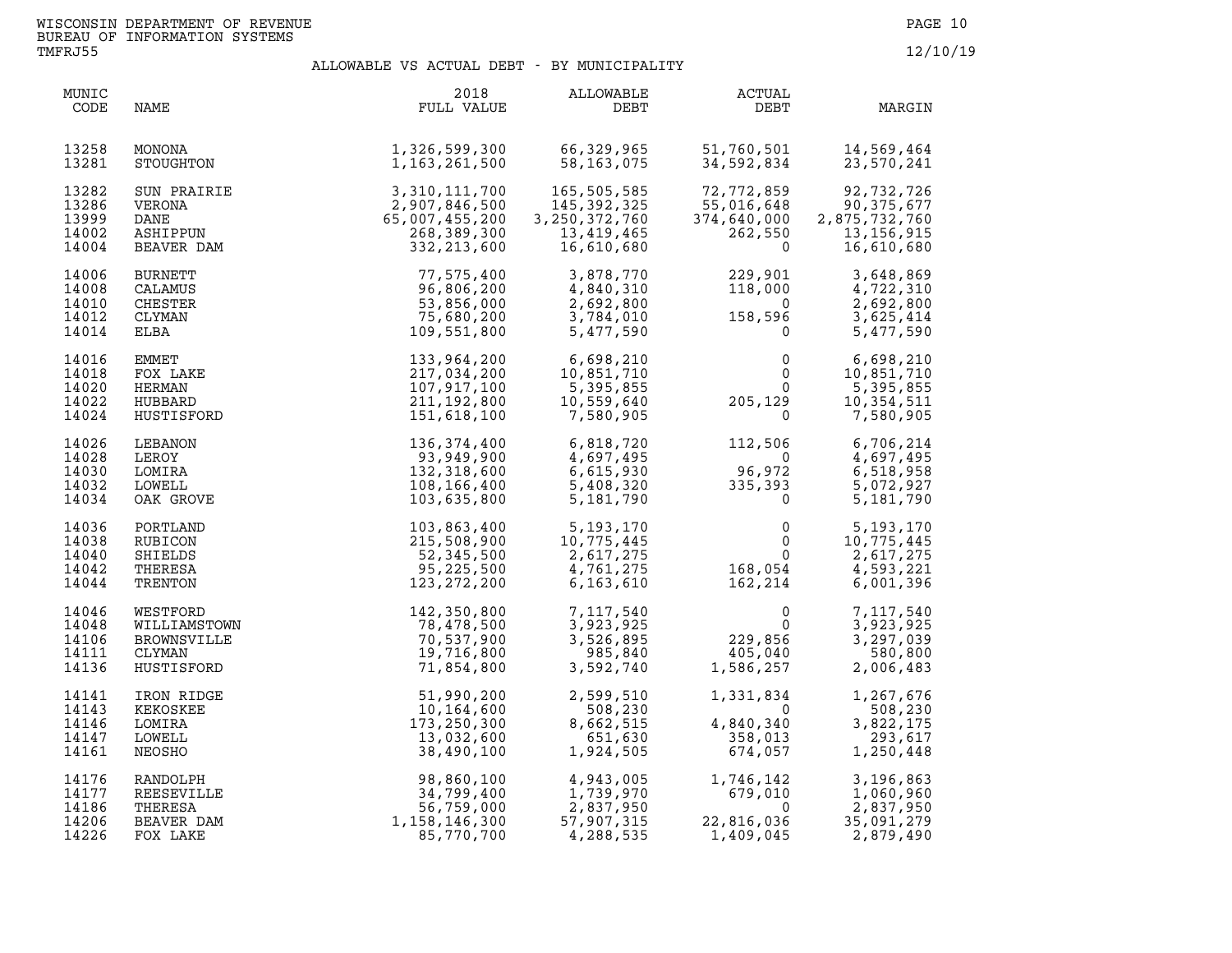WISCONSIN DEPARTMENT OF REVENUE
BUREAU OF INFORMATION SYSTEMS
TMFRJ55

12/10/19

## ALLOWABLE VS ACTUAL DEBT - BY MUNICIPALITY

| MUNIC CODE | NAME | 2018 FULL VALUE | ALLOWABLE DEBT | ACTUAL DEBT | MARGIN |
|---|---|---|---|---|---|
| 13258 | MONONA | 1,326,599,300 | 66,329,965 | 51,760,501 | 14,569,464 |
| 13281 | STOUGHTON | 1,163,261,500 | 58,163,075 | 34,592,834 | 23,570,241 |
| 13282 | SUN PRAIRIE | 3,310,111,700 | 165,505,585 | 72,772,859 | 92,732,726 |
| 13286 | VERONA | 2,907,846,500 | 145,392,325 | 55,016,648 | 90,375,677 |
| 13999 | DANE | 65,007,455,200 | 3,250,372,760 | 374,640,000 | 2,875,732,760 |
| 14002 | ASHIPPUN | 268,389,300 | 13,419,465 | 262,550 | 13,156,915 |
| 14004 | BEAVER DAM | 332,213,600 | 16,610,680 | 0 | 16,610,680 |
| 14006 | BURNETT | 77,575,400 | 3,878,770 | 229,901 | 3,648,869 |
| 14008 | CALAMUS | 96,806,200 | 4,840,310 | 118,000 | 4,722,310 |
| 14010 | CHESTER | 53,856,000 | 2,692,800 | 0 | 2,692,800 |
| 14012 | CLYMAN | 75,680,200 | 3,784,010 | 158,596 | 3,625,414 |
| 14014 | ELBA | 109,551,800 | 5,477,590 | 0 | 5,477,590 |
| 14016 | EMMET | 133,964,200 | 6,698,210 | 0 | 6,698,210 |
| 14018 | FOX LAKE | 217,034,200 | 10,851,710 | 0 | 10,851,710 |
| 14020 | HERMAN | 107,917,100 | 5,395,855 | 0 | 5,395,855 |
| 14022 | HUBBARD | 211,192,800 | 10,559,640 | 205,129 | 10,354,511 |
| 14024 | HUSTISFORD | 151,618,100 | 7,580,905 | 0 | 7,580,905 |
| 14026 | LEBANON | 136,374,400 | 6,818,720 | 112,506 | 6,706,214 |
| 14028 | LEROY | 93,949,900 | 4,697,495 | 0 | 4,697,495 |
| 14030 | LOMIRA | 132,318,600 | 6,615,930 | 96,972 | 6,518,958 |
| 14032 | LOWELL | 108,166,400 | 5,408,320 | 335,393 | 5,072,927 |
| 14034 | OAK GROVE | 103,635,800 | 5,181,790 | 0 | 5,181,790 |
| 14036 | PORTLAND | 103,863,400 | 5,193,170 | 0 | 5,193,170 |
| 14038 | RUBICON | 215,508,900 | 10,775,445 | 0 | 10,775,445 |
| 14040 | SHIELDS | 52,345,500 | 2,617,275 | 0 | 2,617,275 |
| 14042 | THERESA | 95,225,500 | 4,761,275 | 168,054 | 4,593,221 |
| 14044 | TRENTON | 123,272,200 | 6,163,610 | 162,214 | 6,001,396 |
| 14046 | WESTFORD | 142,350,800 | 7,117,540 | 0 | 7,117,540 |
| 14048 | WILLIAMSTOWN | 78,478,500 | 3,923,925 | 0 | 3,923,925 |
| 14106 | BROWNSVILLE | 70,537,900 | 3,526,895 | 229,856 | 3,297,039 |
| 14111 | CLYMAN | 19,716,800 | 985,840 | 405,040 | 580,800 |
| 14136 | HUSTISFORD | 71,854,800 | 3,592,740 | 1,586,257 | 2,006,483 |
| 14141 | IRON RIDGE | 51,990,200 | 2,599,510 | 1,331,834 | 1,267,676 |
| 14143 | KEKOSKEE | 10,164,600 | 508,230 | 0 | 508,230 |
| 14146 | LOMIRA | 173,250,300 | 8,662,515 | 4,840,340 | 3,822,175 |
| 14147 | LOWELL | 13,032,600 | 651,630 | 358,013 | 293,617 |
| 14161 | NEOSHO | 38,490,100 | 1,924,505 | 674,057 | 1,250,448 |
| 14176 | RANDOLPH | 98,860,100 | 4,943,005 | 1,746,142 | 3,196,863 |
| 14177 | REESEVILLE | 34,799,400 | 1,739,970 | 679,010 | 1,060,960 |
| 14186 | THERESA | 56,759,000 | 2,837,950 | 0 | 2,837,950 |
| 14206 | BEAVER DAM | 1,158,146,300 | 57,907,315 | 22,816,036 | 35,091,279 |
| 14226 | FOX LAKE | 85,770,700 | 4,288,535 | 1,409,045 | 2,879,490 |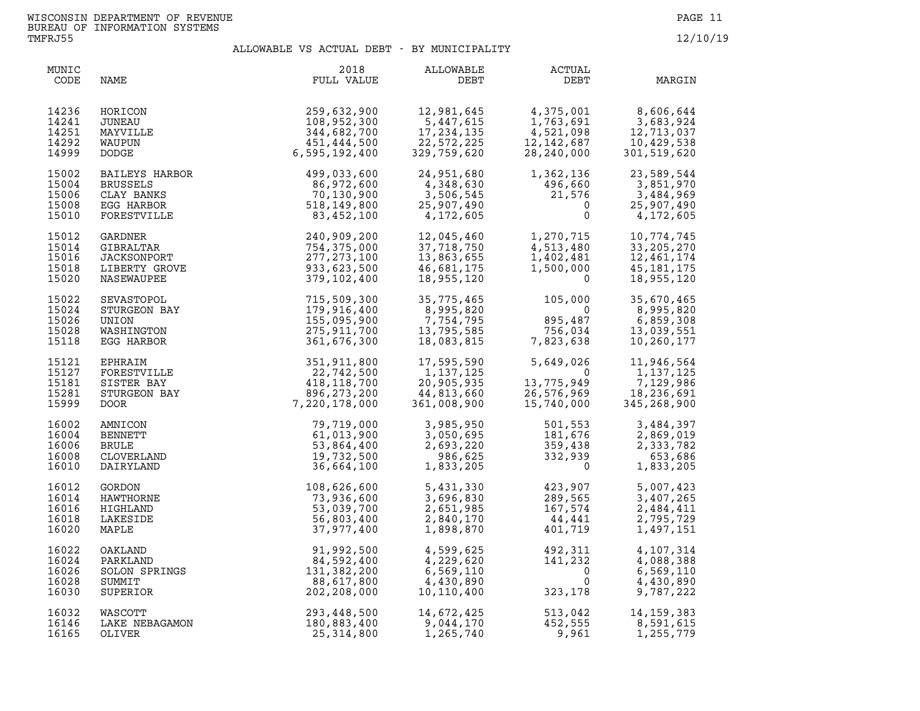WISCONSIN DEPARTMENT OF REVENUE
BUREAU OF INFORMATION SYSTEMS
TMFRJ55

12/10/19

## ALLOWABLE VS ACTUAL DEBT - BY MUNICIPALITY

| MUNIC CODE | NAME | 2018 FULL VALUE | ALLOWABLE DEBT | ACTUAL DEBT | MARGIN |
|---|---|---|---|---|---|
| 14236 | HORICON | 259,632,900 | 12,981,645 | 4,375,001 | 8,606,644 |
| 14241 | JUNEAU | 108,952,300 | 5,447,615 | 1,763,691 | 3,683,924 |
| 14251 | MAYVILLE | 344,682,700 | 17,234,135 | 4,521,098 | 12,713,037 |
| 14292 | WAUPUN | 451,444,500 | 22,572,225 | 12,142,687 | 10,429,538 |
| 14999 | DODGE | 6,595,192,400 | 329,759,620 | 28,240,000 | 301,519,620 |
| 15002 | BAILEYS HARBOR | 499,033,600 | 24,951,680 | 1,362,136 | 23,589,544 |
| 15004 | BRUSSELS | 86,972,600 | 4,348,630 | 496,660 | 3,851,970 |
| 15006 | CLAY BANKS | 70,130,900 | 3,506,545 | 21,576 | 3,484,969 |
| 15008 | EGG HARBOR | 518,149,800 | 25,907,490 | 0 | 25,907,490 |
| 15010 | FORESTVILLE | 83,452,100 | 4,172,605 | 0 | 4,172,605 |
| 15012 | GARDNER | 240,909,200 | 12,045,460 | 1,270,715 | 10,774,745 |
| 15014 | GIBRALTAR | 754,375,000 | 37,718,750 | 4,513,480 | 33,205,270 |
| 15016 | JACKSONPORT | 277,273,100 | 13,863,655 | 1,402,481 | 12,461,174 |
| 15018 | LIBERTY GROVE | 933,623,500 | 46,681,175 | 1,500,000 | 45,181,175 |
| 15020 | NASEWAUPEE | 379,102,400 | 18,955,120 | 0 | 18,955,120 |
| 15022 | SEVASTOPOL | 715,509,300 | 35,775,465 | 105,000 | 35,670,465 |
| 15024 | STURGEON BAY | 179,916,400 | 8,995,820 | 0 | 8,995,820 |
| 15026 | UNION | 155,095,900 | 7,754,795 | 895,487 | 6,859,308 |
| 15028 | WASHINGTON | 275,911,700 | 13,795,585 | 756,034 | 13,039,551 |
| 15118 | EGG HARBOR | 361,676,300 | 18,083,815 | 7,823,638 | 10,260,177 |
| 15121 | EPHRAIM | 351,911,800 | 17,595,590 | 5,649,026 | 11,946,564 |
| 15127 | FORESTVILLE | 22,742,500 | 1,137,125 | 0 | 1,137,125 |
| 15181 | SISTER BAY | 418,118,700 | 20,905,935 | 13,775,949 | 7,129,986 |
| 15281 | STURGEON BAY | 896,273,200 | 44,813,660 | 26,576,969 | 18,236,691 |
| 15999 | DOOR | 7,220,178,000 | 361,008,900 | 15,740,000 | 345,268,900 |
| 16002 | AMNICON | 79,719,000 | 3,985,950 | 501,553 | 3,484,397 |
| 16004 | BENNETT | 61,013,900 | 3,050,695 | 181,676 | 2,869,019 |
| 16006 | BRULE | 53,864,400 | 2,693,220 | 359,438 | 2,333,782 |
| 16008 | CLOVERLAND | 19,732,500 | 986,625 | 332,939 | 653,686 |
| 16010 | DAIRYLAND | 36,664,100 | 1,833,205 | 0 | 1,833,205 |
| 16012 | GORDON | 108,626,600 | 5,431,330 | 423,907 | 5,007,423 |
| 16014 | HAWTHORNE | 73,936,600 | 3,696,830 | 289,565 | 3,407,265 |
| 16016 | HIGHLAND | 53,039,700 | 2,651,985 | 167,574 | 2,484,411 |
| 16018 | LAKESIDE | 56,803,400 | 2,840,170 | 44,441 | 2,795,729 |
| 16020 | MAPLE | 37,977,400 | 1,898,870 | 401,719 | 1,497,151 |
| 16022 | OAKLAND | 91,992,500 | 4,599,625 | 492,311 | 4,107,314 |
| 16024 | PARKLAND | 84,592,400 | 4,229,620 | 141,232 | 4,088,388 |
| 16026 | SOLON SPRINGS | 131,382,200 | 6,569,110 | 0 | 6,569,110 |
| 16028 | SUMMIT | 88,617,800 | 4,430,890 | 0 | 4,430,890 |
| 16030 | SUPERIOR | 202,208,000 | 10,110,400 | 323,178 | 9,787,222 |
| 16032 | WASCOTT | 293,448,500 | 14,672,425 | 513,042 | 14,159,383 |
| 16146 | LAKE NEBAGAMON | 180,883,400 | 9,044,170 | 452,555 | 8,591,615 |
| 16165 | OLIVER | 25,314,800 | 1,265,740 | 9,961 | 1,255,779 |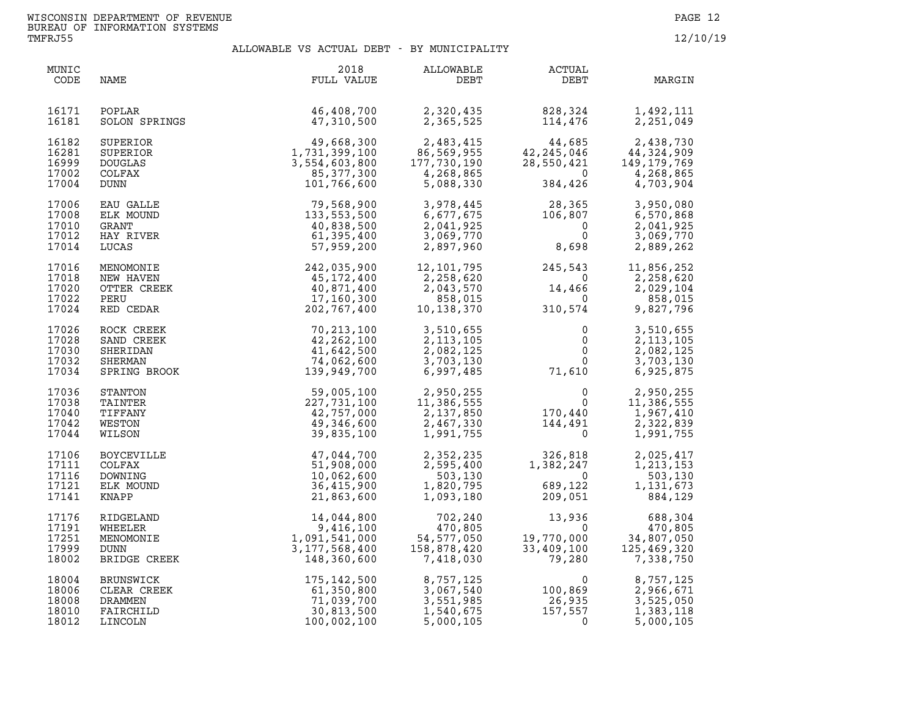WISCONSIN DEPARTMENT OF REVENUE
BUREAU OF INFORMATION SYSTEMS
TMFRJ55

12/10/19

## ALLOWABLE VS ACTUAL DEBT - BY MUNICIPALITY

| MUNIC CODE | NAME | 2018 FULL VALUE | ALLOWABLE DEBT | ACTUAL DEBT | MARGIN |
|---|---|---|---|---|---|
| 16171 | POPLAR | 46,408,700 | 2,320,435 | 828,324 | 1,492,111 |
| 16181 | SOLON SPRINGS | 47,310,500 | 2,365,525 | 114,476 | 2,251,049 |
| 16182 | SUPERIOR | 49,668,300 | 2,483,415 | 44,685 | 2,438,730 |
| 16281 | SUPERIOR | 1,731,399,100 | 86,569,955 | 42,245,046 | 44,324,909 |
| 16999 | DOUGLAS | 3,554,603,800 | 177,730,190 | 28,550,421 | 149,179,769 |
| 17002 | COLFAX | 85,377,300 | 4,268,865 | 0 | 4,268,865 |
| 17004 | DUNN | 101,766,600 | 5,088,330 | 384,426 | 4,703,904 |
| 17006 | EAU GALLE | 79,568,900 | 3,978,445 | 28,365 | 3,950,080 |
| 17008 | ELK MOUND | 133,553,500 | 6,677,675 | 106,807 | 6,570,868 |
| 17010 | GRANT | 40,838,500 | 2,041,925 | 0 | 2,041,925 |
| 17012 | HAY RIVER | 61,395,400 | 3,069,770 | 0 | 3,069,770 |
| 17014 | LUCAS | 57,959,200 | 2,897,960 | 8,698 | 2,889,262 |
| 17016 | MENOMONIE | 242,035,900 | 12,101,795 | 245,543 | 11,856,252 |
| 17018 | NEW HAVEN | 45,172,400 | 2,258,620 | 0 | 2,258,620 |
| 17020 | OTTER CREEK | 40,871,400 | 2,043,570 | 14,466 | 2,029,104 |
| 17022 | PERU | 17,160,300 | 858,015 | 0 | 858,015 |
| 17024 | RED CEDAR | 202,767,400 | 10,138,370 | 310,574 | 9,827,796 |
| 17026 | ROCK CREEK | 70,213,100 | 3,510,655 | 0 | 3,510,655 |
| 17028 | SAND CREEK | 42,262,100 | 2,113,105 | 0 | 2,113,105 |
| 17030 | SHERIDAN | 41,642,500 | 2,082,125 | 0 | 2,082,125 |
| 17032 | SHERMAN | 74,062,600 | 3,703,130 | 0 | 3,703,130 |
| 17034 | SPRING BROOK | 139,949,700 | 6,997,485 | 71,610 | 6,925,875 |
| 17036 | STANTON | 59,005,100 | 2,950,255 | 0 | 2,950,255 |
| 17038 | TAINTER | 227,731,100 | 11,386,555 | 0 | 11,386,555 |
| 17040 | TIFFANY | 42,757,000 | 2,137,850 | 170,440 | 1,967,410 |
| 17042 | WESTON | 49,346,600 | 2,467,330 | 144,491 | 2,322,839 |
| 17044 | WILSON | 39,835,100 | 1,991,755 | 0 | 1,991,755 |
| 17106 | BOYCEVILLE | 47,044,700 | 2,352,235 | 326,818 | 2,025,417 |
| 17111 | COLFAX | 51,908,000 | 2,595,400 | 1,382,247 | 1,213,153 |
| 17116 | DOWNING | 10,062,600 | 503,130 | 0 | 503,130 |
| 17121 | ELK MOUND | 36,415,900 | 1,820,795 | 689,122 | 1,131,673 |
| 17141 | KNAPP | 21,863,600 | 1,093,180 | 209,051 | 884,129 |
| 17176 | RIDGELAND | 14,044,800 | 702,240 | 13,936 | 688,304 |
| 17191 | WHEELER | 9,416,100 | 470,805 | 0 | 470,805 |
| 17251 | MENOMONIE | 1,091,541,000 | 54,577,050 | 19,770,000 | 34,807,050 |
| 17999 | DUNN | 3,177,568,400 | 158,878,420 | 33,409,100 | 125,469,320 |
| 18002 | BRIDGE CREEK | 148,360,600 | 7,418,030 | 79,280 | 7,338,750 |
| 18004 | BRUNSWICK | 175,142,500 | 8,757,125 | 0 | 8,757,125 |
| 18006 | CLEAR CREEK | 61,350,800 | 3,067,540 | 100,869 | 2,966,671 |
| 18008 | DRAMMEN | 71,039,700 | 3,551,985 | 26,935 | 3,525,050 |
| 18010 | FAIRCHILD | 30,813,500 | 1,540,675 | 157,557 | 1,383,118 |
| 18012 | LINCOLN | 100,002,100 | 5,000,105 | 0 | 5,000,105 |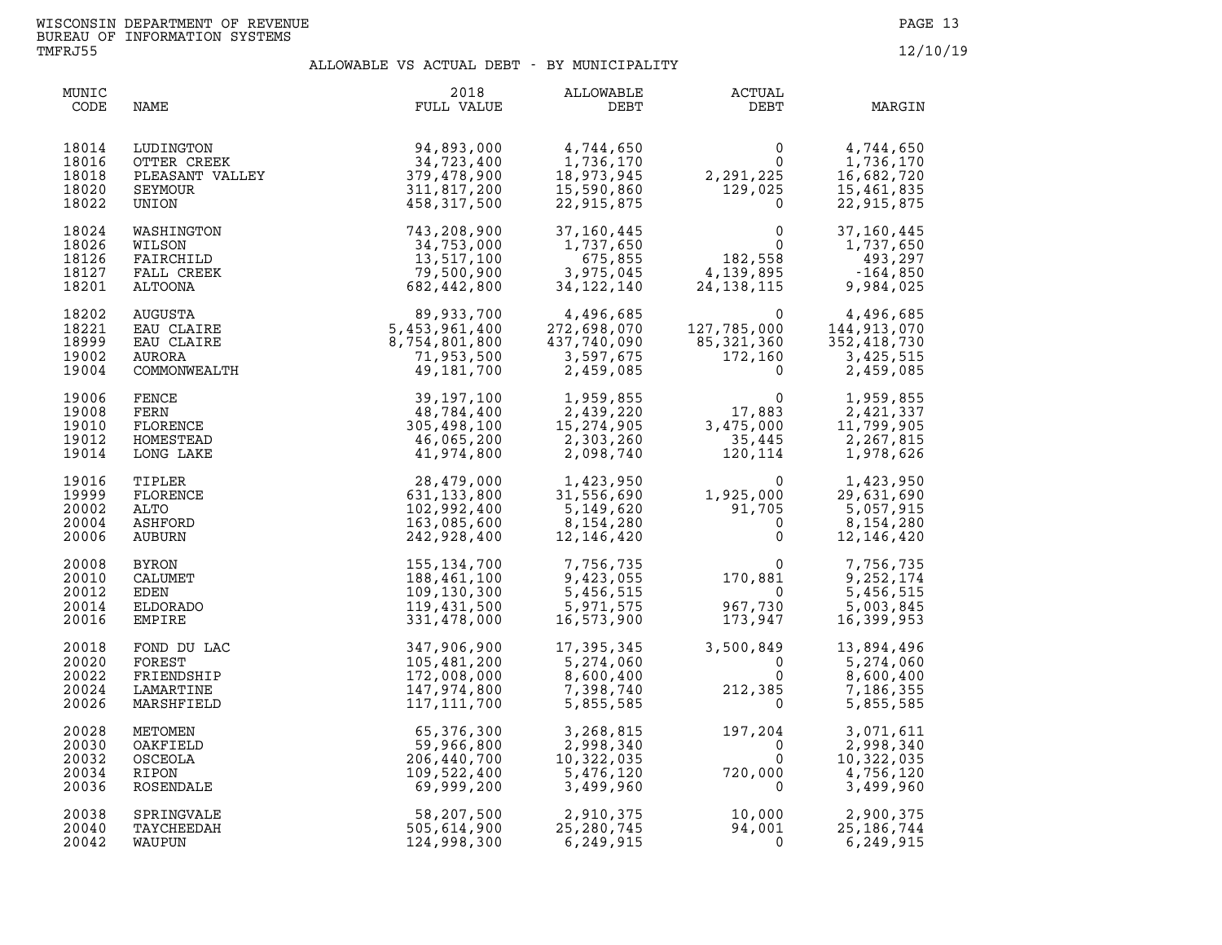WISCONSIN DEPARTMENT OF REVENUE
BUREAU OF INFORMATION SYSTEMS
TMFRJ55

12/10/19

## ALLOWABLE VS ACTUAL DEBT - BY MUNICIPALITY

| MUNIC CODE | NAME | 2018 FULL VALUE | ALLOWABLE DEBT | ACTUAL DEBT | MARGIN |
|---|---|---|---|---|---|
| 18014 | LUDINGTON | 94,893,000 | 4,744,650 | 0 | 4,744,650 |
| 18016 | OTTER CREEK | 34,723,400 | 1,736,170 | 0 | 1,736,170 |
| 18018 | PLEASANT VALLEY | 379,478,900 | 18,973,945 | 2,291,225 | 16,682,720 |
| 18020 | SEYMOUR | 311,817,200 | 15,590,860 | 129,025 | 15,461,835 |
| 18022 | UNION | 458,317,500 | 22,915,875 | 0 | 22,915,875 |
| 18024 | WASHINGTON | 743,208,900 | 37,160,445 | 0 | 37,160,445 |
| 18026 | WILSON | 34,753,000 | 1,737,650 | 0 | 1,737,650 |
| 18126 | FAIRCHILD | 13,517,100 | 675,855 | 182,558 | 493,297 |
| 18127 | FALL CREEK | 79,500,900 | 3,975,045 | 4,139,895 | -164,850 |
| 18201 | ALTOONA | 682,442,800 | 34,122,140 | 24,138,115 | 9,984,025 |
| 18202 | AUGUSTA | 89,933,700 | 4,496,685 | 0 | 4,496,685 |
| 18221 | EAU CLAIRE | 5,453,961,400 | 272,698,070 | 127,785,000 | 144,913,070 |
| 18999 | EAU CLAIRE | 8,754,801,800 | 437,740,090 | 85,321,360 | 352,418,730 |
| 19002 | AURORA | 71,953,500 | 3,597,675 | 172,160 | 3,425,515 |
| 19004 | COMMONWEALTH | 49,181,700 | 2,459,085 | 0 | 2,459,085 |
| 19006 | FENCE | 39,197,100 | 1,959,855 | 0 | 1,959,855 |
| 19008 | FERN | 48,784,400 | 2,439,220 | 17,883 | 2,421,337 |
| 19010 | FLORENCE | 305,498,100 | 15,274,905 | 3,475,000 | 11,799,905 |
| 19012 | HOMESTEAD | 46,065,200 | 2,303,260 | 35,445 | 2,267,815 |
| 19014 | LONG LAKE | 41,974,800 | 2,098,740 | 120,114 | 1,978,626 |
| 19016 | TIPLER | 28,479,000 | 1,423,950 | 0 | 1,423,950 |
| 19999 | FLORENCE | 631,133,800 | 31,556,690 | 1,925,000 | 29,631,690 |
| 20002 | ALTO | 102,992,400 | 5,149,620 | 91,705 | 5,057,915 |
| 20004 | ASHFORD | 163,085,600 | 8,154,280 | 0 | 8,154,280 |
| 20006 | AUBURN | 242,928,400 | 12,146,420 | 0 | 12,146,420 |
| 20008 | BYRON | 155,134,700 | 7,756,735 | 0 | 7,756,735 |
| 20010 | CALUMET | 188,461,100 | 9,423,055 | 170,881 | 9,252,174 |
| 20012 | EDEN | 109,130,300 | 5,456,515 | 0 | 5,456,515 |
| 20014 | ELDORADO | 119,431,500 | 5,971,575 | 967,730 | 5,003,845 |
| 20016 | EMPIRE | 331,478,000 | 16,573,900 | 173,947 | 16,399,953 |
| 20018 | FOND DU LAC | 347,906,900 | 17,395,345 | 3,500,849 | 13,894,496 |
| 20020 | FOREST | 105,481,200 | 5,274,060 | 0 | 5,274,060 |
| 20022 | FRIENDSHIP | 172,008,000 | 8,600,400 | 0 | 8,600,400 |
| 20024 | LAMARTINE | 147,974,800 | 7,398,740 | 212,385 | 7,186,355 |
| 20026 | MARSHFIELD | 117,111,700 | 5,855,585 | 0 | 5,855,585 |
| 20028 | METOMEN | 65,376,300 | 3,268,815 | 197,204 | 3,071,611 |
| 20030 | OAKFIELD | 59,966,800 | 2,998,340 | 0 | 2,998,340 |
| 20032 | OSCEOLA | 206,440,700 | 10,322,035 | 0 | 10,322,035 |
| 20034 | RIPON | 109,522,400 | 5,476,120 | 720,000 | 4,756,120 |
| 20036 | ROSENDALE | 69,999,200 | 3,499,960 | 0 | 3,499,960 |
| 20038 | SPRINGVALE | 58,207,500 | 2,910,375 | 10,000 | 2,900,375 |
| 20040 | TAYCHEEDAH | 505,614,900 | 25,280,745 | 94,001 | 25,186,744 |
| 20042 | WAUPUN | 124,998,300 | 6,249,915 | 0 | 6,249,915 |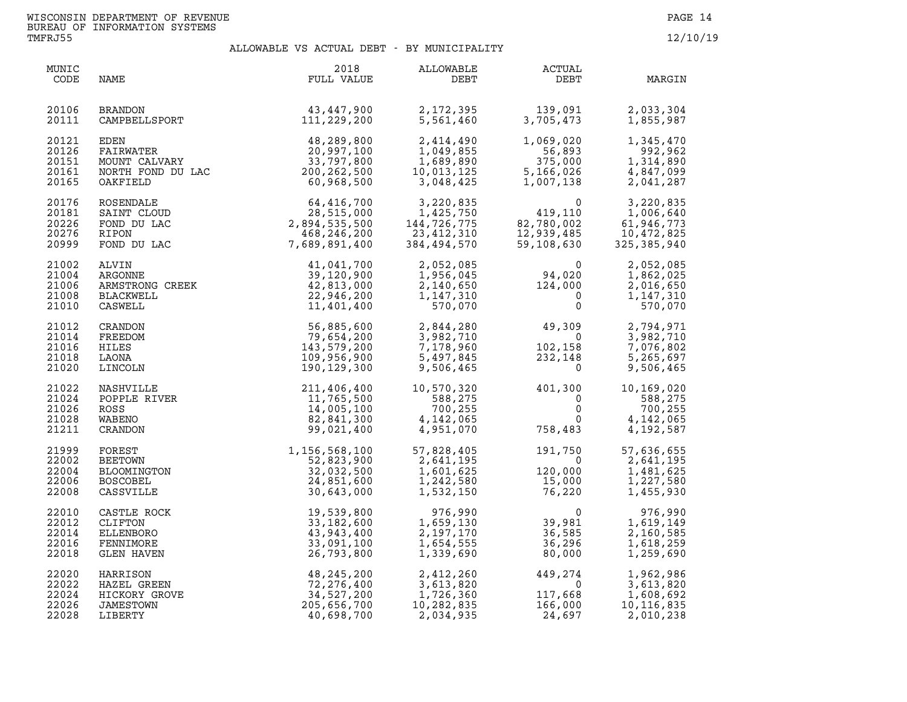WISCONSIN DEPARTMENT OF REVENUE
BUREAU OF INFORMATION SYSTEMS
TMFRJ55

12/10/19

## ALLOWABLE VS ACTUAL DEBT - BY MUNICIPALITY

| MUNIC CODE | NAME | 2018 FULL VALUE | ALLOWABLE DEBT | ACTUAL DEBT | MARGIN |
|---|---|---|---|---|---|
| 20106 | BRANDON | 43,447,900 | 2,172,395 | 139,091 | 2,033,304 |
| 20111 | CAMPBELLSPORT | 111,229,200 | 5,561,460 | 3,705,473 | 1,855,987 |
| 20121 | EDEN | 48,289,800 | 2,414,490 | 1,069,020 | 1,345,470 |
| 20126 | FAIRWATER | 20,997,100 | 1,049,855 | 56,893 | 992,962 |
| 20151 | MOUNT CALVARY | 33,797,800 | 1,689,890 | 375,000 | 1,314,890 |
| 20161 | NORTH FOND DU LAC | 200,262,500 | 10,013,125 | 5,166,026 | 4,847,099 |
| 20165 | OAKFIELD | 60,968,500 | 3,048,425 | 1,007,138 | 2,041,287 |
| 20176 | ROSENDALE | 64,416,700 | 3,220,835 | 0 | 3,220,835 |
| 20181 | SAINT CLOUD | 28,515,000 | 1,425,750 | 419,110 | 1,006,640 |
| 20226 | FOND DU LAC | 2,894,535,500 | 144,726,775 | 82,780,002 | 61,946,773 |
| 20276 | RIPON | 468,246,200 | 23,412,310 | 12,939,485 | 10,472,825 |
| 20999 | FOND DU LAC | 7,689,891,400 | 384,494,570 | 59,108,630 | 325,385,940 |
| 21002 | ALVIN | 41,041,700 | 2,052,085 | 0 | 2,052,085 |
| 21004 | ARGONNE | 39,120,900 | 1,956,045 | 94,020 | 1,862,025 |
| 21006 | ARMSTRONG CREEK | 42,813,000 | 2,140,650 | 124,000 | 2,016,650 |
| 21008 | BLACKWELL | 22,946,200 | 1,147,310 | 0 | 1,147,310 |
| 21010 | CASWELL | 11,401,400 | 570,070 | 0 | 570,070 |
| 21012 | CRANDON | 56,885,600 | 2,844,280 | 49,309 | 2,794,971 |
| 21014 | FREEDOM | 79,654,200 | 3,982,710 | 0 | 3,982,710 |
| 21016 | HILES | 143,579,200 | 7,178,960 | 102,158 | 7,076,802 |
| 21018 | LAONA | 109,956,900 | 5,497,845 | 232,148 | 5,265,697 |
| 21020 | LINCOLN | 190,129,300 | 9,506,465 | 0 | 9,506,465 |
| 21022 | NASHVILLE | 211,406,400 | 10,570,320 | 401,300 | 10,169,020 |
| 21024 | POPPLE RIVER | 11,765,500 | 588,275 | 0 | 588,275 |
| 21026 | ROSS | 14,005,100 | 700,255 | 0 | 700,255 |
| 21028 | WABENO | 82,841,300 | 4,142,065 | 0 | 4,142,065 |
| 21211 | CRANDON | 99,021,400 | 4,951,070 | 758,483 | 4,192,587 |
| 21999 | FOREST | 1,156,568,100 | 57,828,405 | 191,750 | 57,636,655 |
| 22002 | BEETOWN | 52,823,900 | 2,641,195 | 0 | 2,641,195 |
| 22004 | BLOOMINGTON | 32,032,500 | 1,601,625 | 120,000 | 1,481,625 |
| 22006 | BOSCOBEL | 24,851,600 | 1,242,580 | 15,000 | 1,227,580 |
| 22008 | CASSVILLE | 30,643,000 | 1,532,150 | 76,220 | 1,455,930 |
| 22010 | CASTLE ROCK | 19,539,800 | 976,990 | 0 | 976,990 |
| 22012 | CLIFTON | 33,182,600 | 1,659,130 | 39,981 | 1,619,149 |
| 22014 | ELLENBORO | 43,943,400 | 2,197,170 | 36,585 | 2,160,585 |
| 22016 | FENNIMORE | 33,091,100 | 1,654,555 | 36,296 | 1,618,259 |
| 22018 | GLEN HAVEN | 26,793,800 | 1,339,690 | 80,000 | 1,259,690 |
| 22020 | HARRISON | 48,245,200 | 2,412,260 | 449,274 | 1,962,986 |
| 22022 | HAZEL GREEN | 72,276,400 | 3,613,820 | 0 | 3,613,820 |
| 22024 | HICKORY GROVE | 34,527,200 | 1,726,360 | 117,668 | 1,608,692 |
| 22026 | JAMESTOWN | 205,656,700 | 10,282,835 | 166,000 | 10,116,835 |
| 22028 | LIBERTY | 40,698,700 | 2,034,935 | 24,697 | 2,010,238 |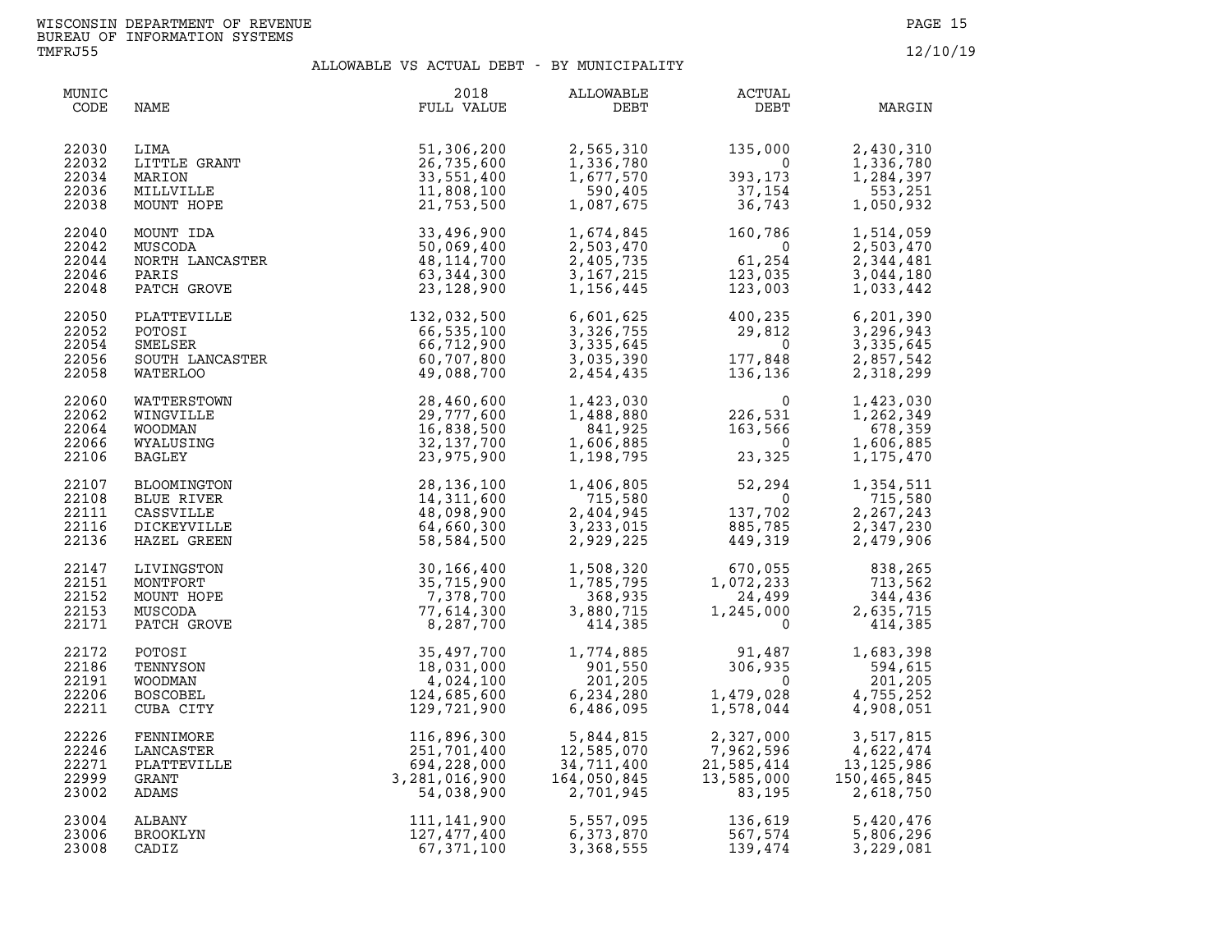WISCONSIN DEPARTMENT OF REVENUE
BUREAU OF INFORMATION SYSTEMS
TMFRJ55

12/10/19

## ALLOWABLE VS ACTUAL DEBT - BY MUNICIPALITY

| MUNIC CODE | NAME | 2018 FULL VALUE | ALLOWABLE DEBT | ACTUAL DEBT | MARGIN |
|---|---|---|---|---|---|
| 22030 | LIMA | 51,306,200 | 2,565,310 | 135,000 | 2,430,310 |
| 22032 | LITTLE GRANT | 26,735,600 | 1,336,780 | 0 | 1,336,780 |
| 22034 | MARION | 33,551,400 | 1,677,570 | 393,173 | 1,284,397 |
| 22036 | MILLVILLE | 11,808,100 | 590,405 | 37,154 | 553,251 |
| 22038 | MOUNT HOPE | 21,753,500 | 1,087,675 | 36,743 | 1,050,932 |
| 22040 | MOUNT IDA | 33,496,900 | 1,674,845 | 160,786 | 1,514,059 |
| 22042 | MUSCODA | 50,069,400 | 2,503,470 | 0 | 2,503,470 |
| 22044 | NORTH LANCASTER | 48,114,700 | 2,405,735 | 61,254 | 2,344,481 |
| 22046 | PARIS | 63,344,300 | 3,167,215 | 123,035 | 3,044,180 |
| 22048 | PATCH GROVE | 23,128,900 | 1,156,445 | 123,003 | 1,033,442 |
| 22050 | PLATTEVILLE | 132,032,500 | 6,601,625 | 400,235 | 6,201,390 |
| 22052 | POTOSI | 66,535,100 | 3,326,755 | 29,812 | 3,296,943 |
| 22054 | SMELSER | 66,712,900 | 3,335,645 | 0 | 3,335,645 |
| 22056 | SOUTH LANCASTER | 60,707,800 | 3,035,390 | 177,848 | 2,857,542 |
| 22058 | WATERLOO | 49,088,700 | 2,454,435 | 136,136 | 2,318,299 |
| 22060 | WATTERSTOWN | 28,460,600 | 1,423,030 | 0 | 1,423,030 |
| 22062 | WINGVILLE | 29,777,600 | 1,488,880 | 226,531 | 1,262,349 |
| 22064 | WOODMAN | 16,838,500 | 841,925 | 163,566 | 678,359 |
| 22066 | WYALUSING | 32,137,700 | 1,606,885 | 0 | 1,606,885 |
| 22106 | BAGLEY | 23,975,900 | 1,198,795 | 23,325 | 1,175,470 |
| 22107 | BLOOMINGTON | 28,136,100 | 1,406,805 | 52,294 | 1,354,511 |
| 22108 | BLUE RIVER | 14,311,600 | 715,580 | 0 | 715,580 |
| 22111 | CASSVILLE | 48,098,900 | 2,404,945 | 137,702 | 2,267,243 |
| 22116 | DICKEYVILLE | 64,660,300 | 3,233,015 | 885,785 | 2,347,230 |
| 22136 | HAZEL GREEN | 58,584,500 | 2,929,225 | 449,319 | 2,479,906 |
| 22147 | LIVINGSTON | 30,166,400 | 1,508,320 | 670,055 | 838,265 |
| 22151 | MONTFORT | 35,715,900 | 1,785,795 | 1,072,233 | 713,562 |
| 22152 | MOUNT HOPE | 7,378,700 | 368,935 | 24,499 | 344,436 |
| 22153 | MUSCODA | 77,614,300 | 3,880,715 | 1,245,000 | 2,635,715 |
| 22171 | PATCH GROVE | 8,287,700 | 414,385 | 0 | 414,385 |
| 22172 | POTOSI | 35,497,700 | 1,774,885 | 91,487 | 1,683,398 |
| 22186 | TENNYSON | 18,031,000 | 901,550 | 306,935 | 594,615 |
| 22191 | WOODMAN | 4,024,100 | 201,205 | 0 | 201,205 |
| 22206 | BOSCOBEL | 124,685,600 | 6,234,280 | 1,479,028 | 4,755,252 |
| 22211 | CUBA CITY | 129,721,900 | 6,486,095 | 1,578,044 | 4,908,051 |
| 22226 | FENNIMORE | 116,896,300 | 5,844,815 | 2,327,000 | 3,517,815 |
| 22246 | LANCASTER | 251,701,400 | 12,585,070 | 7,962,596 | 4,622,474 |
| 22271 | PLATTEVILLE | 694,228,000 | 34,711,400 | 21,585,414 | 13,125,986 |
| 22999 | GRANT | 3,281,016,900 | 164,050,845 | 13,585,000 | 150,465,845 |
| 23002 | ADAMS | 54,038,900 | 2,701,945 | 83,195 | 2,618,750 |
| 23004 | ALBANY | 111,141,900 | 5,557,095 | 136,619 | 5,420,476 |
| 23006 | BROOKLYN | 127,477,400 | 6,373,870 | 567,574 | 5,806,296 |
| 23008 | CADIZ | 67,371,100 | 3,368,555 | 139,474 | 3,229,081 |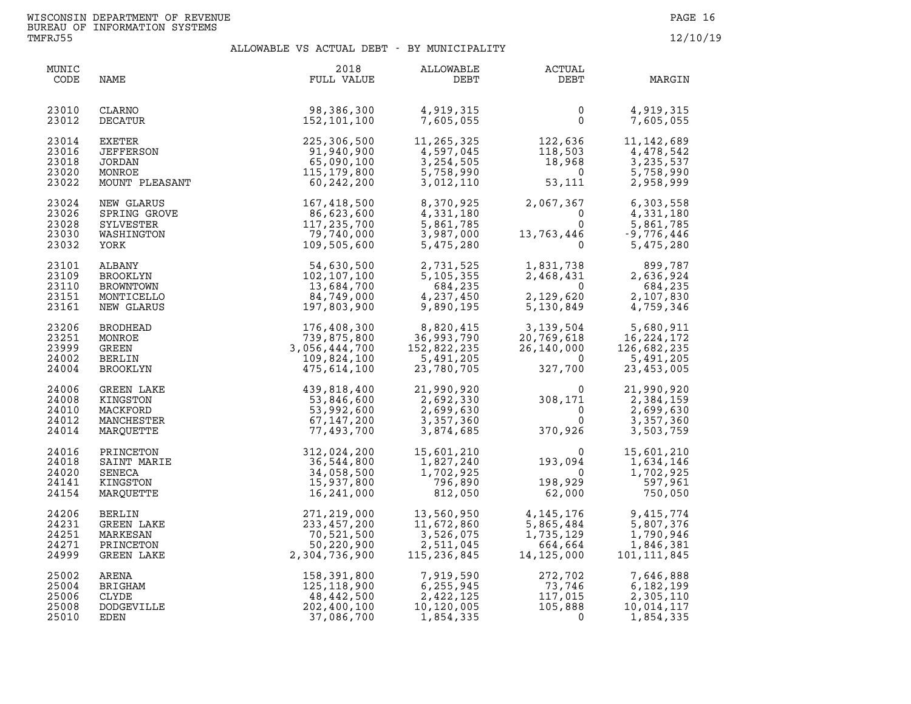WISCONSIN DEPARTMENT OF REVENUE
BUREAU OF INFORMATION SYSTEMS
TMFRJ55

12/10/19

## ALLOWABLE VS ACTUAL DEBT - BY MUNICIPALITY

| MUNIC CODE | NAME | 2018 FULL VALUE | ALLOWABLE DEBT | ACTUAL DEBT | MARGIN |
|---|---|---|---|---|---|
| 23010 | CLARNO | 98,386,300 | 4,919,315 | 0 | 4,919,315 |
| 23012 | DECATUR | 152,101,100 | 7,605,055 | 0 | 7,605,055 |
| 23014 | EXETER | 225,306,500 | 11,265,325 | 122,636 | 11,142,689 |
| 23016 | JEFFERSON | 91,940,900 | 4,597,045 | 118,503 | 4,478,542 |
| 23018 | JORDAN | 65,090,100 | 3,254,505 | 18,968 | 3,235,537 |
| 23020 | MONROE | 115,179,800 | 5,758,990 | 0 | 5,758,990 |
| 23022 | MOUNT PLEASANT | 60,242,200 | 3,012,110 | 53,111 | 2,958,999 |
| 23024 | NEW GLARUS | 167,418,500 | 8,370,925 | 2,067,367 | 6,303,558 |
| 23026 | SPRING GROVE | 86,623,600 | 4,331,180 | 0 | 4,331,180 |
| 23028 | SYLVESTER | 117,235,700 | 5,861,785 | 0 | 5,861,785 |
| 23030 | WASHINGTON | 79,740,000 | 3,987,000 | 13,763,446 | -9,776,446 |
| 23032 | YORK | 109,505,600 | 5,475,280 | 0 | 5,475,280 |
| 23101 | ALBANY | 54,630,500 | 2,731,525 | 1,831,738 | 899,787 |
| 23109 | BROOKLYN | 102,107,100 | 5,105,355 | 2,468,431 | 2,636,924 |
| 23110 | BROWNTOWN | 13,684,700 | 684,235 | 0 | 684,235 |
| 23151 | MONTICELLO | 84,749,000 | 4,237,450 | 2,129,620 | 2,107,830 |
| 23161 | NEW GLARUS | 197,803,900 | 9,890,195 | 5,130,849 | 4,759,346 |
| 23206 | BRODHEAD | 176,408,300 | 8,820,415 | 3,139,504 | 5,680,911 |
| 23251 | MONROE | 739,875,800 | 36,993,790 | 20,769,618 | 16,224,172 |
| 23999 | GREEN | 3,056,444,700 | 152,822,235 | 26,140,000 | 126,682,235 |
| 24002 | BERLIN | 109,824,100 | 5,491,205 | 0 | 5,491,205 |
| 24004 | BROOKLYN | 475,614,100 | 23,780,705 | 327,700 | 23,453,005 |
| 24006 | GREEN LAKE | 439,818,400 | 21,990,920 | 0 | 21,990,920 |
| 24008 | KINGSTON | 53,846,600 | 2,692,330 | 308,171 | 2,384,159 |
| 24010 | MACKFORD | 53,992,600 | 2,699,630 | 0 | 2,699,630 |
| 24012 | MANCHESTER | 67,147,200 | 3,357,360 | 0 | 3,357,360 |
| 24014 | MARQUETTE | 77,493,700 | 3,874,685 | 370,926 | 3,503,759 |
| 24016 | PRINCETON | 312,024,200 | 15,601,210 | 0 | 15,601,210 |
| 24018 | SAINT MARIE | 36,544,800 | 1,827,240 | 193,094 | 1,634,146 |
| 24020 | SENECA | 34,058,500 | 1,702,925 | 0 | 1,702,925 |
| 24141 | KINGSTON | 15,937,800 | 796,890 | 198,929 | 597,961 |
| 24154 | MARQUETTE | 16,241,000 | 812,050 | 62,000 | 750,050 |
| 24206 | BERLIN | 271,219,000 | 13,560,950 | 4,145,176 | 9,415,774 |
| 24231 | GREEN LAKE | 233,457,200 | 11,672,860 | 5,865,484 | 5,807,376 |
| 24251 | MARKESAN | 70,521,500 | 3,526,075 | 1,735,129 | 1,790,946 |
| 24271 | PRINCETON | 50,220,900 | 2,511,045 | 664,664 | 1,846,381 |
| 24999 | GREEN LAKE | 2,304,736,900 | 115,236,845 | 14,125,000 | 101,111,845 |
| 25002 | ARENA | 158,391,800 | 7,919,590 | 272,702 | 7,646,888 |
| 25004 | BRIGHAM | 125,118,900 | 6,255,945 | 73,746 | 6,182,199 |
| 25006 | CLYDE | 48,442,500 | 2,422,125 | 117,015 | 2,305,110 |
| 25008 | DODGEVILLE | 202,400,100 | 10,120,005 | 105,888 | 10,014,117 |
| 25010 | EDEN | 37,086,700 | 1,854,335 | 0 | 1,854,335 |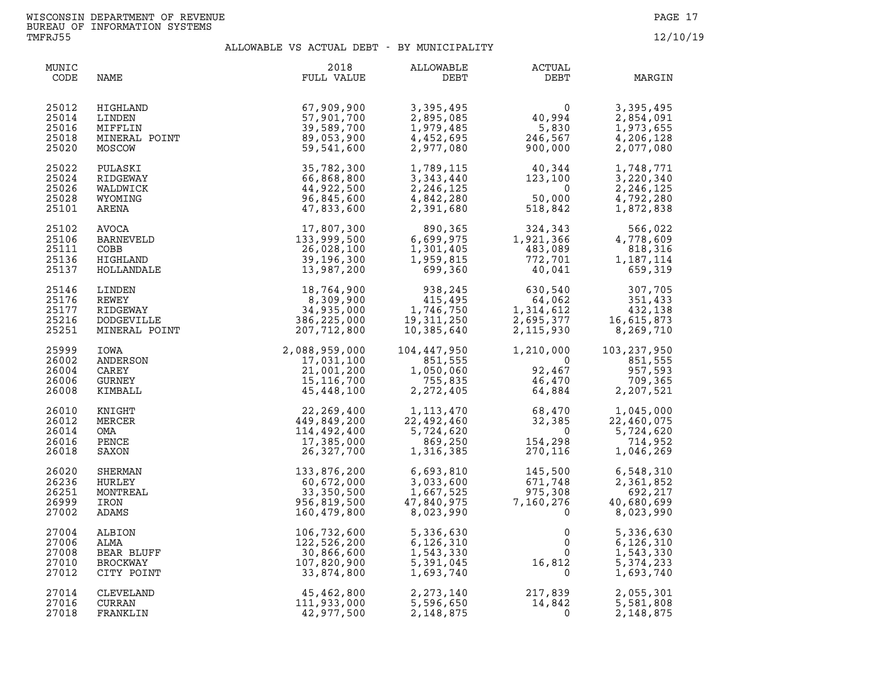WISCONSIN DEPARTMENT OF REVENUE
BUREAU OF INFORMATION SYSTEMS
TMFRJ55

12/10/19

## ALLOWABLE VS ACTUAL DEBT - BY MUNICIPALITY

| MUNIC CODE | NAME | 2018 FULL VALUE | ALLOWABLE DEBT | ACTUAL DEBT | MARGIN |
|---|---|---|---|---|---|
| 25012 | HIGHLAND | 67,909,900 | 3,395,495 | 0 | 3,395,495 |
| 25014 | LINDEN | 57,901,700 | 2,895,085 | 40,994 | 2,854,091 |
| 25016 | MIFFLIN | 39,589,700 | 1,979,485 | 5,830 | 1,973,655 |
| 25018 | MINERAL POINT | 89,053,900 | 4,452,695 | 246,567 | 4,206,128 |
| 25020 | MOSCOW | 59,541,600 | 2,977,080 | 900,000 | 2,077,080 |
| 25022 | PULASKI | 35,782,300 | 1,789,115 | 40,344 | 1,748,771 |
| 25024 | RIDGEWAY | 66,868,800 | 3,343,440 | 123,100 | 3,220,340 |
| 25026 | WALDWICK | 44,922,500 | 2,246,125 | 0 | 2,246,125 |
| 25028 | WYOMING | 96,845,600 | 4,842,280 | 50,000 | 4,792,280 |
| 25101 | ARENA | 47,833,600 | 2,391,680 | 518,842 | 1,872,838 |
| 25102 | AVOCA | 17,807,300 | 890,365 | 324,343 | 566,022 |
| 25106 | BARNEVELD | 133,999,500 | 6,699,975 | 1,921,366 | 4,778,609 |
| 25111 | COBB | 26,028,100 | 1,301,405 | 483,089 | 818,316 |
| 25136 | HIGHLAND | 39,196,300 | 1,959,815 | 772,701 | 1,187,114 |
| 25137 | HOLLANDALE | 13,987,200 | 699,360 | 40,041 | 659,319 |
| 25146 | LINDEN | 18,764,900 | 938,245 | 630,540 | 307,705 |
| 25176 | REWEY | 8,309,900 | 415,495 | 64,062 | 351,433 |
| 25177 | RIDGEWAY | 34,935,000 | 1,746,750 | 1,314,612 | 432,138 |
| 25216 | DODGEVILLE | 386,225,000 | 19,311,250 | 2,695,377 | 16,615,873 |
| 25251 | MINERAL POINT | 207,712,800 | 10,385,640 | 2,115,930 | 8,269,710 |
| 25999 | IOWA | 2,088,959,000 | 104,447,950 | 1,210,000 | 103,237,950 |
| 26002 | ANDERSON | 17,031,100 | 851,555 | 0 | 851,555 |
| 26004 | CAREY | 21,001,200 | 1,050,060 | 92,467 | 957,593 |
| 26006 | GURNEY | 15,116,700 | 755,835 | 46,470 | 709,365 |
| 26008 | KIMBALL | 45,448,100 | 2,272,405 | 64,884 | 2,207,521 |
| 26010 | KNIGHT | 22,269,400 | 1,113,470 | 68,470 | 1,045,000 |
| 26012 | MERCER | 449,849,200 | 22,492,460 | 32,385 | 22,460,075 |
| 26014 | OMA | 114,492,400 | 5,724,620 | 0 | 5,724,620 |
| 26016 | PENCE | 17,385,000 | 869,250 | 154,298 | 714,952 |
| 26018 | SAXON | 26,327,700 | 1,316,385 | 270,116 | 1,046,269 |
| 26020 | SHERMAN | 133,876,200 | 6,693,810 | 145,500 | 6,548,310 |
| 26236 | HURLEY | 60,672,000 | 3,033,600 | 671,748 | 2,361,852 |
| 26251 | MONTREAL | 33,350,500 | 1,667,525 | 975,308 | 692,217 |
| 26999 | IRON | 956,819,500 | 47,840,975 | 7,160,276 | 40,680,699 |
| 27002 | ADAMS | 160,479,800 | 8,023,990 | 0 | 8,023,990 |
| 27004 | ALBION | 106,732,600 | 5,336,630 | 0 | 5,336,630 |
| 27006 | ALMA | 122,526,200 | 6,126,310 | 0 | 6,126,310 |
| 27008 | BEAR BLUFF | 30,866,600 | 1,543,330 | 0 | 1,543,330 |
| 27010 | BROCKWAY | 107,820,900 | 5,391,045 | 16,812 | 5,374,233 |
| 27012 | CITY POINT | 33,874,800 | 1,693,740 | 0 | 1,693,740 |
| 27014 | CLEVELAND | 45,462,800 | 2,273,140 | 217,839 | 2,055,301 |
| 27016 | CURRAN | 111,933,000 | 5,596,650 | 14,842 | 5,581,808 |
| 27018 | FRANKLIN | 42,977,500 | 2,148,875 | 0 | 2,148,875 |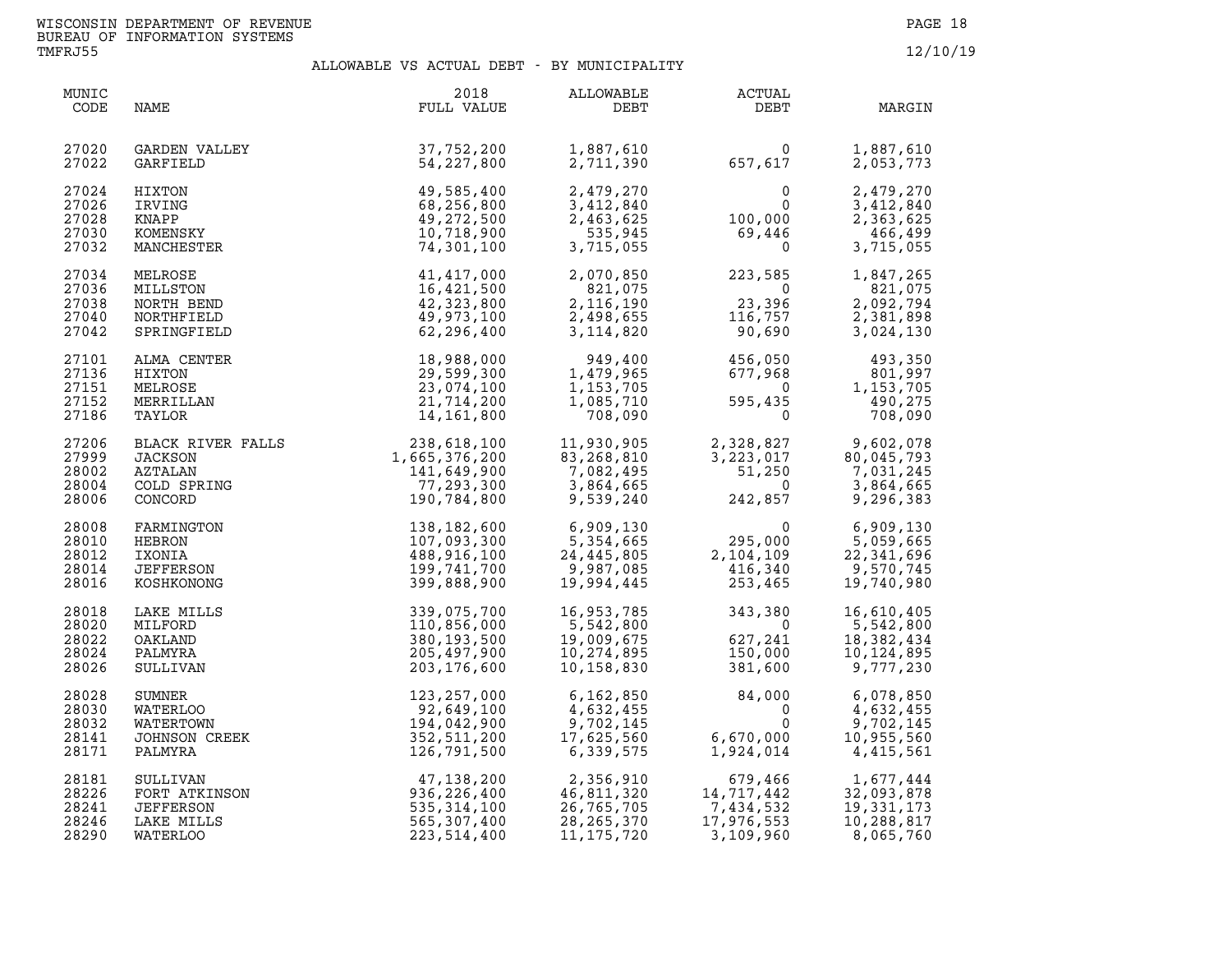WISCONSIN DEPARTMENT OF REVENUE
BUREAU OF INFORMATION SYSTEMS
TMFRJ55

12/10/19

## ALLOWABLE VS ACTUAL DEBT - BY MUNICIPALITY

| MUNIC CODE | NAME | 2018 FULL VALUE | ALLOWABLE DEBT | ACTUAL DEBT | MARGIN |
|---|---|---|---|---|---|
| 27020 | GARDEN VALLEY | 37,752,200 | 1,887,610 | 0 | 1,887,610 |
| 27022 | GARFIELD | 54,227,800 | 2,711,390 | 657,617 | 2,053,773 |
| 27024 | HIXTON | 49,585,400 | 2,479,270 | 0 | 2,479,270 |
| 27026 | IRVING | 68,256,800 | 3,412,840 | 0 | 3,412,840 |
| 27028 | KNAPP | 49,272,500 | 2,463,625 | 100,000 | 2,363,625 |
| 27030 | KOMENSKY | 10,718,900 | 535,945 | 69,446 | 466,499 |
| 27032 | MANCHESTER | 74,301,100 | 3,715,055 | 0 | 3,715,055 |
| 27034 | MELROSE | 41,417,000 | 2,070,850 | 223,585 | 1,847,265 |
| 27036 | MILLSTON | 16,421,500 | 821,075 | 0 | 821,075 |
| 27038 | NORTH BEND | 42,323,800 | 2,116,190 | 23,396 | 2,092,794 |
| 27040 | NORTHFIELD | 49,973,100 | 2,498,655 | 116,757 | 2,381,898 |
| 27042 | SPRINGFIELD | 62,296,400 | 3,114,820 | 90,690 | 3,024,130 |
| 27101 | ALMA CENTER | 18,988,000 | 949,400 | 456,050 | 493,350 |
| 27136 | HIXTON | 29,599,300 | 1,479,965 | 677,968 | 801,997 |
| 27151 | MELROSE | 23,074,100 | 1,153,705 | 0 | 1,153,705 |
| 27152 | MERRILLAN | 21,714,200 | 1,085,710 | 595,435 | 490,275 |
| 27186 | TAYLOR | 14,161,800 | 708,090 | 0 | 708,090 |
| 27206 | BLACK RIVER FALLS | 238,618,100 | 11,930,905 | 2,328,827 | 9,602,078 |
| 27999 | JACKSON | 1,665,376,200 | 83,268,810 | 3,223,017 | 80,045,793 |
| 28002 | AZTALAN | 141,649,900 | 7,082,495 | 51,250 | 7,031,245 |
| 28004 | COLD SPRING | 77,293,300 | 3,864,665 | 0 | 3,864,665 |
| 28006 | CONCORD | 190,784,800 | 9,539,240 | 242,857 | 9,296,383 |
| 28008 | FARMINGTON | 138,182,600 | 6,909,130 | 0 | 6,909,130 |
| 28010 | HEBRON | 107,093,300 | 5,354,665 | 295,000 | 5,059,665 |
| 28012 | IXONIA | 488,916,100 | 24,445,805 | 2,104,109 | 22,341,696 |
| 28014 | JEFFERSON | 199,741,700 | 9,987,085 | 416,340 | 9,570,745 |
| 28016 | KOSHKONONG | 399,888,900 | 19,994,445 | 253,465 | 19,740,980 |
| 28018 | LAKE MILLS | 339,075,700 | 16,953,785 | 343,380 | 16,610,405 |
| 28020 | MILFORD | 110,856,000 | 5,542,800 | 0 | 5,542,800 |
| 28022 | OAKLAND | 380,193,500 | 19,009,675 | 627,241 | 18,382,434 |
| 28024 | PALMYRA | 205,497,900 | 10,274,895 | 150,000 | 10,124,895 |
| 28026 | SULLIVAN | 203,176,600 | 10,158,830 | 381,600 | 9,777,230 |
| 28028 | SUMNER | 123,257,000 | 6,162,850 | 84,000 | 6,078,850 |
| 28030 | WATERLOO | 92,649,100 | 4,632,455 | 0 | 4,632,455 |
| 28032 | WATERTOWN | 194,042,900 | 9,702,145 | 0 | 9,702,145 |
| 28141 | JOHNSON CREEK | 352,511,200 | 17,625,560 | 6,670,000 | 10,955,560 |
| 28171 | PALMYRA | 126,791,500 | 6,339,575 | 1,924,014 | 4,415,561 |
| 28181 | SULLIVAN | 47,138,200 | 2,356,910 | 679,466 | 1,677,444 |
| 28226 | FORT ATKINSON | 936,226,400 | 46,811,320 | 14,717,442 | 32,093,878 |
| 28241 | JEFFERSON | 535,314,100 | 26,765,705 | 7,434,532 | 19,331,173 |
| 28246 | LAKE MILLS | 565,307,400 | 28,265,370 | 17,976,553 | 10,288,817 |
| 28290 | WATERLOO | 223,514,400 | 11,175,720 | 3,109,960 | 8,065,760 |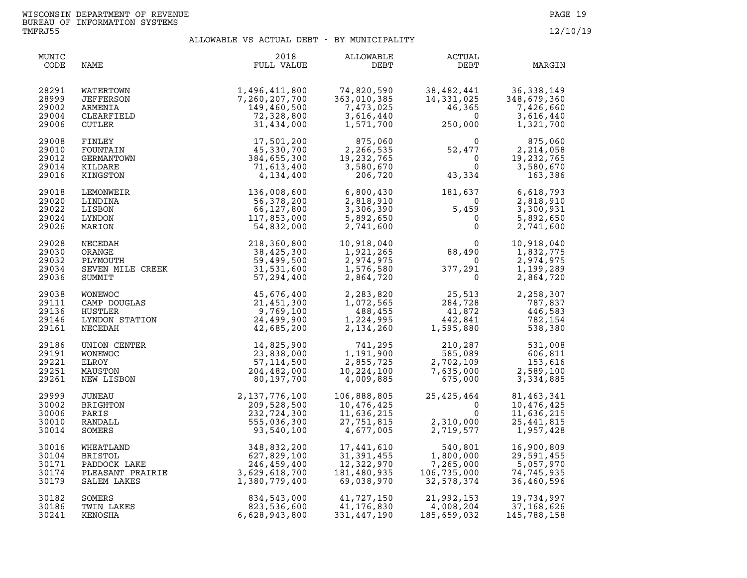WISCONSIN DEPARTMENT OF REVENUE
BUREAU OF INFORMATION SYSTEMS
TMFRJ55

12/10/19

## ALLOWABLE VS ACTUAL DEBT - BY MUNICIPALITY

| MUNIC CODE | NAME | 2018 FULL VALUE | ALLOWABLE DEBT | ACTUAL DEBT | MARGIN |
|---|---|---|---|---|---|
| 28291 | WATERTOWN | 1,496,411,800 | 74,820,590 | 38,482,441 | 36,338,149 |
| 28999 | JEFFERSON | 7,260,207,700 | 363,010,385 | 14,331,025 | 348,679,360 |
| 29002 | ARMENIA | 149,460,500 | 7,473,025 | 46,365 | 7,426,660 |
| 29004 | CLEARFIELD | 72,328,800 | 3,616,440 | 0 | 3,616,440 |
| 29006 | CUTLER | 31,434,000 | 1,571,700 | 250,000 | 1,321,700 |
| 29008 | FINLEY | 17,501,200 | 875,060 | 0 | 875,060 |
| 29010 | FOUNTAIN | 45,330,700 | 2,266,535 | 52,477 | 2,214,058 |
| 29012 | GERMANTOWN | 384,655,300 | 19,232,765 | 0 | 19,232,765 |
| 29014 | KILDARE | 71,613,400 | 3,580,670 | 0 | 3,580,670 |
| 29016 | KINGSTON | 4,134,400 | 206,720 | 43,334 | 163,386 |
| 29018 | LEMONWEIR | 136,008,600 | 6,800,430 | 181,637 | 6,618,793 |
| 29020 | LINDINA | 56,378,200 | 2,818,910 | 0 | 2,818,910 |
| 29022 | LISBON | 66,127,800 | 3,306,390 | 5,459 | 3,300,931 |
| 29024 | LYNDON | 117,853,000 | 5,892,650 | 0 | 5,892,650 |
| 29026 | MARION | 54,832,000 | 2,741,600 | 0 | 2,741,600 |
| 29028 | NECEDAH | 218,360,800 | 10,918,040 | 0 | 10,918,040 |
| 29030 | ORANGE | 38,425,300 | 1,921,265 | 88,490 | 1,832,775 |
| 29032 | PLYMOUTH | 59,499,500 | 2,974,975 | 0 | 2,974,975 |
| 29034 | SEVEN MILE CREEK | 31,531,600 | 1,576,580 | 377,291 | 1,199,289 |
| 29036 | SUMMIT | 57,294,400 | 2,864,720 | 0 | 2,864,720 |
| 29038 | WONEWOC | 45,676,400 | 2,283,820 | 25,513 | 2,258,307 |
| 29111 | CAMP DOUGLAS | 21,451,300 | 1,072,565 | 284,728 | 787,837 |
| 29136 | HUSTLER | 9,769,100 | 488,455 | 41,872 | 446,583 |
| 29146 | LYNDON STATION | 24,499,900 | 1,224,995 | 442,841 | 782,154 |
| 29161 | NECEDAH | 42,685,200 | 2,134,260 | 1,595,880 | 538,380 |
| 29186 | UNION CENTER | 14,825,900 | 741,295 | 210,287 | 531,008 |
| 29191 | WONEWOC | 23,838,000 | 1,191,900 | 585,089 | 606,811 |
| 29221 | ELROY | 57,114,500 | 2,855,725 | 2,702,109 | 153,616 |
| 29251 | MAUSTON | 204,482,000 | 10,224,100 | 7,635,000 | 2,589,100 |
| 29261 | NEW LISBON | 80,197,700 | 4,009,885 | 675,000 | 3,334,885 |
| 29999 | JUNEAU | 2,137,776,100 | 106,888,805 | 25,425,464 | 81,463,341 |
| 30002 | BRIGHTON | 209,528,500 | 10,476,425 | 0 | 10,476,425 |
| 30006 | PARIS | 232,724,300 | 11,636,215 | 0 | 11,636,215 |
| 30010 | RANDALL | 555,036,300 | 27,751,815 | 2,310,000 | 25,441,815 |
| 30014 | SOMERS | 93,540,100 | 4,677,005 | 2,719,577 | 1,957,428 |
| 30016 | WHEATLAND | 348,832,200 | 17,441,610 | 540,801 | 16,900,809 |
| 30104 | BRISTOL | 627,829,100 | 31,391,455 | 1,800,000 | 29,591,455 |
| 30171 | PADDOCK LAKE | 246,459,400 | 12,322,970 | 7,265,000 | 5,057,970 |
| 30174 | PLEASANT PRAIRIE | 3,629,618,700 | 181,480,935 | 106,735,000 | 74,745,935 |
| 30179 | SALEM LAKES | 1,380,779,400 | 69,038,970 | 32,578,374 | 36,460,596 |
| 30182 | SOMERS | 834,543,000 | 41,727,150 | 21,992,153 | 19,734,997 |
| 30186 | TWIN LAKES | 823,536,600 | 41,176,830 | 4,008,204 | 37,168,626 |
| 30241 | KENOSHA | 6,628,943,800 | 331,447,190 | 185,659,032 | 145,788,158 |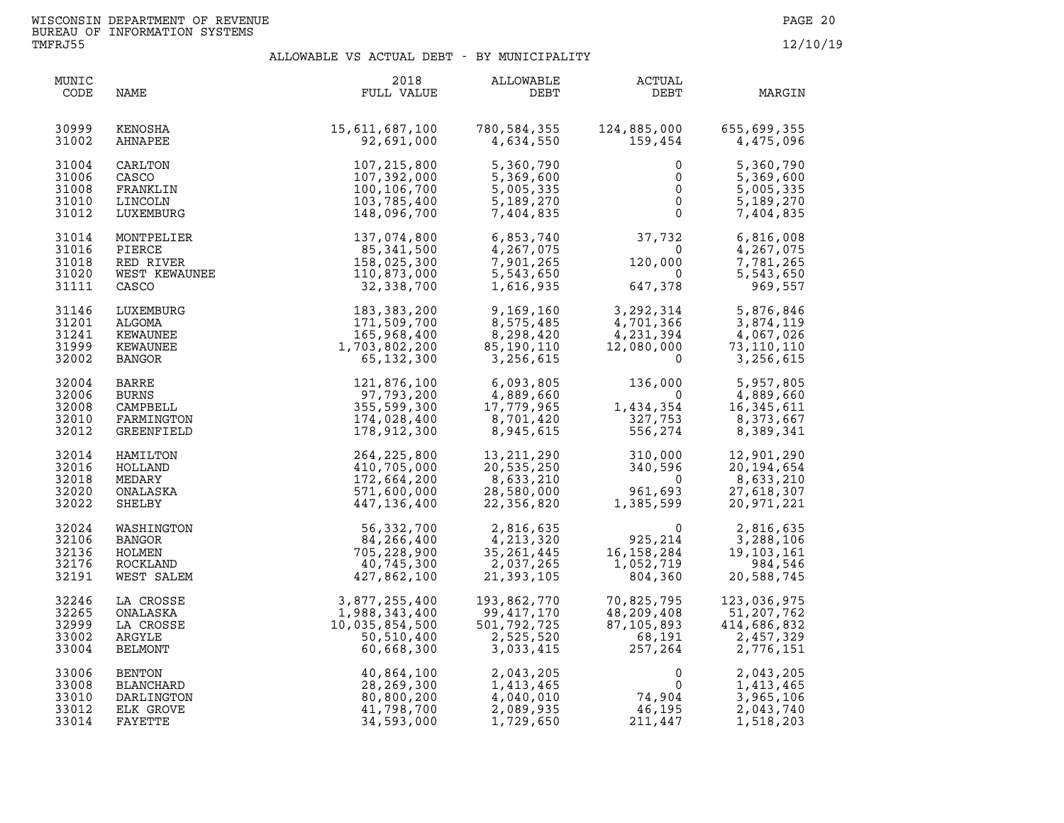WISCONSIN DEPARTMENT OF REVENUE
BUREAU OF INFORMATION SYSTEMS
TMFRJ55

12/10/19

## ALLOWABLE VS ACTUAL DEBT - BY MUNICIPALITY

| MUNIC CODE | NAME | 2018 FULL VALUE | ALLOWABLE DEBT | ACTUAL DEBT | MARGIN |
|---|---|---|---|---|---|
| 30999 | KENOSHA | 15,611,687,100 | 780,584,355 | 124,885,000 | 655,699,355 |
| 31002 | AHNAPEE | 92,691,000 | 4,634,550 | 159,454 | 4,475,096 |
| 31004 | CARLTON | 107,215,800 | 5,360,790 | 0 | 5,360,790 |
| 31006 | CASCO | 107,392,000 | 5,369,600 | 0 | 5,369,600 |
| 31008 | FRANKLIN | 100,106,700 | 5,005,335 | 0 | 5,005,335 |
| 31010 | LINCOLN | 103,785,400 | 5,189,270 | 0 | 5,189,270 |
| 31012 | LUXEMBURG | 148,096,700 | 7,404,835 | 0 | 7,404,835 |
| 31014 | MONTPELIER | 137,074,800 | 6,853,740 | 37,732 | 6,816,008 |
| 31016 | PIERCE | 85,341,500 | 4,267,075 | 0 | 4,267,075 |
| 31018 | RED RIVER | 158,025,300 | 7,901,265 | 120,000 | 7,781,265 |
| 31020 | WEST KEWAUNEE | 110,873,000 | 5,543,650 | 0 | 5,543,650 |
| 31111 | CASCO | 32,338,700 | 1,616,935 | 647,378 | 969,557 |
| 31146 | LUXEMBURG | 183,383,200 | 9,169,160 | 3,292,314 | 5,876,846 |
| 31201 | ALGOMA | 171,509,700 | 8,575,485 | 4,701,366 | 3,874,119 |
| 31241 | KEWAUNEE | 165,968,400 | 8,298,420 | 4,231,394 | 4,067,026 |
| 31999 | KEWAUNEE | 1,703,802,200 | 85,190,110 | 12,080,000 | 73,110,110 |
| 32002 | BANGOR | 65,132,300 | 3,256,615 | 0 | 3,256,615 |
| 32004 | BARRE | 121,876,100 | 6,093,805 | 136,000 | 5,957,805 |
| 32006 | BURNS | 97,793,200 | 4,889,660 | 0 | 4,889,660 |
| 32008 | CAMPBELL | 355,599,300 | 17,779,965 | 1,434,354 | 16,345,611 |
| 32010 | FARMINGTON | 174,028,400 | 8,701,420 | 327,753 | 8,373,667 |
| 32012 | GREENFIELD | 178,912,300 | 8,945,615 | 556,274 | 8,389,341 |
| 32014 | HAMILTON | 264,225,800 | 13,211,290 | 310,000 | 12,901,290 |
| 32016 | HOLLAND | 410,705,000 | 20,535,250 | 340,596 | 20,194,654 |
| 32018 | MEDARY | 172,664,200 | 8,633,210 | 0 | 8,633,210 |
| 32020 | ONALASKA | 571,600,000 | 28,580,000 | 961,693 | 27,618,307 |
| 32022 | SHELBY | 447,136,400 | 22,356,820 | 1,385,599 | 20,971,221 |
| 32024 | WASHINGTON | 56,332,700 | 2,816,635 | 0 | 2,816,635 |
| 32106 | BANGOR | 84,266,400 | 4,213,320 | 925,214 | 3,288,106 |
| 32136 | HOLMEN | 705,228,900 | 35,261,445 | 16,158,284 | 19,103,161 |
| 32176 | ROCKLAND | 40,745,300 | 2,037,265 | 1,052,719 | 984,546 |
| 32191 | WEST SALEM | 427,862,100 | 21,393,105 | 804,360 | 20,588,745 |
| 32246 | LA CROSSE | 3,877,255,400 | 193,862,770 | 70,825,795 | 123,036,975 |
| 32265 | ONALASKA | 1,988,343,400 | 99,417,170 | 48,209,408 | 51,207,762 |
| 32999 | LA CROSSE | 10,035,854,500 | 501,792,725 | 87,105,893 | 414,686,832 |
| 33002 | ARGYLE | 50,510,400 | 2,525,520 | 68,191 | 2,457,329 |
| 33004 | BELMONT | 60,668,300 | 3,033,415 | 257,264 | 2,776,151 |
| 33006 | BENTON | 40,864,100 | 2,043,205 | 0 | 2,043,205 |
| 33008 | BLANCHARD | 28,269,300 | 1,413,465 | 0 | 1,413,465 |
| 33010 | DARLINGTON | 80,800,200 | 4,040,010 | 74,904 | 3,965,106 |
| 33012 | ELK GROVE | 41,798,700 | 2,089,935 | 46,195 | 2,043,740 |
| 33014 | FAYETTE | 34,593,000 | 1,729,650 | 211,447 | 1,518,203 |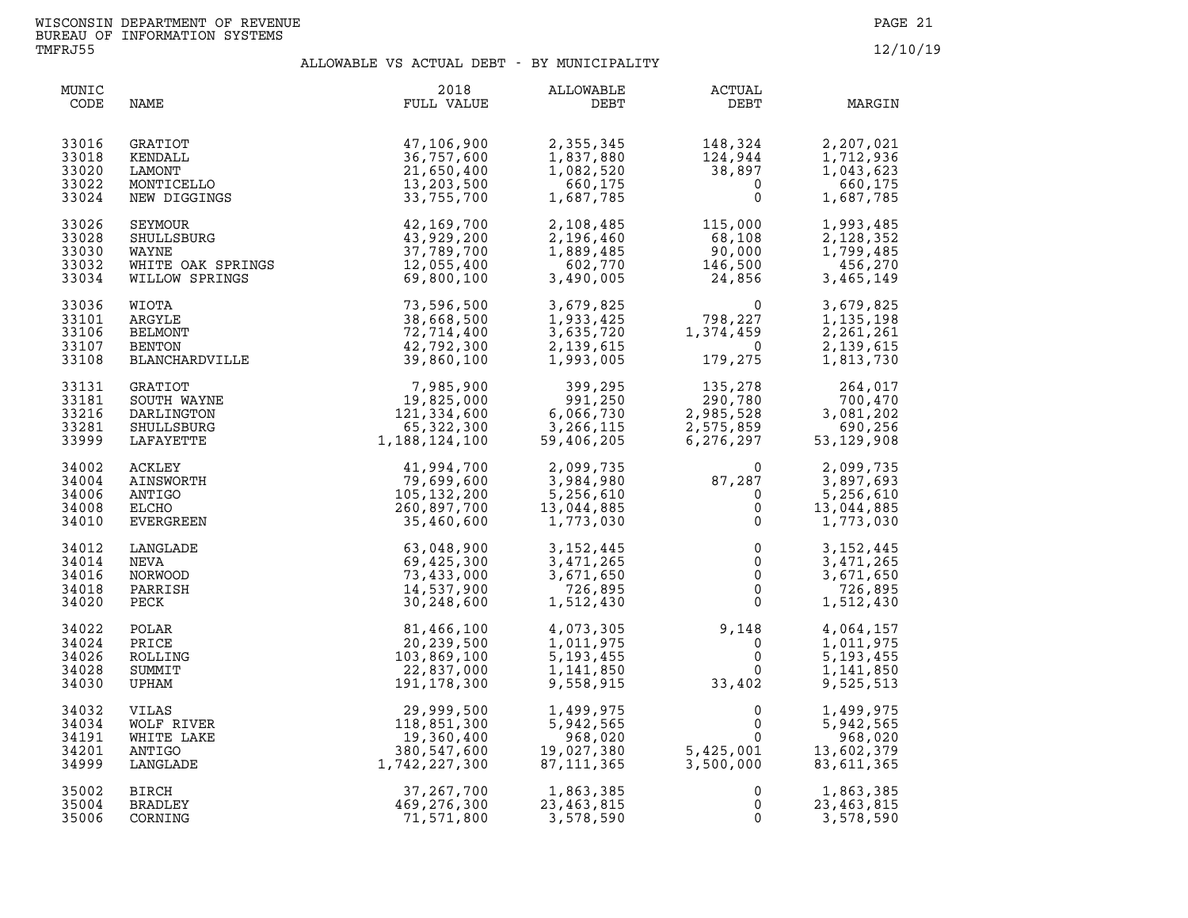WISCONSIN DEPARTMENT OF REVENUE
BUREAU OF INFORMATION SYSTEMS
TMFRJ55

12/10/19

## ALLOWABLE VS ACTUAL DEBT - BY MUNICIPALITY

| MUNIC CODE | NAME | 2018 FULL VALUE | ALLOWABLE DEBT | ACTUAL DEBT | MARGIN |
|---|---|---|---|---|---|
| 33016 | GRATIOT | 47,106,900 | 2,355,345 | 148,324 | 2,207,021 |
| 33018 | KENDALL | 36,757,600 | 1,837,880 | 124,944 | 1,712,936 |
| 33020 | LAMONT | 21,650,400 | 1,082,520 | 38,897 | 1,043,623 |
| 33022 | MONTICELLO | 13,203,500 | 660,175 | 0 | 660,175 |
| 33024 | NEW DIGGINGS | 33,755,700 | 1,687,785 | 0 | 1,687,785 |
| 33026 | SEYMOUR | 42,169,700 | 2,108,485 | 115,000 | 1,993,485 |
| 33028 | SHULLSBURG | 43,929,200 | 2,196,460 | 68,108 | 2,128,352 |
| 33030 | WAYNE | 37,789,700 | 1,889,485 | 90,000 | 1,799,485 |
| 33032 | WHITE OAK SPRINGS | 12,055,400 | 602,770 | 146,500 | 456,270 |
| 33034 | WILLOW SPRINGS | 69,800,100 | 3,490,005 | 24,856 | 3,465,149 |
| 33036 | WIOTA | 73,596,500 | 3,679,825 | 0 | 3,679,825 |
| 33101 | ARGYLE | 38,668,500 | 1,933,425 | 798,227 | 1,135,198 |
| 33106 | BELMONT | 72,714,400 | 3,635,720 | 1,374,459 | 2,261,261 |
| 33107 | BENTON | 42,792,300 | 2,139,615 | 0 | 2,139,615 |
| 33108 | BLANCHARDVILLE | 39,860,100 | 1,993,005 | 179,275 | 1,813,730 |
| 33131 | GRATIOT | 7,985,900 | 399,295 | 135,278 | 264,017 |
| 33181 | SOUTH WAYNE | 19,825,000 | 991,250 | 290,780 | 700,470 |
| 33216 | DARLINGTON | 121,334,600 | 6,066,730 | 2,985,528 | 3,081,202 |
| 33281 | SHULLSBURG | 65,322,300 | 3,266,115 | 2,575,859 | 690,256 |
| 33999 | LAFAYETTE | 1,188,124,100 | 59,406,205 | 6,276,297 | 53,129,908 |
| 34002 | ACKLEY | 41,994,700 | 2,099,735 | 0 | 2,099,735 |
| 34004 | AINSWORTH | 79,699,600 | 3,984,980 | 87,287 | 3,897,693 |
| 34006 | ANTIGO | 105,132,200 | 5,256,610 | 0 | 5,256,610 |
| 34008 | ELCHO | 260,897,700 | 13,044,885 | 0 | 13,044,885 |
| 34010 | EVERGREEN | 35,460,600 | 1,773,030 | 0 | 1,773,030 |
| 34012 | LANGLADE | 63,048,900 | 3,152,445 | 0 | 3,152,445 |
| 34014 | NEVA | 69,425,300 | 3,471,265 | 0 | 3,471,265 |
| 34016 | NORWOOD | 73,433,000 | 3,671,650 | 0 | 3,671,650 |
| 34018 | PARRISH | 14,537,900 | 726,895 | 0 | 726,895 |
| 34020 | PECK | 30,248,600 | 1,512,430 | 0 | 1,512,430 |
| 34022 | POLAR | 81,466,100 | 4,073,305 | 9,148 | 4,064,157 |
| 34024 | PRICE | 20,239,500 | 1,011,975 | 0 | 1,011,975 |
| 34026 | ROLLING | 103,869,100 | 5,193,455 | 0 | 5,193,455 |
| 34028 | SUMMIT | 22,837,000 | 1,141,850 | 0 | 1,141,850 |
| 34030 | UPHAM | 191,178,300 | 9,558,915 | 33,402 | 9,525,513 |
| 34032 | VILAS | 29,999,500 | 1,499,975 | 0 | 1,499,975 |
| 34034 | WOLF RIVER | 118,851,300 | 5,942,565 | 0 | 5,942,565 |
| 34191 | WHITE LAKE | 19,360,400 | 968,020 | 0 | 968,020 |
| 34201 | ANTIGO | 380,547,600 | 19,027,380 | 5,425,001 | 13,602,379 |
| 34999 | LANGLADE | 1,742,227,300 | 87,111,365 | 3,500,000 | 83,611,365 |
| 35002 | BIRCH | 37,267,700 | 1,863,385 | 0 | 1,863,385 |
| 35004 | BRADLEY | 469,276,300 | 23,463,815 | 0 | 23,463,815 |
| 35006 | CORNING | 71,571,800 | 3,578,590 | 0 | 3,578,590 |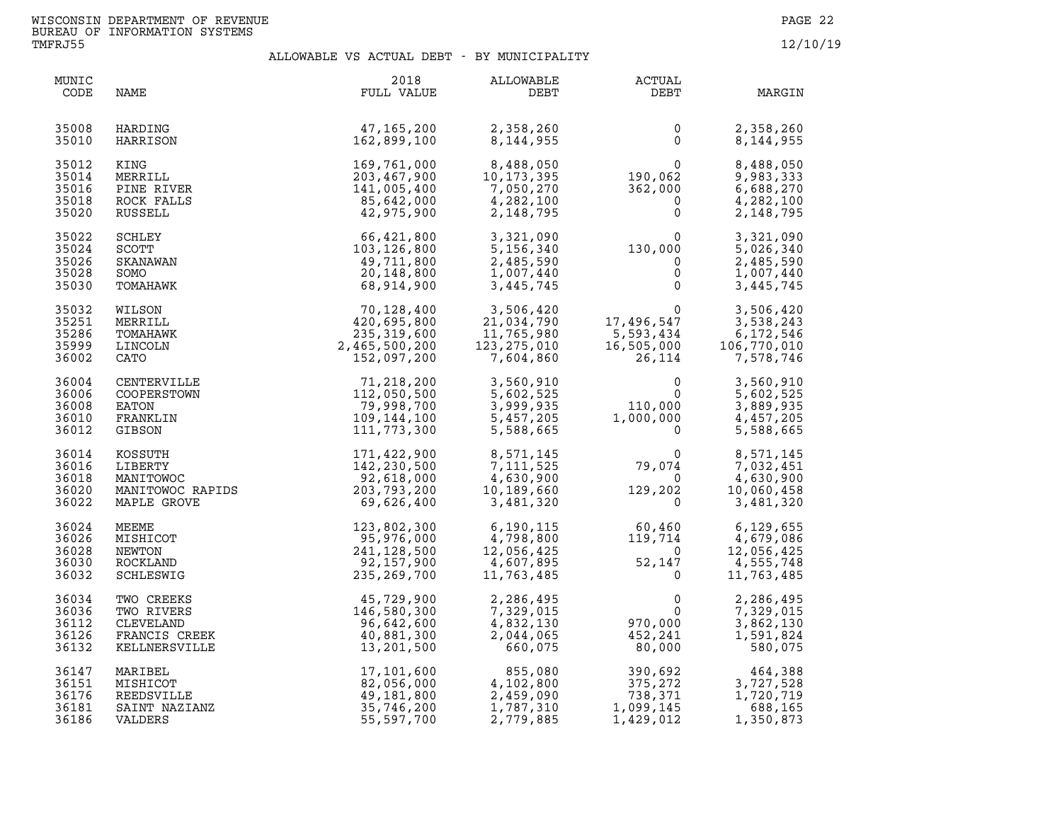WISCONSIN DEPARTMENT OF REVENUE
BUREAU OF INFORMATION SYSTEMS
TMFRJ55

12/10/19

## ALLOWABLE VS ACTUAL DEBT - BY MUNICIPALITY

| MUNIC CODE | NAME | 2018 FULL VALUE | ALLOWABLE DEBT | ACTUAL DEBT | MARGIN |
|---|---|---|---|---|---|
| 35008 | HARDING | 47,165,200 | 2,358,260 | 0 | 2,358,260 |
| 35010 | HARRISON | 162,899,100 | 8,144,955 | 0 | 8,144,955 |
| 35012 | KING | 169,761,000 | 8,488,050 | 0 | 8,488,050 |
| 35014 | MERRILL | 203,467,900 | 10,173,395 | 190,062 | 9,983,333 |
| 35016 | PINE RIVER | 141,005,400 | 7,050,270 | 362,000 | 6,688,270 |
| 35018 | ROCK FALLS | 85,642,000 | 4,282,100 | 0 | 4,282,100 |
| 35020 | RUSSELL | 42,975,900 | 2,148,795 | 0 | 2,148,795 |
| 35022 | SCHLEY | 66,421,800 | 3,321,090 | 0 | 3,321,090 |
| 35024 | SCOTT | 103,126,800 | 5,156,340 | 130,000 | 5,026,340 |
| 35026 | SKANAWAN | 49,711,800 | 2,485,590 | 0 | 2,485,590 |
| 35028 | SOMO | 20,148,800 | 1,007,440 | 0 | 1,007,440 |
| 35030 | TOMAHAWK | 68,914,900 | 3,445,745 | 0 | 3,445,745 |
| 35032 | WILSON | 70,128,400 | 3,506,420 | 0 | 3,506,420 |
| 35251 | MERRILL | 420,695,800 | 21,034,790 | 17,496,547 | 3,538,243 |
| 35286 | TOMAHAWK | 235,319,600 | 11,765,980 | 5,593,434 | 6,172,546 |
| 35999 | LINCOLN | 2,465,500,200 | 123,275,010 | 16,505,000 | 106,770,010 |
| 36002 | CATO | 152,097,200 | 7,604,860 | 26,114 | 7,578,746 |
| 36004 | CENTERVILLE | 71,218,200 | 3,560,910 | 0 | 3,560,910 |
| 36006 | COOPERSTOWN | 112,050,500 | 5,602,525 | 0 | 5,602,525 |
| 36008 | EATON | 79,998,700 | 3,999,935 | 110,000 | 3,889,935 |
| 36010 | FRANKLIN | 109,144,100 | 5,457,205 | 1,000,000 | 4,457,205 |
| 36012 | GIBSON | 111,773,300 | 5,588,665 | 0 | 5,588,665 |
| 36014 | KOSSUTH | 171,422,900 | 8,571,145 | 0 | 8,571,145 |
| 36016 | LIBERTY | 142,230,500 | 7,111,525 | 79,074 | 7,032,451 |
| 36018 | MANITOWOC | 92,618,000 | 4,630,900 | 0 | 4,630,900 |
| 36020 | MANITOWOC RAPIDS | 203,793,200 | 10,189,660 | 129,202 | 10,060,458 |
| 36022 | MAPLE GROVE | 69,626,400 | 3,481,320 | 0 | 3,481,320 |
| 36024 | MEEME | 123,802,300 | 6,190,115 | 60,460 | 6,129,655 |
| 36026 | MISHICOT | 95,976,000 | 4,798,800 | 119,714 | 4,679,086 |
| 36028 | NEWTON | 241,128,500 | 12,056,425 | 0 | 12,056,425 |
| 36030 | ROCKLAND | 92,157,900 | 4,607,895 | 52,147 | 4,555,748 |
| 36032 | SCHLESWIG | 235,269,700 | 11,763,485 | 0 | 11,763,485 |
| 36034 | TWO CREEKS | 45,729,900 | 2,286,495 | 0 | 2,286,495 |
| 36036 | TWO RIVERS | 146,580,300 | 7,329,015 | 0 | 7,329,015 |
| 36112 | CLEVELAND | 96,642,600 | 4,832,130 | 970,000 | 3,862,130 |
| 36126 | FRANCIS CREEK | 40,881,300 | 2,044,065 | 452,241 | 1,591,824 |
| 36132 | KELLNERSVILLE | 13,201,500 | 660,075 | 80,000 | 580,075 |
| 36147 | MARIBEL | 17,101,600 | 855,080 | 390,692 | 464,388 |
| 36151 | MISHICOT | 82,056,000 | 4,102,800 | 375,272 | 3,727,528 |
| 36176 | REEDSVILLE | 49,181,800 | 2,459,090 | 738,371 | 1,720,719 |
| 36181 | SAINT NAZIANZ | 35,746,200 | 1,787,310 | 1,099,145 | 688,165 |
| 36186 | VALDERS | 55,597,700 | 2,779,885 | 1,429,012 | 1,350,873 |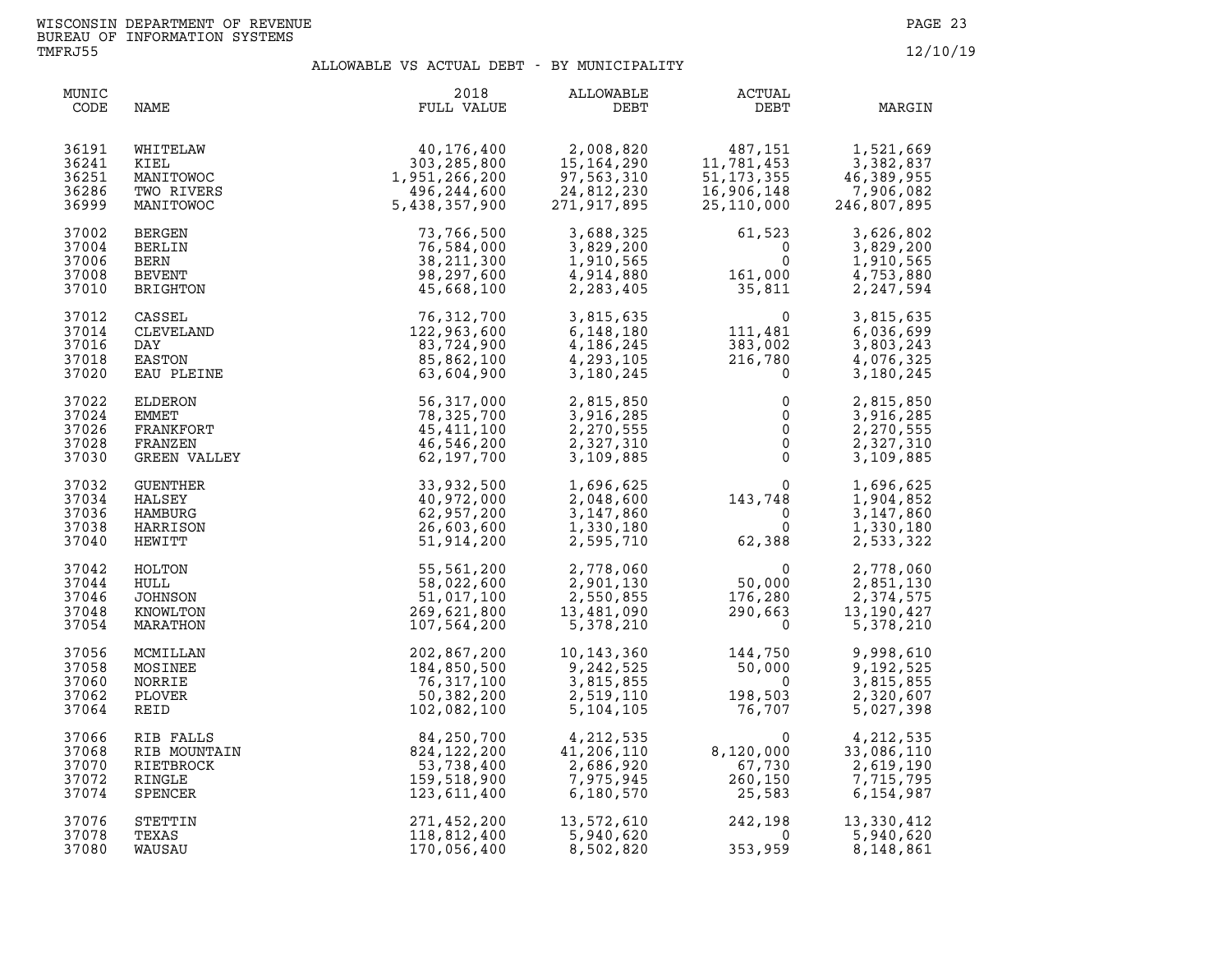WISCONSIN DEPARTMENT OF REVENUE
BUREAU OF INFORMATION SYSTEMS
TMFRJ55

12/10/19

## ALLOWABLE VS ACTUAL DEBT - BY MUNICIPALITY

| MUNIC CODE | NAME | 2018 FULL VALUE | ALLOWABLE DEBT | ACTUAL DEBT | MARGIN |
|---|---|---|---|---|---|
| 36191 | WHITELAW | 40,176,400 | 2,008,820 | 487,151 | 1,521,669 |
| 36241 | KIEL | 303,285,800 | 15,164,290 | 11,781,453 | 3,382,837 |
| 36251 | MANITOWOC | 1,951,266,200 | 97,563,310 | 51,173,355 | 46,389,955 |
| 36286 | TWO RIVERS | 496,244,600 | 24,812,230 | 16,906,148 | 7,906,082 |
| 36999 | MANITOWOC | 5,438,357,900 | 271,917,895 | 25,110,000 | 246,807,895 |
| 37002 | BERGEN | 73,766,500 | 3,688,325 | 61,523 | 3,626,802 |
| 37004 | BERLIN | 76,584,000 | 3,829,200 | 0 | 3,829,200 |
| 37006 | BERN | 38,211,300 | 1,910,565 | 0 | 1,910,565 |
| 37008 | BEVENT | 98,297,600 | 4,914,880 | 161,000 | 4,753,880 |
| 37010 | BRIGHTON | 45,668,100 | 2,283,405 | 35,811 | 2,247,594 |
| 37012 | CASSEL | 76,312,700 | 3,815,635 | 0 | 3,815,635 |
| 37014 | CLEVELAND | 122,963,600 | 6,148,180 | 111,481 | 6,036,699 |
| 37016 | DAY | 83,724,900 | 4,186,245 | 383,002 | 3,803,243 |
| 37018 | EASTON | 85,862,100 | 4,293,105 | 216,780 | 4,076,325 |
| 37020 | EAU PLEINE | 63,604,900 | 3,180,245 | 0 | 3,180,245 |
| 37022 | ELDERON | 56,317,000 | 2,815,850 | 0 | 2,815,850 |
| 37024 | EMMET | 78,325,700 | 3,916,285 | 0 | 3,916,285 |
| 37026 | FRANKFORT | 45,411,100 | 2,270,555 | 0 | 2,270,555 |
| 37028 | FRANZEN | 46,546,200 | 2,327,310 | 0 | 2,327,310 |
| 37030 | GREEN VALLEY | 62,197,700 | 3,109,885 | 0 | 3,109,885 |
| 37032 | GUENTHER | 33,932,500 | 1,696,625 | 0 | 1,696,625 |
| 37034 | HALSEY | 40,972,000 | 2,048,600 | 143,748 | 1,904,852 |
| 37036 | HAMBURG | 62,957,200 | 3,147,860 | 0 | 3,147,860 |
| 37038 | HARRISON | 26,603,600 | 1,330,180 | 0 | 1,330,180 |
| 37040 | HEWITT | 51,914,200 | 2,595,710 | 62,388 | 2,533,322 |
| 37042 | HOLTON | 55,561,200 | 2,778,060 | 0 | 2,778,060 |
| 37044 | HULL | 58,022,600 | 2,901,130 | 50,000 | 2,851,130 |
| 37046 | JOHNSON | 51,017,100 | 2,550,855 | 176,280 | 2,374,575 |
| 37048 | KNOWLTON | 269,621,800 | 13,481,090 | 290,663 | 13,190,427 |
| 37054 | MARATHON | 107,564,200 | 5,378,210 | 0 | 5,378,210 |
| 37056 | MCMILLAN | 202,867,200 | 10,143,360 | 144,750 | 9,998,610 |
| 37058 | MOSINEE | 184,850,500 | 9,242,525 | 50,000 | 9,192,525 |
| 37060 | NORRIE | 76,317,100 | 3,815,855 | 0 | 3,815,855 |
| 37062 | PLOVER | 50,382,200 | 2,519,110 | 198,503 | 2,320,607 |
| 37064 | REID | 102,082,100 | 5,104,105 | 76,707 | 5,027,398 |
| 37066 | RIB FALLS | 84,250,700 | 4,212,535 | 0 | 4,212,535 |
| 37068 | RIB MOUNTAIN | 824,122,200 | 41,206,110 | 8,120,000 | 33,086,110 |
| 37070 | RIETBROCK | 53,738,400 | 2,686,920 | 67,730 | 2,619,190 |
| 37072 | RINGLE | 159,518,900 | 7,975,945 | 260,150 | 7,715,795 |
| 37074 | SPENCER | 123,611,400 | 6,180,570 | 25,583 | 6,154,987 |
| 37076 | STETTIN | 271,452,200 | 13,572,610 | 242,198 | 13,330,412 |
| 37078 | TEXAS | 118,812,400 | 5,940,620 | 0 | 5,940,620 |
| 37080 | WAUSAU | 170,056,400 | 8,502,820 | 353,959 | 8,148,861 |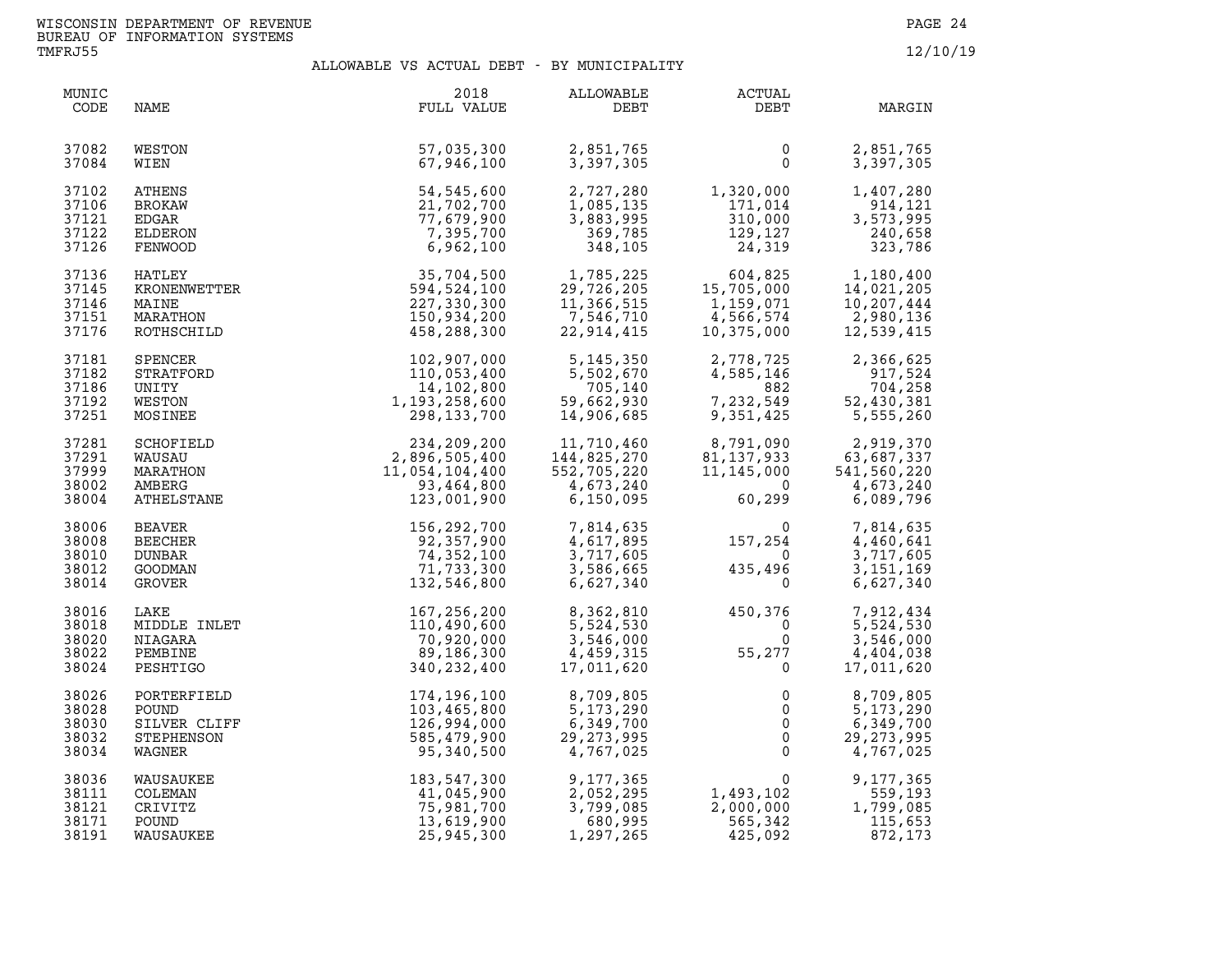WISCONSIN DEPARTMENT OF REVENUE
BUREAU OF INFORMATION SYSTEMS
TMFRJ55

12/10/19

## ALLOWABLE VS ACTUAL DEBT - BY MUNICIPALITY

| MUNIC CODE | NAME | 2018 FULL VALUE | ALLOWABLE DEBT | ACTUAL DEBT | MARGIN |
|---|---|---|---|---|---|
| 37082 | WESTON | 57,035,300 | 2,851,765 | 0 | 2,851,765 |
| 37084 | WIEN | 67,946,100 | 3,397,305 | 0 | 3,397,305 |
| 37102 | ATHENS | 54,545,600 | 2,727,280 | 1,320,000 | 1,407,280 |
| 37106 | BROKAW | 21,702,700 | 1,085,135 | 171,014 | 914,121 |
| 37121 | EDGAR | 77,679,900 | 3,883,995 | 310,000 | 3,573,995 |
| 37122 | ELDERON | 7,395,700 | 369,785 | 129,127 | 240,658 |
| 37126 | FENWOOD | 6,962,100 | 348,105 | 24,319 | 323,786 |
| 37136 | HATLEY | 35,704,500 | 1,785,225 | 604,825 | 1,180,400 |
| 37145 | KRONENWETTER | 594,524,100 | 29,726,205 | 15,705,000 | 14,021,205 |
| 37146 | MAINE | 227,330,300 | 11,366,515 | 1,159,071 | 10,207,444 |
| 37151 | MARATHON | 150,934,200 | 7,546,710 | 4,566,574 | 2,980,136 |
| 37176 | ROTHSCHILD | 458,288,300 | 22,914,415 | 10,375,000 | 12,539,415 |
| 37181 | SPENCER | 102,907,000 | 5,145,350 | 2,778,725 | 2,366,625 |
| 37182 | STRATFORD | 110,053,400 | 5,502,670 | 4,585,146 | 917,524 |
| 37186 | UNITY | 14,102,800 | 705,140 | 882 | 704,258 |
| 37192 | WESTON | 1,193,258,600 | 59,662,930 | 7,232,549 | 52,430,381 |
| 37251 | MOSINEE | 298,133,700 | 14,906,685 | 9,351,425 | 5,555,260 |
| 37281 | SCHOFIELD | 234,209,200 | 11,710,460 | 8,791,090 | 2,919,370 |
| 37291 | WAUSAU | 2,896,505,400 | 144,825,270 | 81,137,933 | 63,687,337 |
| 37999 | MARATHON | 11,054,104,400 | 552,705,220 | 11,145,000 | 541,560,220 |
| 38002 | AMBERG | 93,464,800 | 4,673,240 | 0 | 4,673,240 |
| 38004 | ATHELSTANE | 123,001,900 | 6,150,095 | 60,299 | 6,089,796 |
| 38006 | BEAVER | 156,292,700 | 7,814,635 | 0 | 7,814,635 |
| 38008 | BEECHER | 92,357,900 | 4,617,895 | 157,254 | 4,460,641 |
| 38010 | DUNBAR | 74,352,100 | 3,717,605 | 0 | 3,717,605 |
| 38012 | GOODMAN | 71,733,300 | 3,586,665 | 435,496 | 3,151,169 |
| 38014 | GROVER | 132,546,800 | 6,627,340 | 0 | 6,627,340 |
| 38016 | LAKE | 167,256,200 | 8,362,810 | 450,376 | 7,912,434 |
| 38018 | MIDDLE INLET | 110,490,600 | 5,524,530 | 0 | 5,524,530 |
| 38020 | NIAGARA | 70,920,000 | 3,546,000 | 0 | 3,546,000 |
| 38022 | PEMBINE | 89,186,300 | 4,459,315 | 55,277 | 4,404,038 |
| 38024 | PESHTIGO | 340,232,400 | 17,011,620 | 0 | 17,011,620 |
| 38026 | PORTERFIELD | 174,196,100 | 8,709,805 | 0 | 8,709,805 |
| 38028 | POUND | 103,465,800 | 5,173,290 | 0 | 5,173,290 |
| 38030 | SILVER CLIFF | 126,994,000 | 6,349,700 | 0 | 6,349,700 |
| 38032 | STEPHENSON | 585,479,900 | 29,273,995 | 0 | 29,273,995 |
| 38034 | WAGNER | 95,340,500 | 4,767,025 | 0 | 4,767,025 |
| 38036 | WAUSAUKEE | 183,547,300 | 9,177,365 | 0 | 9,177,365 |
| 38111 | COLEMAN | 41,045,900 | 2,052,295 | 1,493,102 | 559,193 |
| 38121 | CRIVITZ | 75,981,700 | 3,799,085 | 2,000,000 | 1,799,085 |
| 38171 | POUND | 13,619,900 | 680,995 | 565,342 | 115,653 |
| 38191 | WAUSAUKEE | 25,945,300 | 1,297,265 | 425,092 | 872,173 |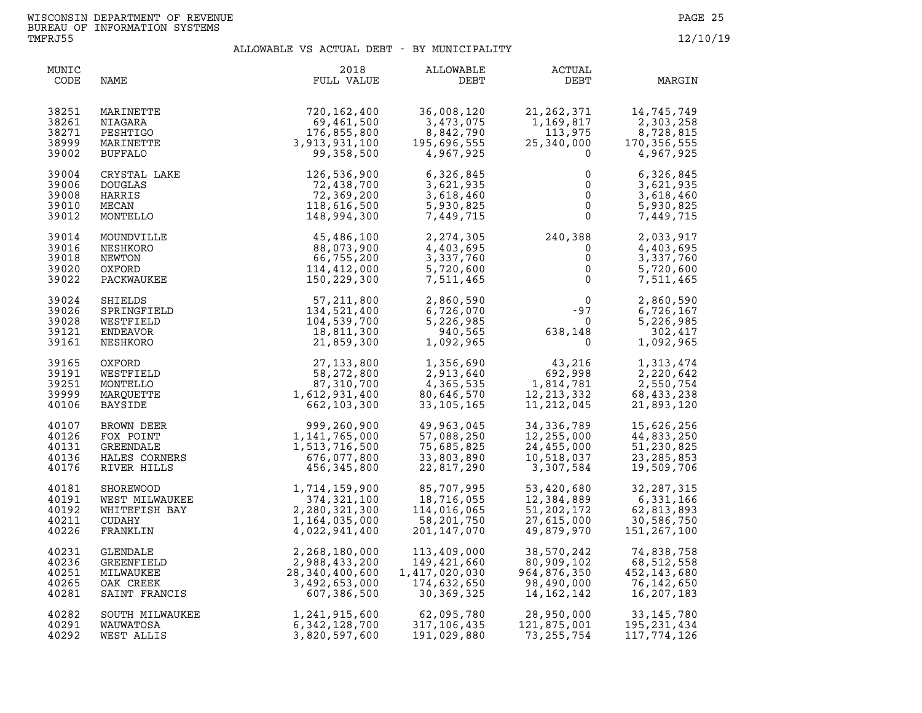WISCONSIN DEPARTMENT OF REVENUE
BUREAU OF INFORMATION SYSTEMS
TMFRJ55

12/10/19

## ALLOWABLE VS ACTUAL DEBT - BY MUNICIPALITY

| MUNIC CODE | NAME | 2018 FULL VALUE | ALLOWABLE DEBT | ACTUAL DEBT | MARGIN |
|---|---|---|---|---|---|
| 38251 | MARINETTE | 720,162,400 | 36,008,120 | 21,262,371 | 14,745,749 |
| 38261 | NIAGARA | 69,461,500 | 3,473,075 | 1,169,817 | 2,303,258 |
| 38271 | PESHTIGO | 176,855,800 | 8,842,790 | 113,975 | 8,728,815 |
| 38999 | MARINETTE | 3,913,931,100 | 195,696,555 | 25,340,000 | 170,356,555 |
| 39002 | BUFFALO | 99,358,500 | 4,967,925 | 0 | 4,967,925 |
| 39004 | CRYSTAL LAKE | 126,536,900 | 6,326,845 | 0 | 6,326,845 |
| 39006 | DOUGLAS | 72,438,700 | 3,621,935 | 0 | 3,621,935 |
| 39008 | HARRIS | 72,369,200 | 3,618,460 | 0 | 3,618,460 |
| 39010 | MECAN | 118,616,500 | 5,930,825 | 0 | 5,930,825 |
| 39012 | MONTELLO | 148,994,300 | 7,449,715 | 0 | 7,449,715 |
| 39014 | MOUNDVILLE | 45,486,100 | 2,274,305 | 240,388 | 2,033,917 |
| 39016 | NESHKORO | 88,073,900 | 4,403,695 | 0 | 4,403,695 |
| 39018 | NEWTON | 66,755,200 | 3,337,760 | 0 | 3,337,760 |
| 39020 | OXFORD | 114,412,000 | 5,720,600 | 0 | 5,720,600 |
| 39022 | PACKWAUKEE | 150,229,300 | 7,511,465 | 0 | 7,511,465 |
| 39024 | SHIELDS | 57,211,800 | 2,860,590 | 0 | 2,860,590 |
| 39026 | SPRINGFIELD | 134,521,400 | 6,726,070 | -97 | 6,726,167 |
| 39028 | WESTFIELD | 104,539,700 | 5,226,985 | 0 | 5,226,985 |
| 39121 | ENDEAVOR | 18,811,300 | 940,565 | 638,148 | 302,417 |
| 39161 | NESHKORO | 21,859,300 | 1,092,965 | 0 | 1,092,965 |
| 39165 | OXFORD | 27,133,800 | 1,356,690 | 43,216 | 1,313,474 |
| 39191 | WESTFIELD | 58,272,800 | 2,913,640 | 692,998 | 2,220,642 |
| 39251 | MONTELLO | 87,310,700 | 4,365,535 | 1,814,781 | 2,550,754 |
| 39999 | MARQUETTE | 1,612,931,400 | 80,646,570 | 12,213,332 | 68,433,238 |
| 40106 | BAYSIDE | 662,103,300 | 33,105,165 | 11,212,045 | 21,893,120 |
| 40107 | BROWN DEER | 999,260,900 | 49,963,045 | 34,336,789 | 15,626,256 |
| 40126 | FOX POINT | 1,141,765,000 | 57,088,250 | 12,255,000 | 44,833,250 |
| 40131 | GREENDALE | 1,513,716,500 | 75,685,825 | 24,455,000 | 51,230,825 |
| 40136 | HALES CORNERS | 676,077,800 | 33,803,890 | 10,518,037 | 23,285,853 |
| 40176 | RIVER HILLS | 456,345,800 | 22,817,290 | 3,307,584 | 19,509,706 |
| 40181 | SHOREWOOD | 1,714,159,900 | 85,707,995 | 53,420,680 | 32,287,315 |
| 40191 | WEST MILWAUKEE | 374,321,100 | 18,716,055 | 12,384,889 | 6,331,166 |
| 40192 | WHITEFISH BAY | 2,280,321,300 | 114,016,065 | 51,202,172 | 62,813,893 |
| 40211 | CUDAHY | 1,164,035,000 | 58,201,750 | 27,615,000 | 30,586,750 |
| 40226 | FRANKLIN | 4,022,941,400 | 201,147,070 | 49,879,970 | 151,267,100 |
| 40231 | GLENDALE | 2,268,180,000 | 113,409,000 | 38,570,242 | 74,838,758 |
| 40236 | GREENFIELD | 2,988,433,200 | 149,421,660 | 80,909,102 | 68,512,558 |
| 40251 | MILWAUKEE | 28,340,400,600 | 1,417,020,030 | 964,876,350 | 452,143,680 |
| 40265 | OAK CREEK | 3,492,653,000 | 174,632,650 | 98,490,000 | 76,142,650 |
| 40281 | SAINT FRANCIS | 607,386,500 | 30,369,325 | 14,162,142 | 16,207,183 |
| 40282 | SOUTH MILWAUKEE | 1,241,915,600 | 62,095,780 | 28,950,000 | 33,145,780 |
| 40291 | WAUWATOSA | 6,342,128,700 | 317,106,435 | 121,875,001 | 195,231,434 |
| 40292 | WEST ALLIS | 3,820,597,600 | 191,029,880 | 73,255,754 | 117,774,126 |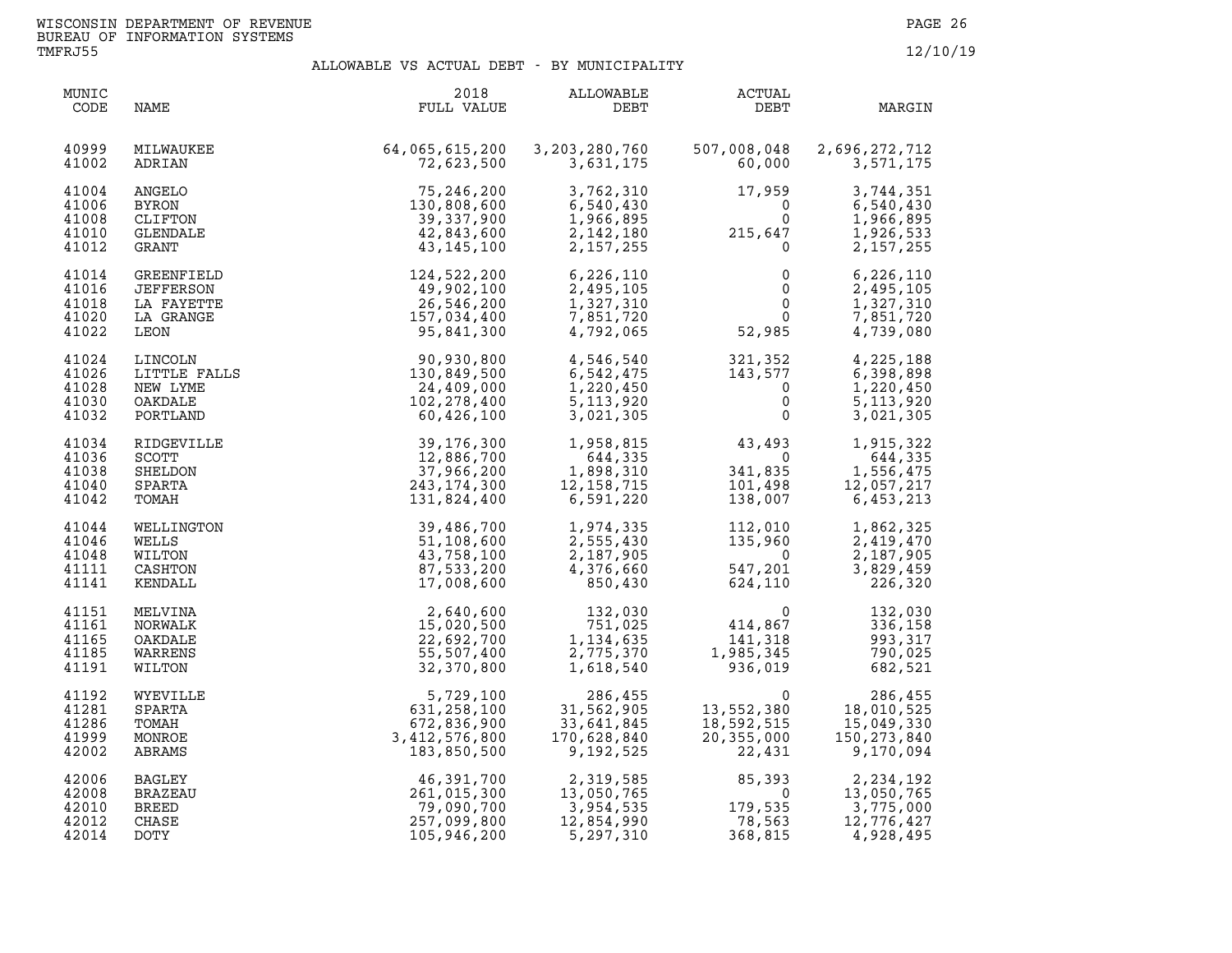WISCONSIN DEPARTMENT OF REVENUE
BUREAU OF INFORMATION SYSTEMS
TMFRJ55

12/10/19

## ALLOWABLE VS ACTUAL DEBT - BY MUNICIPALITY

| MUNIC CODE | NAME | 2018 FULL VALUE | ALLOWABLE DEBT | ACTUAL DEBT | MARGIN |
|---|---|---|---|---|---|
| 40999 | MILWAUKEE | 64,065,615,200 | 3,203,280,760 | 507,008,048 | 2,696,272,712 |
| 41002 | ADRIAN | 72,623,500 | 3,631,175 | 60,000 | 3,571,175 |
| 41004 | ANGELO | 75,246,200 | 3,762,310 | 17,959 | 3,744,351 |
| 41006 | BYRON | 130,808,600 | 6,540,430 | 0 | 6,540,430 |
| 41008 | CLIFTON | 39,337,900 | 1,966,895 | 0 | 1,966,895 |
| 41010 | GLENDALE | 42,843,600 | 2,142,180 | 215,647 | 1,926,533 |
| 41012 | GRANT | 43,145,100 | 2,157,255 | 0 | 2,157,255 |
| 41014 | GREENFIELD | 124,522,200 | 6,226,110 | 0 | 6,226,110 |
| 41016 | JEFFERSON | 49,902,100 | 2,495,105 | 0 | 2,495,105 |
| 41018 | LA FAYETTE | 26,546,200 | 1,327,310 | 0 | 1,327,310 |
| 41020 | LA GRANGE | 157,034,400 | 7,851,720 | 0 | 7,851,720 |
| 41022 | LEON | 95,841,300 | 4,792,065 | 52,985 | 4,739,080 |
| 41024 | LINCOLN | 90,930,800 | 4,546,540 | 321,352 | 4,225,188 |
| 41026 | LITTLE FALLS | 130,849,500 | 6,542,475 | 143,577 | 6,398,898 |
| 41028 | NEW LYME | 24,409,000 | 1,220,450 | 0 | 1,220,450 |
| 41030 | OAKDALE | 102,278,400 | 5,113,920 | 0 | 5,113,920 |
| 41032 | PORTLAND | 60,426,100 | 3,021,305 | 0 | 3,021,305 |
| 41034 | RIDGEVILLE | 39,176,300 | 1,958,815 | 43,493 | 1,915,322 |
| 41036 | SCOTT | 12,886,700 | 644,335 | 0 | 644,335 |
| 41038 | SHELDON | 37,966,200 | 1,898,310 | 341,835 | 1,556,475 |
| 41040 | SPARTA | 243,174,300 | 12,158,715 | 101,498 | 12,057,217 |
| 41042 | TOMAH | 131,824,400 | 6,591,220 | 138,007 | 6,453,213 |
| 41044 | WELLINGTON | 39,486,700 | 1,974,335 | 112,010 | 1,862,325 |
| 41046 | WELLS | 51,108,600 | 2,555,430 | 135,960 | 2,419,470 |
| 41048 | WILTON | 43,758,100 | 2,187,905 | 0 | 2,187,905 |
| 41111 | CASHTON | 87,533,200 | 4,376,660 | 547,201 | 3,829,459 |
| 41141 | KENDALL | 17,008,600 | 850,430 | 624,110 | 226,320 |
| 41151 | MELVINA | 2,640,600 | 132,030 | 0 | 132,030 |
| 41161 | NORWALK | 15,020,500 | 751,025 | 414,867 | 336,158 |
| 41165 | OAKDALE | 22,692,700 | 1,134,635 | 141,318 | 993,317 |
| 41185 | WARRENS | 55,507,400 | 2,775,370 | 1,985,345 | 790,025 |
| 41191 | WILTON | 32,370,800 | 1,618,540 | 936,019 | 682,521 |
| 41192 | WYEVILLE | 5,729,100 | 286,455 | 0 | 286,455 |
| 41281 | SPARTA | 631,258,100 | 31,562,905 | 13,552,380 | 18,010,525 |
| 41286 | TOMAH | 672,836,900 | 33,641,845 | 18,592,515 | 15,049,330 |
| 41999 | MONROE | 3,412,576,800 | 170,628,840 | 20,355,000 | 150,273,840 |
| 42002 | ABRAMS | 183,850,500 | 9,192,525 | 22,431 | 9,170,094 |
| 42006 | BAGLEY | 46,391,700 | 2,319,585 | 85,393 | 2,234,192 |
| 42008 | BRAZEAU | 261,015,300 | 13,050,765 | 0 | 13,050,765 |
| 42010 | BREED | 79,090,700 | 3,954,535 | 179,535 | 3,775,000 |
| 42012 | CHASE | 257,099,800 | 12,854,990 | 78,563 | 12,776,427 |
| 42014 | DOTY | 105,946,200 | 5,297,310 | 368,815 | 4,928,495 |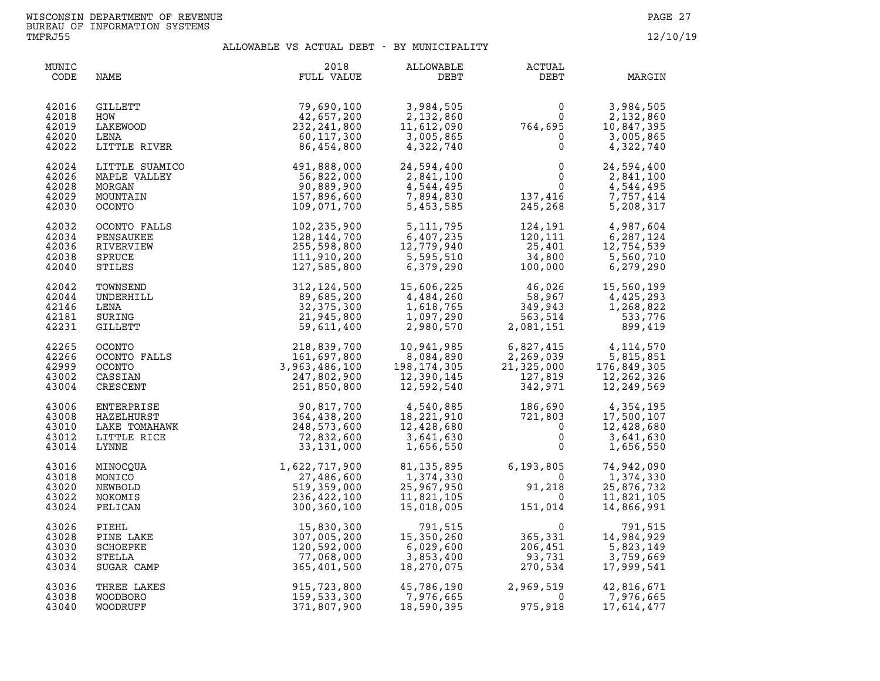WISCONSIN DEPARTMENT OF REVENUE
BUREAU OF INFORMATION SYSTEMS
TMFRJ55

12/10/19

## ALLOWABLE VS ACTUAL DEBT - BY MUNICIPALITY

| MUNIC CODE | NAME | 2018 FULL VALUE | ALLOWABLE DEBT | ACTUAL DEBT | MARGIN |
|---|---|---|---|---|---|
| 42016 | GILLETT | 79,690,100 | 3,984,505 | 0 | 3,984,505 |
| 42018 | HOW | 42,657,200 | 2,132,860 | 0 | 2,132,860 |
| 42019 | LAKEWOOD | 232,241,800 | 11,612,090 | 764,695 | 10,847,395 |
| 42020 | LENA | 60,117,300 | 3,005,865 | 0 | 3,005,865 |
| 42022 | LITTLE RIVER | 86,454,800 | 4,322,740 | 0 | 4,322,740 |
| 42024 | LITTLE SUAMICO | 491,888,000 | 24,594,400 | 0 | 24,594,400 |
| 42026 | MAPLE VALLEY | 56,822,000 | 2,841,100 | 0 | 2,841,100 |
| 42028 | MORGAN | 90,889,900 | 4,544,495 | 0 | 4,544,495 |
| 42029 | MOUNTAIN | 157,896,600 | 7,894,830 | 137,416 | 7,757,414 |
| 42030 | OCONTO | 109,071,700 | 5,453,585 | 245,268 | 5,208,317 |
| 42032 | OCONTO FALLS | 102,235,900 | 5,111,795 | 124,191 | 4,987,604 |
| 42034 | PENSAUKEE | 128,144,700 | 6,407,235 | 120,111 | 6,287,124 |
| 42036 | RIVERVIEW | 255,598,800 | 12,779,940 | 25,401 | 12,754,539 |
| 42038 | SPRUCE | 111,910,200 | 5,595,510 | 34,800 | 5,560,710 |
| 42040 | STILES | 127,585,800 | 6,379,290 | 100,000 | 6,279,290 |
| 42042 | TOWNSEND | 312,124,500 | 15,606,225 | 46,026 | 15,560,199 |
| 42044 | UNDERHILL | 89,685,200 | 4,484,260 | 58,967 | 4,425,293 |
| 42146 | LENA | 32,375,300 | 1,618,765 | 349,943 | 1,268,822 |
| 42181 | SURING | 21,945,800 | 1,097,290 | 563,514 | 533,776 |
| 42231 | GILLETT | 59,611,400 | 2,980,570 | 2,081,151 | 899,419 |
| 42265 | OCONTO | 218,839,700 | 10,941,985 | 6,827,415 | 4,114,570 |
| 42266 | OCONTO FALLS | 161,697,800 | 8,084,890 | 2,269,039 | 5,815,851 |
| 42999 | OCONTO | 3,963,486,100 | 198,174,305 | 21,325,000 | 176,849,305 |
| 43002 | CASSIAN | 247,802,900 | 12,390,145 | 127,819 | 12,262,326 |
| 43004 | CRESCENT | 251,850,800 | 12,592,540 | 342,971 | 12,249,569 |
| 43006 | ENTERPRISE | 90,817,700 | 4,540,885 | 186,690 | 4,354,195 |
| 43008 | HAZELHURST | 364,438,200 | 18,221,910 | 721,803 | 17,500,107 |
| 43010 | LAKE TOMAHAWK | 248,573,600 | 12,428,680 | 0 | 12,428,680 |
| 43012 | LITTLE RICE | 72,832,600 | 3,641,630 | 0 | 3,641,630 |
| 43014 | LYNNE | 33,131,000 | 1,656,550 | 0 | 1,656,550 |
| 43016 | MINOCQUA | 1,622,717,900 | 81,135,895 | 6,193,805 | 74,942,090 |
| 43018 | MONICO | 27,486,600 | 1,374,330 | 0 | 1,374,330 |
| 43020 | NEWBOLD | 519,359,000 | 25,967,950 | 91,218 | 25,876,732 |
| 43022 | NOKOMIS | 236,422,100 | 11,821,105 | 0 | 11,821,105 |
| 43024 | PELICAN | 300,360,100 | 15,018,005 | 151,014 | 14,866,991 |
| 43026 | PIEHL | 15,830,300 | 791,515 | 0 | 791,515 |
| 43028 | PINE LAKE | 307,005,200 | 15,350,260 | 365,331 | 14,984,929 |
| 43030 | SCHOEPKE | 120,592,000 | 6,029,600 | 206,451 | 5,823,149 |
| 43032 | STELLA | 77,068,000 | 3,853,400 | 93,731 | 3,759,669 |
| 43034 | SUGAR CAMP | 365,401,500 | 18,270,075 | 270,534 | 17,999,541 |
| 43036 | THREE LAKES | 915,723,800 | 45,786,190 | 2,969,519 | 42,816,671 |
| 43038 | WOODBORO | 159,533,300 | 7,976,665 | 0 | 7,976,665 |
| 43040 | WOODRUFF | 371,807,900 | 18,590,395 | 975,918 | 17,614,477 |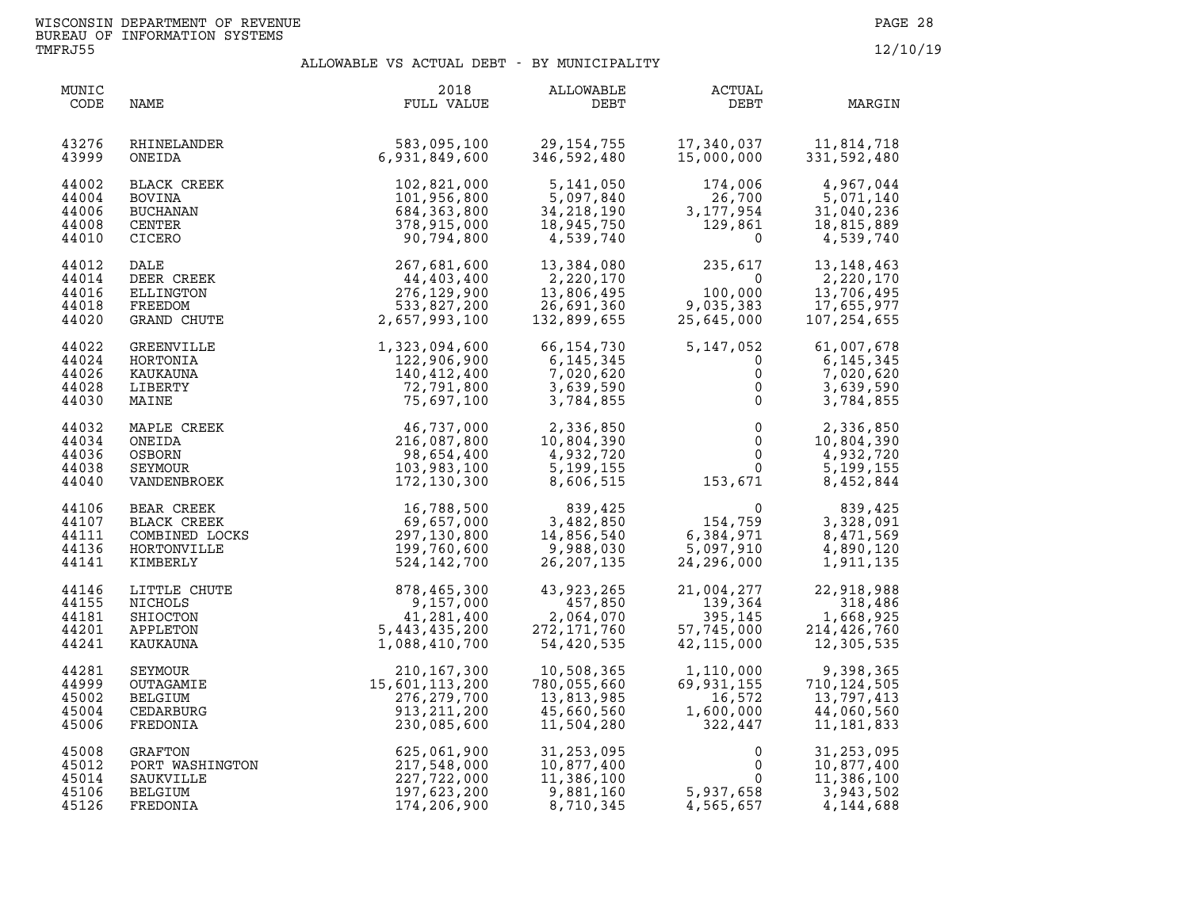WISCONSIN DEPARTMENT OF REVENUE
BUREAU OF INFORMATION SYSTEMS
TMFRJ55

12/10/19

## ALLOWABLE VS ACTUAL DEBT - BY MUNICIPALITY

| MUNIC CODE | NAME | 2018 FULL VALUE | ALLOWABLE DEBT | ACTUAL DEBT | MARGIN |
|---|---|---|---|---|---|
| 43276 | RHINELANDER | 583,095,100 | 29,154,755 | 17,340,037 | 11,814,718 |
| 43999 | ONEIDA | 6,931,849,600 | 346,592,480 | 15,000,000 | 331,592,480 |
| 44002 | BLACK CREEK | 102,821,000 | 5,141,050 | 174,006 | 4,967,044 |
| 44004 | BOVINA | 101,956,800 | 5,097,840 | 26,700 | 5,071,140 |
| 44006 | BUCHANAN | 684,363,800 | 34,218,190 | 3,177,954 | 31,040,236 |
| 44008 | CENTER | 378,915,000 | 18,945,750 | 129,861 | 18,815,889 |
| 44010 | CICERO | 90,794,800 | 4,539,740 | 0 | 4,539,740 |
| 44012 | DALE | 267,681,600 | 13,384,080 | 235,617 | 13,148,463 |
| 44014 | DEER CREEK | 44,403,400 | 2,220,170 | 0 | 2,220,170 |
| 44016 | ELLINGTON | 276,129,900 | 13,806,495 | 100,000 | 13,706,495 |
| 44018 | FREEDOM | 533,827,200 | 26,691,360 | 9,035,383 | 17,655,977 |
| 44020 | GRAND CHUTE | 2,657,993,100 | 132,899,655 | 25,645,000 | 107,254,655 |
| 44022 | GREENVILLE | 1,323,094,600 | 66,154,730 | 5,147,052 | 61,007,678 |
| 44024 | HORTONIA | 122,906,900 | 6,145,345 | 0 | 6,145,345 |
| 44026 | KAUKAUNA | 140,412,400 | 7,020,620 | 0 | 7,020,620 |
| 44028 | LIBERTY | 72,791,800 | 3,639,590 | 0 | 3,639,590 |
| 44030 | MAINE | 75,697,100 | 3,784,855 | 0 | 3,784,855 |
| 44032 | MAPLE CREEK | 46,737,000 | 2,336,850 | 0 | 2,336,850 |
| 44034 | ONEIDA | 216,087,800 | 10,804,390 | 0 | 10,804,390 |
| 44036 | OSBORN | 98,654,400 | 4,932,720 | 0 | 4,932,720 |
| 44038 | SEYMOUR | 103,983,100 | 5,199,155 | 0 | 5,199,155 |
| 44040 | VANDENBROEK | 172,130,300 | 8,606,515 | 153,671 | 8,452,844 |
| 44106 | BEAR CREEK | 16,788,500 | 839,425 | 0 | 839,425 |
| 44107 | BLACK CREEK | 69,657,000 | 3,482,850 | 154,759 | 3,328,091 |
| 44111 | COMBINED LOCKS | 297,130,800 | 14,856,540 | 6,384,971 | 8,471,569 |
| 44136 | HORTONVILLE | 199,760,600 | 9,988,030 | 5,097,910 | 4,890,120 |
| 44141 | KIMBERLY | 524,142,700 | 26,207,135 | 24,296,000 | 1,911,135 |
| 44146 | LITTLE CHUTE | 878,465,300 | 43,923,265 | 21,004,277 | 22,918,988 |
| 44155 | NICHOLS | 9,157,000 | 457,850 | 139,364 | 318,486 |
| 44181 | SHIOCTON | 41,281,400 | 2,064,070 | 395,145 | 1,668,925 |
| 44201 | APPLETON | 5,443,435,200 | 272,171,760 | 57,745,000 | 214,426,760 |
| 44241 | KAUKAUNA | 1,088,410,700 | 54,420,535 | 42,115,000 | 12,305,535 |
| 44281 | SEYMOUR | 210,167,300 | 10,508,365 | 1,110,000 | 9,398,365 |
| 44999 | OUTAGAMIE | 15,601,113,200 | 780,055,660 | 69,931,155 | 710,124,505 |
| 45002 | BELGIUM | 276,279,700 | 13,813,985 | 16,572 | 13,797,413 |
| 45004 | CEDARBURG | 913,211,200 | 45,660,560 | 1,600,000 | 44,060,560 |
| 45006 | FREDONIA | 230,085,600 | 11,504,280 | 322,447 | 11,181,833 |
| 45008 | GRAFTON | 625,061,900 | 31,253,095 | 0 | 31,253,095 |
| 45012 | PORT WASHINGTON | 217,548,000 | 10,877,400 | 0 | 10,877,400 |
| 45014 | SAUKVILLE | 227,722,000 | 11,386,100 | 0 | 11,386,100 |
| 45106 | BELGIUM | 197,623,200 | 9,881,160 | 5,937,658 | 3,943,502 |
| 45126 | FREDONIA | 174,206,900 | 8,710,345 | 4,565,657 | 4,144,688 |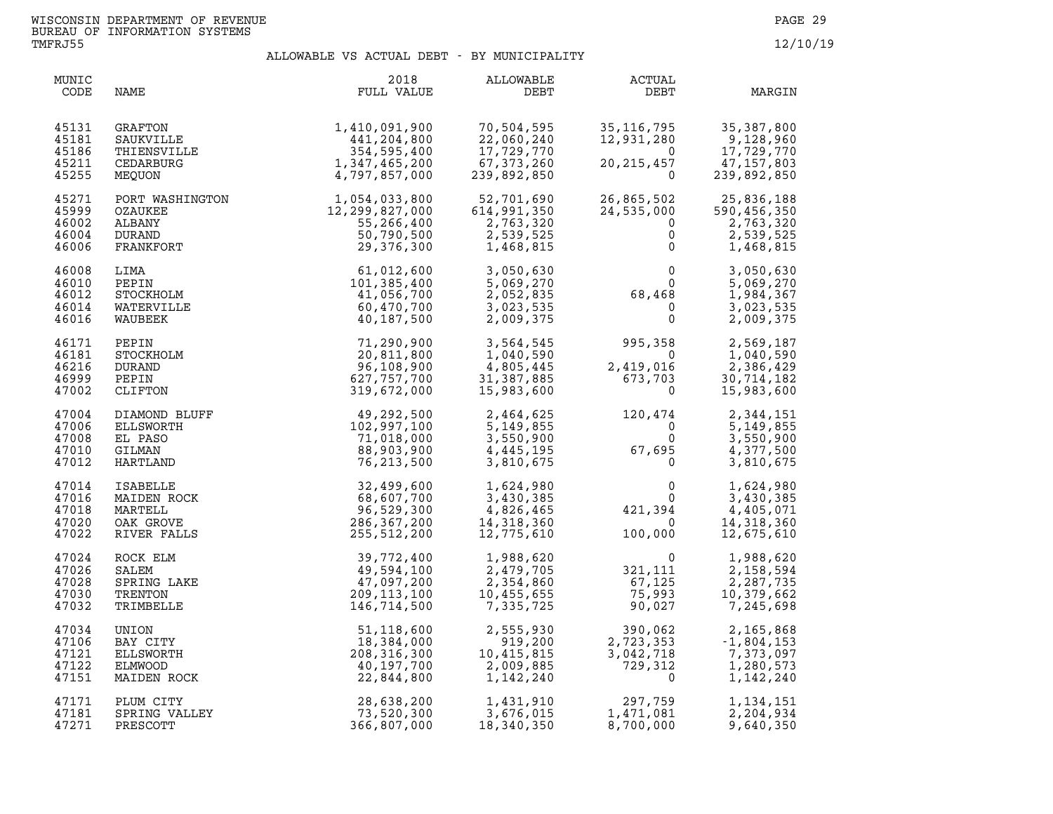WISCONSIN DEPARTMENT OF REVENUE
BUREAU OF INFORMATION SYSTEMS
TMFRJ55

12/10/19

## ALLOWABLE VS ACTUAL DEBT - BY MUNICIPALITY

| MUNIC CODE | NAME | 2018 FULL VALUE | ALLOWABLE DEBT | ACTUAL DEBT | MARGIN |
|---|---|---|---|---|---|
| 45131 | GRAFTON | 1,410,091,900 | 70,504,595 | 35,116,795 | 35,387,800 |
| 45181 | SAUKVILLE | 441,204,800 | 22,060,240 | 12,931,280 | 9,128,960 |
| 45186 | THIENSVILLE | 354,595,400 | 17,729,770 | 0 | 17,729,770 |
| 45211 | CEDARBURG | 1,347,465,200 | 67,373,260 | 20,215,457 | 47,157,803 |
| 45255 | MEQUON | 4,797,857,000 | 239,892,850 | 0 | 239,892,850 |
| 45271 | PORT WASHINGTON | 1,054,033,800 | 52,701,690 | 26,865,502 | 25,836,188 |
| 45999 | OZAUKEE | 12,299,827,000 | 614,991,350 | 24,535,000 | 590,456,350 |
| 46002 | ALBANY | 55,266,400 | 2,763,320 | 0 | 2,763,320 |
| 46004 | DURAND | 50,790,500 | 2,539,525 | 0 | 2,539,525 |
| 46006 | FRANKFORT | 29,376,300 | 1,468,815 | 0 | 1,468,815 |
| 46008 | LIMA | 61,012,600 | 3,050,630 | 0 | 3,050,630 |
| 46010 | PEPIN | 101,385,400 | 5,069,270 | 0 | 5,069,270 |
| 46012 | STOCKHOLM | 41,056,700 | 2,052,835 | 68,468 | 1,984,367 |
| 46014 | WATERVILLE | 60,470,700 | 3,023,535 | 0 | 3,023,535 |
| 46016 | WAUBEEK | 40,187,500 | 2,009,375 | 0 | 2,009,375 |
| 46171 | PEPIN | 71,290,900 | 3,564,545 | 995,358 | 2,569,187 |
| 46181 | STOCKHOLM | 20,811,800 | 1,040,590 | 0 | 1,040,590 |
| 46216 | DURAND | 96,108,900 | 4,805,445 | 2,419,016 | 2,386,429 |
| 46999 | PEPIN | 627,757,700 | 31,387,885 | 673,703 | 30,714,182 |
| 47002 | CLIFTON | 319,672,000 | 15,983,600 | 0 | 15,983,600 |
| 47004 | DIAMOND BLUFF | 49,292,500 | 2,464,625 | 120,474 | 2,344,151 |
| 47006 | ELLSWORTH | 102,997,100 | 5,149,855 | 0 | 5,149,855 |
| 47008 | EL PASO | 71,018,000 | 3,550,900 | 0 | 3,550,900 |
| 47010 | GILMAN | 88,903,900 | 4,445,195 | 67,695 | 4,377,500 |
| 47012 | HARTLAND | 76,213,500 | 3,810,675 | 0 | 3,810,675 |
| 47014 | ISABELLE | 32,499,600 | 1,624,980 | 0 | 1,624,980 |
| 47016 | MAIDEN ROCK | 68,607,700 | 3,430,385 | 0 | 3,430,385 |
| 47018 | MARTELL | 96,529,300 | 4,826,465 | 421,394 | 4,405,071 |
| 47020 | OAK GROVE | 286,367,200 | 14,318,360 | 0 | 14,318,360 |
| 47022 | RIVER FALLS | 255,512,200 | 12,775,610 | 100,000 | 12,675,610 |
| 47024 | ROCK ELM | 39,772,400 | 1,988,620 | 0 | 1,988,620 |
| 47026 | SALEM | 49,594,100 | 2,479,705 | 321,111 | 2,158,594 |
| 47028 | SPRING LAKE | 47,097,200 | 2,354,860 | 67,125 | 2,287,735 |
| 47030 | TRENTON | 209,113,100 | 10,455,655 | 75,993 | 10,379,662 |
| 47032 | TRIMBELLE | 146,714,500 | 7,335,725 | 90,027 | 7,245,698 |
| 47034 | UNION | 51,118,600 | 2,555,930 | 390,062 | 2,165,868 |
| 47106 | BAY CITY | 18,384,000 | 919,200 | 2,723,353 | -1,804,153 |
| 47121 | ELLSWORTH | 208,316,300 | 10,415,815 | 3,042,718 | 7,373,097 |
| 47122 | ELMWOOD | 40,197,700 | 2,009,885 | 729,312 | 1,280,573 |
| 47151 | MAIDEN ROCK | 22,844,800 | 1,142,240 | 0 | 1,142,240 |
| 47171 | PLUM CITY | 28,638,200 | 1,431,910 | 297,759 | 1,134,151 |
| 47181 | SPRING VALLEY | 73,520,300 | 3,676,015 | 1,471,081 | 2,204,934 |
| 47271 | PRESCOTT | 366,807,000 | 18,340,350 | 8,700,000 | 9,640,350 |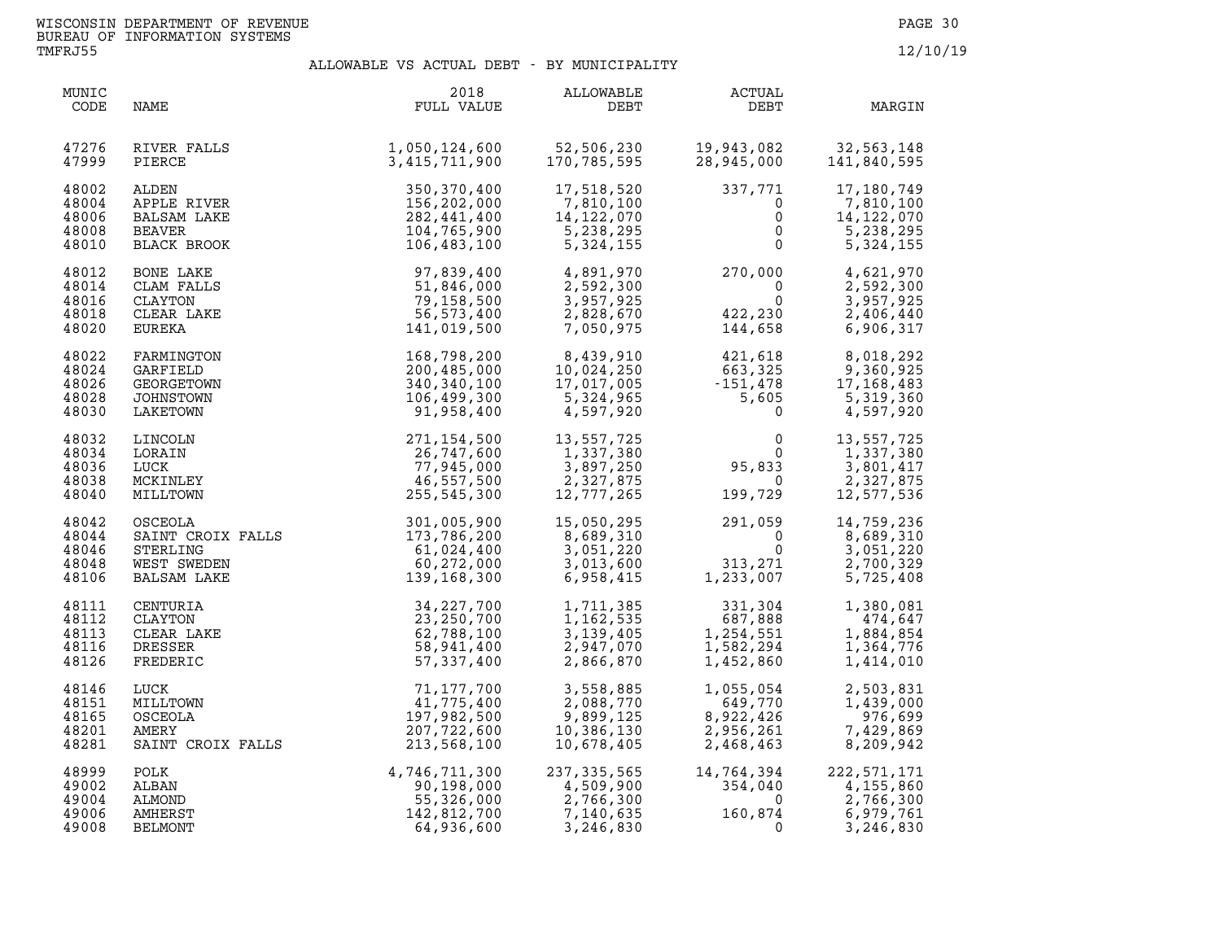WISCONSIN DEPARTMENT OF REVENUE
BUREAU OF INFORMATION SYSTEMS
TMFRJ55

12/10/19

## ALLOWABLE VS ACTUAL DEBT - BY MUNICIPALITY

| MUNIC CODE | NAME | 2018 FULL VALUE | ALLOWABLE DEBT | ACTUAL DEBT | MARGIN |
|---|---|---|---|---|---|
| 47276 | RIVER FALLS | 1,050,124,600 | 52,506,230 | 19,943,082 | 32,563,148 |
| 47999 | PIERCE | 3,415,711,900 | 170,785,595 | 28,945,000 | 141,840,595 |
| 48002 | ALDEN | 350,370,400 | 17,518,520 | 337,771 | 17,180,749 |
| 48004 | APPLE RIVER | 156,202,000 | 7,810,100 | 0 | 7,810,100 |
| 48006 | BALSAM LAKE | 282,441,400 | 14,122,070 | 0 | 14,122,070 |
| 48008 | BEAVER | 104,765,900 | 5,238,295 | 0 | 5,238,295 |
| 48010 | BLACK BROOK | 106,483,100 | 5,324,155 | 0 | 5,324,155 |
| 48012 | BONE LAKE | 97,839,400 | 4,891,970 | 270,000 | 4,621,970 |
| 48014 | CLAM FALLS | 51,846,000 | 2,592,300 | 0 | 2,592,300 |
| 48016 | CLAYTON | 79,158,500 | 3,957,925 | 0 | 3,957,925 |
| 48018 | CLEAR LAKE | 56,573,400 | 2,828,670 | 422,230 | 2,406,440 |
| 48020 | EUREKA | 141,019,500 | 7,050,975 | 144,658 | 6,906,317 |
| 48022 | FARMINGTON | 168,798,200 | 8,439,910 | 421,618 | 8,018,292 |
| 48024 | GARFIELD | 200,485,000 | 10,024,250 | 663,325 | 9,360,925 |
| 48026 | GEORGETOWN | 340,340,100 | 17,017,005 | -151,478 | 17,168,483 |
| 48028 | JOHNSTOWN | 106,499,300 | 5,324,965 | 5,605 | 5,319,360 |
| 48030 | LAKETOWN | 91,958,400 | 4,597,920 | 0 | 4,597,920 |
| 48032 | LINCOLN | 271,154,500 | 13,557,725 | 0 | 13,557,725 |
| 48034 | LORAIN | 26,747,600 | 1,337,380 | 0 | 1,337,380 |
| 48036 | LUCK | 77,945,000 | 3,897,250 | 95,833 | 3,801,417 |
| 48038 | MCKINLEY | 46,557,500 | 2,327,875 | 0 | 2,327,875 |
| 48040 | MILLTOWN | 255,545,300 | 12,777,265 | 199,729 | 12,577,536 |
| 48042 | OSCEOLA | 301,005,900 | 15,050,295 | 291,059 | 14,759,236 |
| 48044 | SAINT CROIX FALLS | 173,786,200 | 8,689,310 | 0 | 8,689,310 |
| 48046 | STERLING | 61,024,400 | 3,051,220 | 0 | 3,051,220 |
| 48048 | WEST SWEDEN | 60,272,000 | 3,013,600 | 313,271 | 2,700,329 |
| 48106 | BALSAM LAKE | 139,168,300 | 6,958,415 | 1,233,007 | 5,725,408 |
| 48111 | CENTURIA | 34,227,700 | 1,711,385 | 331,304 | 1,380,081 |
| 48112 | CLAYTON | 23,250,700 | 1,162,535 | 687,888 | 474,647 |
| 48113 | CLEAR LAKE | 62,788,100 | 3,139,405 | 1,254,551 | 1,884,854 |
| 48116 | DRESSER | 58,941,400 | 2,947,070 | 1,582,294 | 1,364,776 |
| 48126 | FREDERIC | 57,337,400 | 2,866,870 | 1,452,860 | 1,414,010 |
| 48146 | LUCK | 71,177,700 | 3,558,885 | 1,055,054 | 2,503,831 |
| 48151 | MILLTOWN | 41,775,400 | 2,088,770 | 649,770 | 1,439,000 |
| 48165 | OSCEOLA | 197,982,500 | 9,899,125 | 8,922,426 | 976,699 |
| 48201 | AMERY | 207,722,600 | 10,386,130 | 2,956,261 | 7,429,869 |
| 48281 | SAINT CROIX FALLS | 213,568,100 | 10,678,405 | 2,468,463 | 8,209,942 |
| 48999 | POLK | 4,746,711,300 | 237,335,565 | 14,764,394 | 222,571,171 |
| 49002 | ALBAN | 90,198,000 | 4,509,900 | 354,040 | 4,155,860 |
| 49004 | ALMOND | 55,326,000 | 2,766,300 | 0 | 2,766,300 |
| 49006 | AMHERST | 142,812,700 | 7,140,635 | 160,874 | 6,979,761 |
| 49008 | BELMONT | 64,936,600 | 3,246,830 | 0 | 3,246,830 |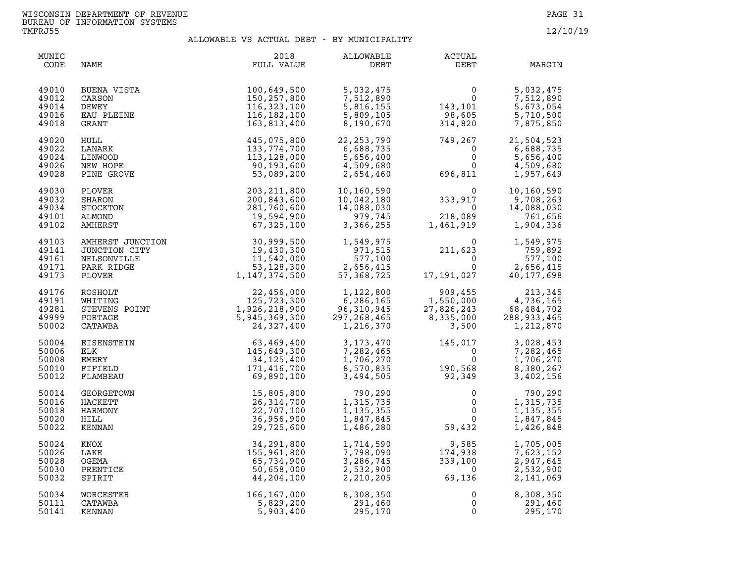WISCONSIN DEPARTMENT OF REVENUE
BUREAU OF INFORMATION SYSTEMS
TMFRJ55

12/10/19

## ALLOWABLE VS ACTUAL DEBT - BY MUNICIPALITY

| MUNIC CODE | NAME | 2018 FULL VALUE | ALLOWABLE DEBT | ACTUAL DEBT | MARGIN |
|---|---|---|---|---|---|
| 49010 | BUENA VISTA | 100,649,500 | 5,032,475 | 0 | 5,032,475 |
| 49012 | CARSON | 150,257,800 | 7,512,890 | 0 | 7,512,890 |
| 49014 | DEWEY | 116,323,100 | 5,816,155 | 143,101 | 5,673,054 |
| 49016 | EAU PLEINE | 116,182,100 | 5,809,105 | 98,605 | 5,710,500 |
| 49018 | GRANT | 163,813,400 | 8,190,670 | 314,820 | 7,875,850 |
| 49020 | HULL | 445,075,800 | 22,253,790 | 749,267 | 21,504,523 |
| 49022 | LANARK | 133,774,700 | 6,688,735 | 0 | 6,688,735 |
| 49024 | LINWOOD | 113,128,000 | 5,656,400 | 0 | 5,656,400 |
| 49026 | NEW HOPE | 90,193,600 | 4,509,680 | 0 | 4,509,680 |
| 49028 | PINE GROVE | 53,089,200 | 2,654,460 | 696,811 | 1,957,649 |
| 49030 | PLOVER | 203,211,800 | 10,160,590 | 0 | 10,160,590 |
| 49032 | SHARON | 200,843,600 | 10,042,180 | 333,917 | 9,708,263 |
| 49034 | STOCKTON | 281,760,600 | 14,088,030 | 0 | 14,088,030 |
| 49101 | ALMOND | 19,594,900 | 979,745 | 218,089 | 761,656 |
| 49102 | AMHERST | 67,325,100 | 3,366,255 | 1,461,919 | 1,904,336 |
| 49103 | AMHERST JUNCTION | 30,999,500 | 1,549,975 | 0 | 1,549,975 |
| 49141 | JUNCTION CITY | 19,430,300 | 971,515 | 211,623 | 759,892 |
| 49161 | NELSONVILLE | 11,542,000 | 577,100 | 0 | 577,100 |
| 49171 | PARK RIDGE | 53,128,300 | 2,656,415 | 0 | 2,656,415 |
| 49173 | PLOVER | 1,147,374,500 | 57,368,725 | 17,191,027 | 40,177,698 |
| 49176 | ROSHOLT | 22,456,000 | 1,122,800 | 909,455 | 213,345 |
| 49191 | WHITING | 125,723,300 | 6,286,165 | 1,550,000 | 4,736,165 |
| 49281 | STEVENS POINT | 1,926,218,900 | 96,310,945 | 27,826,243 | 68,484,702 |
| 49999 | PORTAGE | 5,945,369,300 | 297,268,465 | 8,335,000 | 288,933,465 |
| 50002 | CATAWBA | 24,327,400 | 1,216,370 | 3,500 | 1,212,870 |
| 50004 | EISENSTEIN | 63,469,400 | 3,173,470 | 145,017 | 3,028,453 |
| 50006 | ELK | 145,649,300 | 7,282,465 | 0 | 7,282,465 |
| 50008 | EMERY | 34,125,400 | 1,706,270 | 0 | 1,706,270 |
| 50010 | FIFIELD | 171,416,700 | 8,570,835 | 190,568 | 8,380,267 |
| 50012 | FLAMBEAU | 69,890,100 | 3,494,505 | 92,349 | 3,402,156 |
| 50014 | GEORGETOWN | 15,805,800 | 790,290 | 0 | 790,290 |
| 50016 | HACKETT | 26,314,700 | 1,315,735 | 0 | 1,315,735 |
| 50018 | HARMONY | 22,707,100 | 1,135,355 | 0 | 1,135,355 |
| 50020 | HILL | 36,956,900 | 1,847,845 | 0 | 1,847,845 |
| 50022 | KENNAN | 29,725,600 | 1,486,280 | 59,432 | 1,426,848 |
| 50024 | KNOX | 34,291,800 | 1,714,590 | 9,585 | 1,705,005 |
| 50026 | LAKE | 155,961,800 | 7,798,090 | 174,938 | 7,623,152 |
| 50028 | OGEMA | 65,734,900 | 3,286,745 | 339,100 | 2,947,645 |
| 50030 | PRENTICE | 50,658,000 | 2,532,900 | 0 | 2,532,900 |
| 50032 | SPIRIT | 44,204,100 | 2,210,205 | 69,136 | 2,141,069 |
| 50034 | WORCESTER | 166,167,000 | 8,308,350 | 0 | 8,308,350 |
| 50111 | CATAWBA | 5,829,200 | 291,460 | 0 | 291,460 |
| 50141 | KENNAN | 5,903,400 | 295,170 | 0 | 295,170 |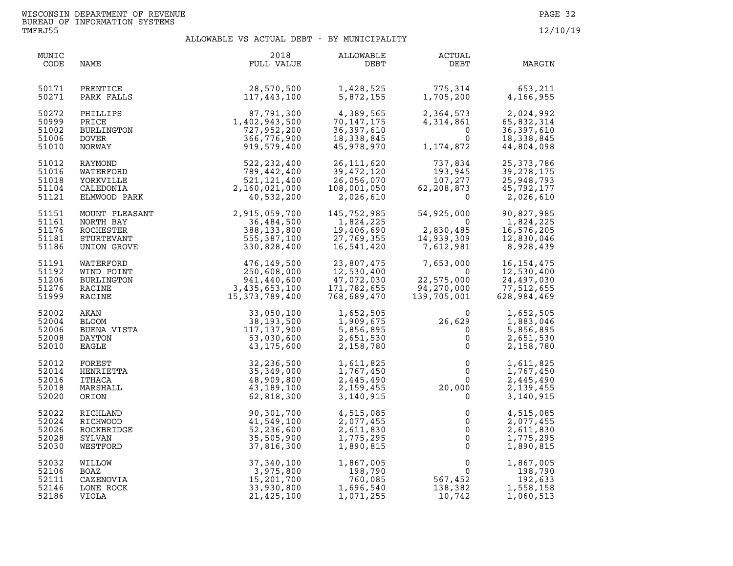WISCONSIN DEPARTMENT OF REVENUE
BUREAU OF INFORMATION SYSTEMS
TMFRJ55

12/10/19

## ALLOWABLE VS ACTUAL DEBT - BY MUNICIPALITY

| MUNIC CODE | NAME | 2018 FULL VALUE | ALLOWABLE DEBT | ACTUAL DEBT | MARGIN |
|---|---|---|---|---|---|
| 50171 | PRENTICE | 28,570,500 | 1,428,525 | 775,314 | 653,211 |
| 50271 | PARK FALLS | 117,443,100 | 5,872,155 | 1,705,200 | 4,166,955 |
| 50272 | PHILLIPS | 87,791,300 | 4,389,565 | 2,364,573 | 2,024,992 |
| 50999 | PRICE | 1,402,943,500 | 70,147,175 | 4,314,861 | 65,832,314 |
| 51002 | BURLINGTON | 727,952,200 | 36,397,610 | 0 | 36,397,610 |
| 51006 | DOVER | 366,776,900 | 18,338,845 | 0 | 18,338,845 |
| 51010 | NORWAY | 919,579,400 | 45,978,970 | 1,174,872 | 44,804,098 |
| 51012 | RAYMOND | 522,232,400 | 26,111,620 | 737,834 | 25,373,786 |
| 51016 | WATERFORD | 789,442,400 | 39,472,120 | 193,945 | 39,278,175 |
| 51018 | YORKVILLE | 521,121,400 | 26,056,070 | 107,277 | 25,948,793 |
| 51104 | CALEDONIA | 2,160,021,000 | 108,001,050 | 62,208,873 | 45,792,177 |
| 51121 | ELMWOOD PARK | 40,532,200 | 2,026,610 | 0 | 2,026,610 |
| 51151 | MOUNT PLEASANT | 2,915,059,700 | 145,752,985 | 54,925,000 | 90,827,985 |
| 51161 | NORTH BAY | 36,484,500 | 1,824,225 | 0 | 1,824,225 |
| 51176 | ROCHESTER | 388,133,800 | 19,406,690 | 2,830,485 | 16,576,205 |
| 51181 | STURTEVANT | 555,387,100 | 27,769,355 | 14,939,309 | 12,830,046 |
| 51186 | UNION GROVE | 330,828,400 | 16,541,420 | 7,612,981 | 8,928,439 |
| 51191 | WATERFORD | 476,149,500 | 23,807,475 | 7,653,000 | 16,154,475 |
| 51192 | WIND POINT | 250,608,000 | 12,530,400 | 0 | 12,530,400 |
| 51206 | BURLINGTON | 941,440,600 | 47,072,030 | 22,575,000 | 24,497,030 |
| 51276 | RACINE | 3,435,653,100 | 171,782,655 | 94,270,000 | 77,512,655 |
| 51999 | RACINE | 15,373,789,400 | 768,689,470 | 139,705,001 | 628,984,469 |
| 52002 | AKAN | 33,050,100 | 1,652,505 | 0 | 1,652,505 |
| 52004 | BLOOM | 38,193,500 | 1,909,675 | 26,629 | 1,883,046 |
| 52006 | BUENA VISTA | 117,137,900 | 5,856,895 | 0 | 5,856,895 |
| 52008 | DAYTON | 53,030,600 | 2,651,530 | 0 | 2,651,530 |
| 52010 | EAGLE | 43,175,600 | 2,158,780 | 0 | 2,158,780 |
| 52012 | FOREST | 32,236,500 | 1,611,825 | 0 | 1,611,825 |
| 52014 | HENRIETTA | 35,349,000 | 1,767,450 | 0 | 1,767,450 |
| 52016 | ITHACA | 48,909,800 | 2,445,490 | 0 | 2,445,490 |
| 52018 | MARSHALL | 43,189,100 | 2,159,455 | 20,000 | 2,139,455 |
| 52020 | ORION | 62,818,300 | 3,140,915 | 0 | 3,140,915 |
| 52022 | RICHLAND | 90,301,700 | 4,515,085 | 0 | 4,515,085 |
| 52024 | RICHWOOD | 41,549,100 | 2,077,455 | 0 | 2,077,455 |
| 52026 | ROCKBRIDGE | 52,236,600 | 2,611,830 | 0 | 2,611,830 |
| 52028 | SYLVAN | 35,505,900 | 1,775,295 | 0 | 1,775,295 |
| 52030 | WESTFORD | 37,816,300 | 1,890,815 | 0 | 1,890,815 |
| 52032 | WILLOW | 37,340,100 | 1,867,005 | 0 | 1,867,005 |
| 52106 | BOAZ | 3,975,800 | 198,790 | 0 | 198,790 |
| 52111 | CAZENOVIA | 15,201,700 | 760,085 | 567,452 | 192,633 |
| 52146 | LONE ROCK | 33,930,800 | 1,696,540 | 138,382 | 1,558,158 |
| 52186 | VIOLA | 21,425,100 | 1,071,255 | 10,742 | 1,060,513 |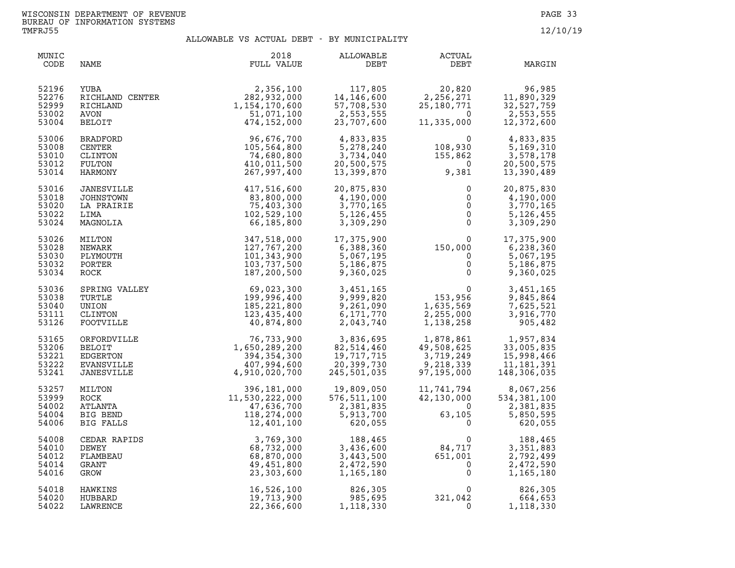WISCONSIN DEPARTMENT OF REVENUE
BUREAU OF INFORMATION SYSTEMS
TMFRJ55

12/10/19

## ALLOWABLE VS ACTUAL DEBT - BY MUNICIPALITY

| MUNIC CODE | NAME | 2018 FULL VALUE | ALLOWABLE DEBT | ACTUAL DEBT | MARGIN |
|---|---|---|---|---|---|
| 52196 | YUBA | 2,356,100 | 117,805 | 20,820 | 96,985 |
| 52276 | RICHLAND CENTER | 282,932,000 | 14,146,600 | 2,256,271 | 11,890,329 |
| 52999 | RICHLAND | 1,154,170,600 | 57,708,530 | 25,180,771 | 32,527,759 |
| 53002 | AVON | 51,071,100 | 2,553,555 | 0 | 2,553,555 |
| 53004 | BELOIT | 474,152,000 | 23,707,600 | 11,335,000 | 12,372,600 |
| 53006 | BRADFORD | 96,676,700 | 4,833,835 | 0 | 4,833,835 |
| 53008 | CENTER | 105,564,800 | 5,278,240 | 108,930 | 5,169,310 |
| 53010 | CLINTON | 74,680,800 | 3,734,040 | 155,862 | 3,578,178 |
| 53012 | FULTON | 410,011,500 | 20,500,575 | 0 | 20,500,575 |
| 53014 | HARMONY | 267,997,400 | 13,399,870 | 9,381 | 13,390,489 |
| 53016 | JANESVILLE | 417,516,600 | 20,875,830 | 0 | 20,875,830 |
| 53018 | JOHNSTOWN | 83,800,000 | 4,190,000 | 0 | 4,190,000 |
| 53020 | LA PRAIRIE | 75,403,300 | 3,770,165 | 0 | 3,770,165 |
| 53022 | LIMA | 102,529,100 | 5,126,455 | 0 | 5,126,455 |
| 53024 | MAGNOLIA | 66,185,800 | 3,309,290 | 0 | 3,309,290 |
| 53026 | MILTON | 347,518,000 | 17,375,900 | 0 | 17,375,900 |
| 53028 | NEWARK | 127,767,200 | 6,388,360 | 150,000 | 6,238,360 |
| 53030 | PLYMOUTH | 101,343,900 | 5,067,195 | 0 | 5,067,195 |
| 53032 | PORTER | 103,737,500 | 5,186,875 | 0 | 5,186,875 |
| 53034 | ROCK | 187,200,500 | 9,360,025 | 0 | 9,360,025 |
| 53036 | SPRING VALLEY | 69,023,300 | 3,451,165 | 0 | 3,451,165 |
| 53038 | TURTLE | 199,996,400 | 9,999,820 | 153,956 | 9,845,864 |
| 53040 | UNION | 185,221,800 | 9,261,090 | 1,635,569 | 7,625,521 |
| 53111 | CLINTON | 123,435,400 | 6,171,770 | 2,255,000 | 3,916,770 |
| 53126 | FOOTVILLE | 40,874,800 | 2,043,740 | 1,138,258 | 905,482 |
| 53165 | ORFORDVILLE | 76,733,900 | 3,836,695 | 1,878,861 | 1,957,834 |
| 53206 | BELOIT | 1,650,289,200 | 82,514,460 | 49,508,625 | 33,005,835 |
| 53221 | EDGERTON | 394,354,300 | 19,717,715 | 3,719,249 | 15,998,466 |
| 53222 | EVANSVILLE | 407,994,600 | 20,399,730 | 9,218,339 | 11,181,391 |
| 53241 | JANESVILLE | 4,910,020,700 | 245,501,035 | 97,195,000 | 148,306,035 |
| 53257 | MILTON | 396,181,000 | 19,809,050 | 11,741,794 | 8,067,256 |
| 53999 | ROCK | 11,530,222,000 | 576,511,100 | 42,130,000 | 534,381,100 |
| 54002 | ATLANTA | 47,636,700 | 2,381,835 | 0 | 2,381,835 |
| 54004 | BIG BEND | 118,274,000 | 5,913,700 | 63,105 | 5,850,595 |
| 54006 | BIG FALLS | 12,401,100 | 620,055 | 0 | 620,055 |
| 54008 | CEDAR RAPIDS | 3,769,300 | 188,465 | 0 | 188,465 |
| 54010 | DEWEY | 68,732,000 | 3,436,600 | 84,717 | 3,351,883 |
| 54012 | FLAMBEAU | 68,870,000 | 3,443,500 | 651,001 | 2,792,499 |
| 54014 | GRANT | 49,451,800 | 2,472,590 | 0 | 2,472,590 |
| 54016 | GROW | 23,303,600 | 1,165,180 | 0 | 1,165,180 |
| 54018 | HAWKINS | 16,526,100 | 826,305 | 0 | 826,305 |
| 54020 | HUBBARD | 19,713,900 | 985,695 | 321,042 | 664,653 |
| 54022 | LAWRENCE | 22,366,600 | 1,118,330 | 0 | 1,118,330 |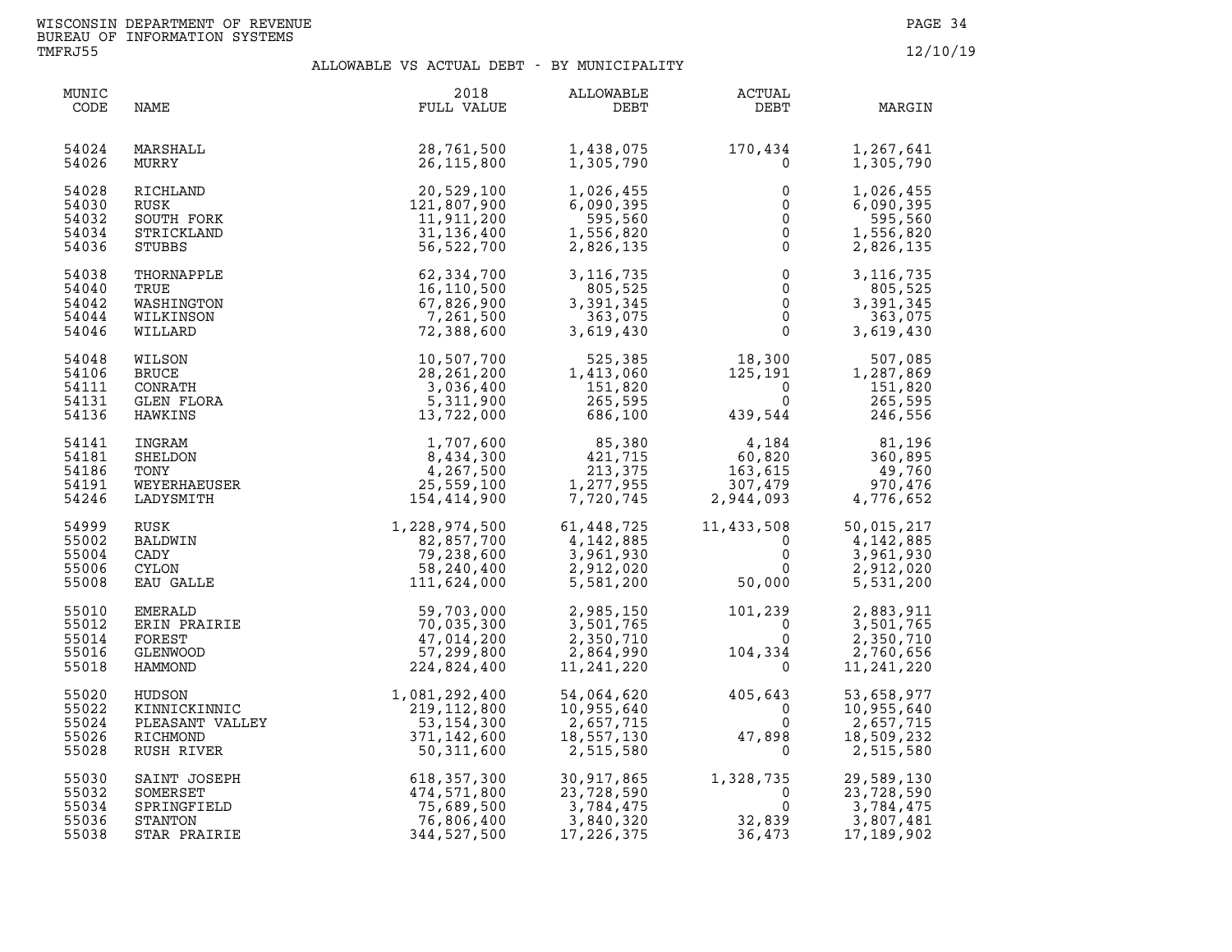WISCONSIN DEPARTMENT OF REVENUE
BUREAU OF INFORMATION SYSTEMS
TMFRJ55

12/10/19

## ALLOWABLE VS ACTUAL DEBT - BY MUNICIPALITY

| MUNIC CODE | NAME | 2018 FULL VALUE | ALLOWABLE DEBT | ACTUAL DEBT | MARGIN |
|---|---|---|---|---|---|
| 54024 | MARSHALL | 28,761,500 | 1,438,075 | 170,434 | 1,267,641 |
| 54026 | MURRY | 26,115,800 | 1,305,790 | 0 | 1,305,790 |
| 54028 | RICHLAND | 20,529,100 | 1,026,455 | 0 | 1,026,455 |
| 54030 | RUSK | 121,807,900 | 6,090,395 | 0 | 6,090,395 |
| 54032 | SOUTH FORK | 11,911,200 | 595,560 | 0 | 595,560 |
| 54034 | STRICKLAND | 31,136,400 | 1,556,820 | 0 | 1,556,820 |
| 54036 | STUBBS | 56,522,700 | 2,826,135 | 0 | 2,826,135 |
| 54038 | THORNAPPLE | 62,334,700 | 3,116,735 | 0 | 3,116,735 |
| 54040 | TRUE | 16,110,500 | 805,525 | 0 | 805,525 |
| 54042 | WASHINGTON | 67,826,900 | 3,391,345 | 0 | 3,391,345 |
| 54044 | WILKINSON | 7,261,500 | 363,075 | 0 | 363,075 |
| 54046 | WILLARD | 72,388,600 | 3,619,430 | 0 | 3,619,430 |
| 54048 | WILSON | 10,507,700 | 525,385 | 18,300 | 507,085 |
| 54106 | BRUCE | 28,261,200 | 1,413,060 | 125,191 | 1,287,869 |
| 54111 | CONRATH | 3,036,400 | 151,820 | 0 | 151,820 |
| 54131 | GLEN FLORA | 5,311,900 | 265,595 | 0 | 265,595 |
| 54136 | HAWKINS | 13,722,000 | 686,100 | 439,544 | 246,556 |
| 54141 | INGRAM | 1,707,600 | 85,380 | 4,184 | 81,196 |
| 54181 | SHELDON | 8,434,300 | 421,715 | 60,820 | 360,895 |
| 54186 | TONY | 4,267,500 | 213,375 | 163,615 | 49,760 |
| 54191 | WEYERHAEUSER | 25,559,100 | 1,277,955 | 307,479 | 970,476 |
| 54246 | LADYSMITH | 154,414,900 | 7,720,745 | 2,944,093 | 4,776,652 |
| 54999 | RUSK | 1,228,974,500 | 61,448,725 | 11,433,508 | 50,015,217 |
| 55002 | BALDWIN | 82,857,700 | 4,142,885 | 0 | 4,142,885 |
| 55004 | CADY | 79,238,600 | 3,961,930 | 0 | 3,961,930 |
| 55006 | CYLON | 58,240,400 | 2,912,020 | 0 | 2,912,020 |
| 55008 | EAU GALLE | 111,624,000 | 5,581,200 | 50,000 | 5,531,200 |
| 55010 | EMERALD | 59,703,000 | 2,985,150 | 101,239 | 2,883,911 |
| 55012 | ERIN PRAIRIE | 70,035,300 | 3,501,765 | 0 | 3,501,765 |
| 55014 | FOREST | 47,014,200 | 2,350,710 | 0 | 2,350,710 |
| 55016 | GLENWOOD | 57,299,800 | 2,864,990 | 104,334 | 2,760,656 |
| 55018 | HAMMOND | 224,824,400 | 11,241,220 | 0 | 11,241,220 |
| 55020 | HUDSON | 1,081,292,400 | 54,064,620 | 405,643 | 53,658,977 |
| 55022 | KINNICKINNIC | 219,112,800 | 10,955,640 | 0 | 10,955,640 |
| 55024 | PLEASANT VALLEY | 53,154,300 | 2,657,715 | 0 | 2,657,715 |
| 55026 | RICHMOND | 371,142,600 | 18,557,130 | 47,898 | 18,509,232 |
| 55028 | RUSH RIVER | 50,311,600 | 2,515,580 | 0 | 2,515,580 |
| 55030 | SAINT JOSEPH | 618,357,300 | 30,917,865 | 1,328,735 | 29,589,130 |
| 55032 | SOMERSET | 474,571,800 | 23,728,590 | 0 | 23,728,590 |
| 55034 | SPRINGFIELD | 75,689,500 | 3,784,475 | 0 | 3,784,475 |
| 55036 | STANTON | 76,806,400 | 3,840,320 | 32,839 | 3,807,481 |
| 55038 | STAR PRAIRIE | 344,527,500 | 17,226,375 | 36,473 | 17,189,902 |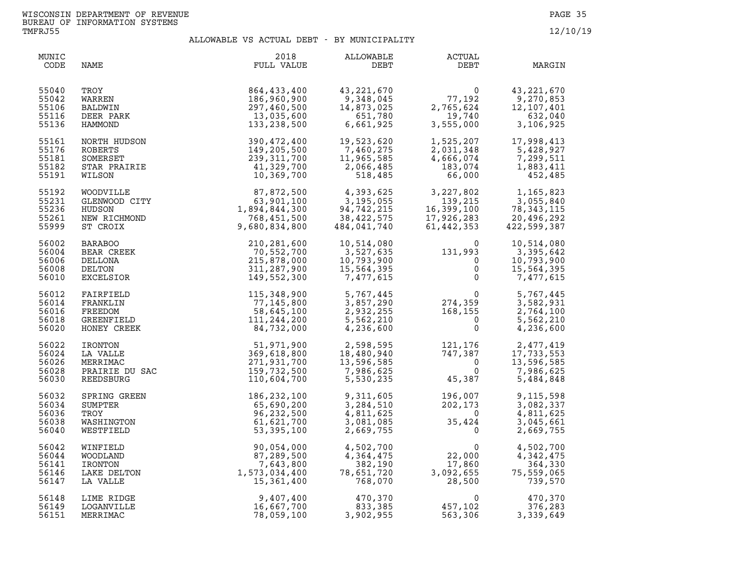WISCONSIN DEPARTMENT OF REVENUE
BUREAU OF INFORMATION SYSTEMS
TMFRJ55

12/10/19

## ALLOWABLE VS ACTUAL DEBT - BY MUNICIPALITY

| MUNIC CODE | NAME | 2018 FULL VALUE | ALLOWABLE DEBT | ACTUAL DEBT | MARGIN |
|---|---|---|---|---|---|
| 55040 | TROY | 864,433,400 | 43,221,670 | 0 | 43,221,670 |
| 55042 | WARREN | 186,960,900 | 9,348,045 | 77,192 | 9,270,853 |
| 55106 | BALDWIN | 297,460,500 | 14,873,025 | 2,765,624 | 12,107,401 |
| 55116 | DEER PARK | 13,035,600 | 651,780 | 19,740 | 632,040 |
| 55136 | HAMMOND | 133,238,500 | 6,661,925 | 3,555,000 | 3,106,925 |
| 55161 | NORTH HUDSON | 390,472,400 | 19,523,620 | 1,525,207 | 17,998,413 |
| 55176 | ROBERTS | 149,205,500 | 7,460,275 | 2,031,348 | 5,428,927 |
| 55181 | SOMERSET | 239,311,700 | 11,965,585 | 4,666,074 | 7,299,511 |
| 55182 | STAR PRAIRIE | 41,329,700 | 2,066,485 | 183,074 | 1,883,411 |
| 55191 | WILSON | 10,369,700 | 518,485 | 66,000 | 452,485 |
| 55192 | WOODVILLE | 87,872,500 | 4,393,625 | 3,227,802 | 1,165,823 |
| 55231 | GLENWOOD CITY | 63,901,100 | 3,195,055 | 139,215 | 3,055,840 |
| 55236 | HUDSON | 1,894,844,300 | 94,742,215 | 16,399,100 | 78,343,115 |
| 55261 | NEW RICHMOND | 768,451,500 | 38,422,575 | 17,926,283 | 20,496,292 |
| 55999 | ST CROIX | 9,680,834,800 | 484,041,740 | 61,442,353 | 422,599,387 |
| 56002 | BARABOO | 210,281,600 | 10,514,080 | 0 | 10,514,080 |
| 56004 | BEAR CREEK | 70,552,700 | 3,527,635 | 131,993 | 3,395,642 |
| 56006 | DELLONA | 215,878,000 | 10,793,900 | 0 | 10,793,900 |
| 56008 | DELTON | 311,287,900 | 15,564,395 | 0 | 15,564,395 |
| 56010 | EXCELSIOR | 149,552,300 | 7,477,615 | 0 | 7,477,615 |
| 56012 | FAIRFIELD | 115,348,900 | 5,767,445 | 0 | 5,767,445 |
| 56014 | FRANKLIN | 77,145,800 | 3,857,290 | 274,359 | 3,582,931 |
| 56016 | FREEDOM | 58,645,100 | 2,932,255 | 168,155 | 2,764,100 |
| 56018 | GREENFIELD | 111,244,200 | 5,562,210 | 0 | 5,562,210 |
| 56020 | HONEY CREEK | 84,732,000 | 4,236,600 | 0 | 4,236,600 |
| 56022 | IRONTON | 51,971,900 | 2,598,595 | 121,176 | 2,477,419 |
| 56024 | LA VALLE | 369,618,800 | 18,480,940 | 747,387 | 17,733,553 |
| 56026 | MERRIMAC | 271,931,700 | 13,596,585 | 0 | 13,596,585 |
| 56028 | PRAIRIE DU SAC | 159,732,500 | 7,986,625 | 0 | 7,986,625 |
| 56030 | REEDSBURG | 110,604,700 | 5,530,235 | 45,387 | 5,484,848 |
| 56032 | SPRING GREEN | 186,232,100 | 9,311,605 | 196,007 | 9,115,598 |
| 56034 | SUMPTER | 65,690,200 | 3,284,510 | 202,173 | 3,082,337 |
| 56036 | TROY | 96,232,500 | 4,811,625 | 0 | 4,811,625 |
| 56038 | WASHINGTON | 61,621,700 | 3,081,085 | 35,424 | 3,045,661 |
| 56040 | WESTFIELD | 53,395,100 | 2,669,755 | 0 | 2,669,755 |
| 56042 | WINFIELD | 90,054,000 | 4,502,700 | 0 | 4,502,700 |
| 56044 | WOODLAND | 87,289,500 | 4,364,475 | 22,000 | 4,342,475 |
| 56141 | IRONTON | 7,643,800 | 382,190 | 17,860 | 364,330 |
| 56146 | LAKE DELTON | 1,573,034,400 | 78,651,720 | 3,092,655 | 75,559,065 |
| 56147 | LA VALLE | 15,361,400 | 768,070 | 28,500 | 739,570 |
| 56148 | LIME RIDGE | 9,407,400 | 470,370 | 0 | 470,370 |
| 56149 | LOGANVILLE | 16,667,700 | 833,385 | 457,102 | 376,283 |
| 56151 | MERRIMAC | 78,059,100 | 3,902,955 | 563,306 | 3,339,649 |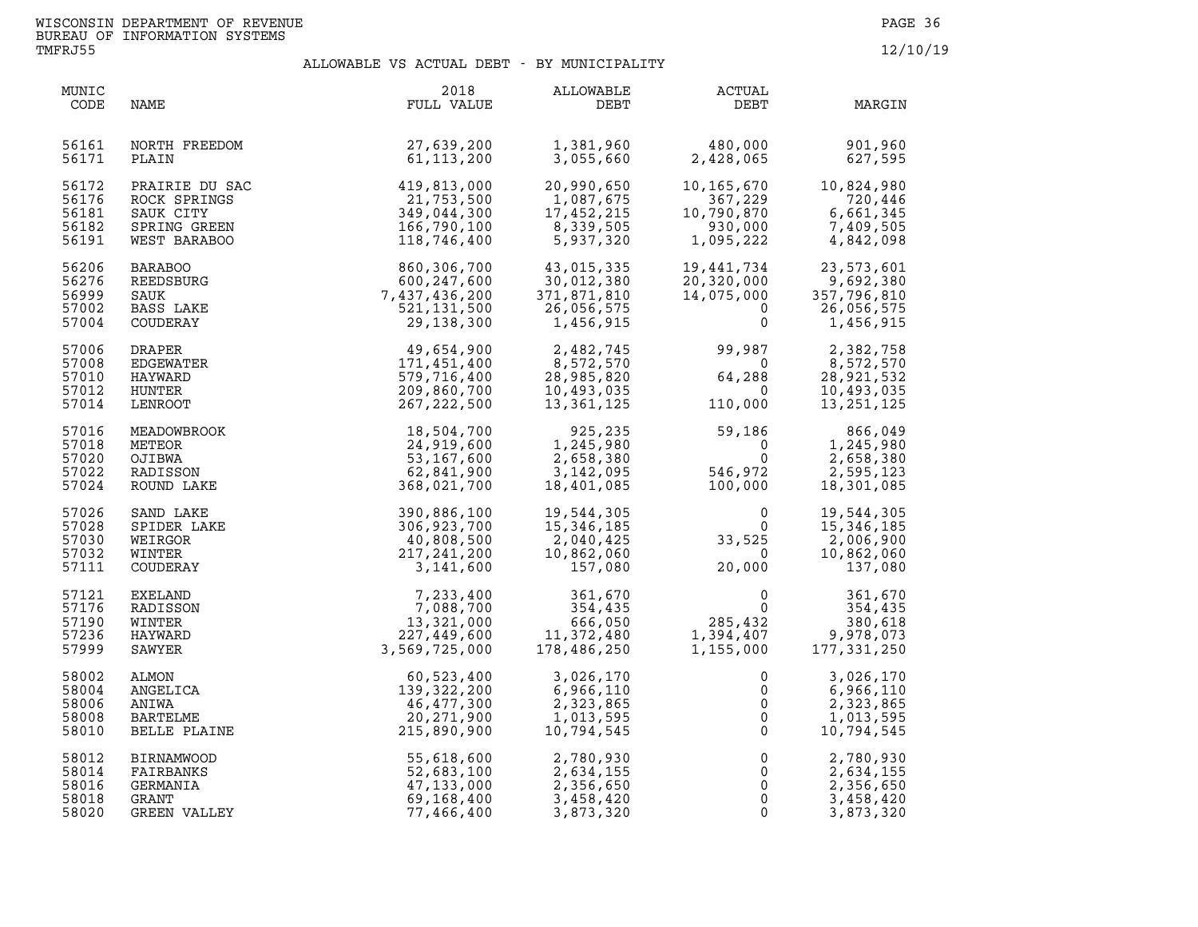WISCONSIN DEPARTMENT OF REVENUE
BUREAU OF INFORMATION SYSTEMS
TMFRJ55

12/10/19

## ALLOWABLE VS ACTUAL DEBT - BY MUNICIPALITY

| MUNIC CODE | NAME | 2018 FULL VALUE | ALLOWABLE DEBT | ACTUAL DEBT | MARGIN |
|---|---|---|---|---|---|
| 56161 | NORTH FREEDOM | 27,639,200 | 1,381,960 | 480,000 | 901,960 |
| 56171 | PLAIN | 61,113,200 | 3,055,660 | 2,428,065 | 627,595 |
| 56172 | PRAIRIE DU SAC | 419,813,000 | 20,990,650 | 10,165,670 | 10,824,980 |
| 56176 | ROCK SPRINGS | 21,753,500 | 1,087,675 | 367,229 | 720,446 |
| 56181 | SAUK CITY | 349,044,300 | 17,452,215 | 10,790,870 | 6,661,345 |
| 56182 | SPRING GREEN | 166,790,100 | 8,339,505 | 930,000 | 7,409,505 |
| 56191 | WEST BARABOO | 118,746,400 | 5,937,320 | 1,095,222 | 4,842,098 |
| 56206 | BARABOO | 860,306,700 | 43,015,335 | 19,441,734 | 23,573,601 |
| 56276 | REEDSBURG | 600,247,600 | 30,012,380 | 20,320,000 | 9,692,380 |
| 56999 | SAUK | 7,437,436,200 | 371,871,810 | 14,075,000 | 357,796,810 |
| 57002 | BASS LAKE | 521,131,500 | 26,056,575 | 0 | 26,056,575 |
| 57004 | COUDERAY | 29,138,300 | 1,456,915 | 0 | 1,456,915 |
| 57006 | DRAPER | 49,654,900 | 2,482,745 | 99,987 | 2,382,758 |
| 57008 | EDGEWATER | 171,451,400 | 8,572,570 | 0 | 8,572,570 |
| 57010 | HAYWARD | 579,716,400 | 28,985,820 | 64,288 | 28,921,532 |
| 57012 | HUNTER | 209,860,700 | 10,493,035 | 0 | 10,493,035 |
| 57014 | LENROOT | 267,222,500 | 13,361,125 | 110,000 | 13,251,125 |
| 57016 | MEADOWBROOK | 18,504,700 | 925,235 | 59,186 | 866,049 |
| 57018 | METEOR | 24,919,600 | 1,245,980 | 0 | 1,245,980 |
| 57020 | OJIBWA | 53,167,600 | 2,658,380 | 0 | 2,658,380 |
| 57022 | RADISSON | 62,841,900 | 3,142,095 | 546,972 | 2,595,123 |
| 57024 | ROUND LAKE | 368,021,700 | 18,401,085 | 100,000 | 18,301,085 |
| 57026 | SAND LAKE | 390,886,100 | 19,544,305 | 0 | 19,544,305 |
| 57028 | SPIDER LAKE | 306,923,700 | 15,346,185 | 0 | 15,346,185 |
| 57030 | WEIRGOR | 40,808,500 | 2,040,425 | 33,525 | 2,006,900 |
| 57032 | WINTER | 217,241,200 | 10,862,060 | 0 | 10,862,060 |
| 57111 | COUDERAY | 3,141,600 | 157,080 | 20,000 | 137,080 |
| 57121 | EXELAND | 7,233,400 | 361,670 | 0 | 361,670 |
| 57176 | RADISSON | 7,088,700 | 354,435 | 0 | 354,435 |
| 57190 | WINTER | 13,321,000 | 666,050 | 285,432 | 380,618 |
| 57236 | HAYWARD | 227,449,600 | 11,372,480 | 1,394,407 | 9,978,073 |
| 57999 | SAWYER | 3,569,725,000 | 178,486,250 | 1,155,000 | 177,331,250 |
| 58002 | ALMON | 60,523,400 | 3,026,170 | 0 | 3,026,170 |
| 58004 | ANGELICA | 139,322,200 | 6,966,110 | 0 | 6,966,110 |
| 58006 | ANIWA | 46,477,300 | 2,323,865 | 0 | 2,323,865 |
| 58008 | BARTELME | 20,271,900 | 1,013,595 | 0 | 1,013,595 |
| 58010 | BELLE PLAINE | 215,890,900 | 10,794,545 | 0 | 10,794,545 |
| 58012 | BIRNAMWOOD | 55,618,600 | 2,780,930 | 0 | 2,780,930 |
| 58014 | FAIRBANKS | 52,683,100 | 2,634,155 | 0 | 2,634,155 |
| 58016 | GERMANIA | 47,133,000 | 2,356,650 | 0 | 2,356,650 |
| 58018 | GRANT | 69,168,400 | 3,458,420 | 0 | 3,458,420 |
| 58020 | GREEN VALLEY | 77,466,400 | 3,873,320 | 0 | 3,873,320 |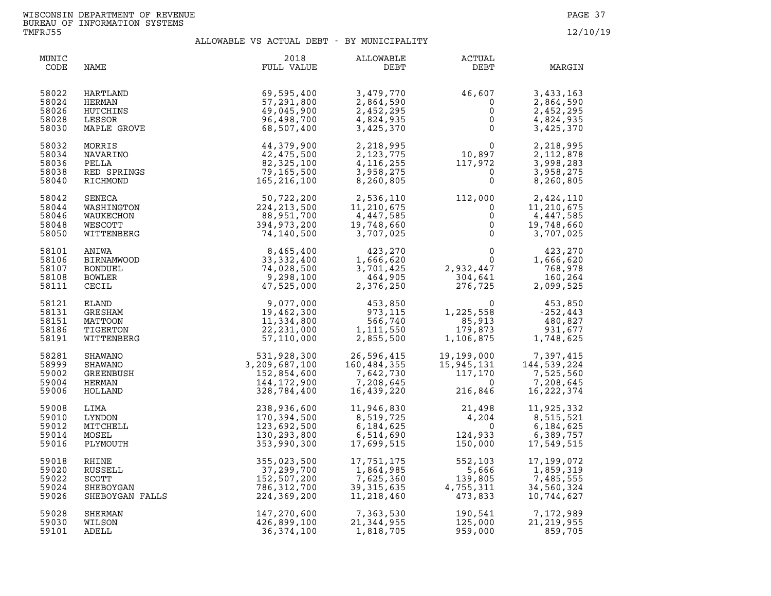WISCONSIN DEPARTMENT OF REVENUE
BUREAU OF INFORMATION SYSTEMS
TMFRJ55

12/10/19

## ALLOWABLE VS ACTUAL DEBT - BY MUNICIPALITY

| MUNIC CODE | NAME | 2018 FULL VALUE | ALLOWABLE DEBT | ACTUAL DEBT | MARGIN |
|---|---|---|---|---|---|
| 58022 | HARTLAND | 69,595,400 | 3,479,770 | 46,607 | 3,433,163 |
| 58024 | HERMAN | 57,291,800 | 2,864,590 | 0 | 2,864,590 |
| 58026 | HUTCHINS | 49,045,900 | 2,452,295 | 0 | 2,452,295 |
| 58028 | LESSOR | 96,498,700 | 4,824,935 | 0 | 4,824,935 |
| 58030 | MAPLE GROVE | 68,507,400 | 3,425,370 | 0 | 3,425,370 |
| 58032 | MORRIS | 44,379,900 | 2,218,995 | 0 | 2,218,995 |
| 58034 | NAVARINO | 42,475,500 | 2,123,775 | 10,897 | 2,112,878 |
| 58036 | PELLA | 82,325,100 | 4,116,255 | 117,972 | 3,998,283 |
| 58038 | RED SPRINGS | 79,165,500 | 3,958,275 | 0 | 3,958,275 |
| 58040 | RICHMOND | 165,216,100 | 8,260,805 | 0 | 8,260,805 |
| 58042 | SENECA | 50,722,200 | 2,536,110 | 112,000 | 2,424,110 |
| 58044 | WASHINGTON | 224,213,500 | 11,210,675 | 0 | 11,210,675 |
| 58046 | WAUKECHON | 88,951,700 | 4,447,585 | 0 | 4,447,585 |
| 58048 | WESCOTT | 394,973,200 | 19,748,660 | 0 | 19,748,660 |
| 58050 | WITTENBERG | 74,140,500 | 3,707,025 | 0 | 3,707,025 |
| 58101 | ANIWA | 8,465,400 | 423,270 | 0 | 423,270 |
| 58106 | BIRNAMWOOD | 33,332,400 | 1,666,620 | 0 | 1,666,620 |
| 58107 | BONDUEL | 74,028,500 | 3,701,425 | 2,932,447 | 768,978 |
| 58108 | BOWLER | 9,298,100 | 464,905 | 304,641 | 160,264 |
| 58111 | CECIL | 47,525,000 | 2,376,250 | 276,725 | 2,099,525 |
| 58121 | ELAND | 9,077,000 | 453,850 | 0 | 453,850 |
| 58131 | GRESHAM | 19,462,300 | 973,115 | 1,225,558 | -252,443 |
| 58151 | MATTOON | 11,334,800 | 566,740 | 85,913 | 480,827 |
| 58186 | TIGERTON | 22,231,000 | 1,111,550 | 179,873 | 931,677 |
| 58191 | WITTENBERG | 57,110,000 | 2,855,500 | 1,106,875 | 1,748,625 |
| 58281 | SHAWANO | 531,928,300 | 26,596,415 | 19,199,000 | 7,397,415 |
| 58999 | SHAWANO | 3,209,687,100 | 160,484,355 | 15,945,131 | 144,539,224 |
| 59002 | GREENBUSH | 152,854,600 | 7,642,730 | 117,170 | 7,525,560 |
| 59004 | HERMAN | 144,172,900 | 7,208,645 | 0 | 7,208,645 |
| 59006 | HOLLAND | 328,784,400 | 16,439,220 | 216,846 | 16,222,374 |
| 59008 | LIMA | 238,936,600 | 11,946,830 | 21,498 | 11,925,332 |
| 59010 | LYNDON | 170,394,500 | 8,519,725 | 4,204 | 8,515,521 |
| 59012 | MITCHELL | 123,692,500 | 6,184,625 | 0 | 6,184,625 |
| 59014 | MOSEL | 130,293,800 | 6,514,690 | 124,933 | 6,389,757 |
| 59016 | PLYMOUTH | 353,990,300 | 17,699,515 | 150,000 | 17,549,515 |
| 59018 | RHINE | 355,023,500 | 17,751,175 | 552,103 | 17,199,072 |
| 59020 | RUSSELL | 37,299,700 | 1,864,985 | 5,666 | 1,859,319 |
| 59022 | SCOTT | 152,507,200 | 7,625,360 | 139,805 | 7,485,555 |
| 59024 | SHEBOYGAN | 786,312,700 | 39,315,635 | 4,755,311 | 34,560,324 |
| 59026 | SHEBOYGAN FALLS | 224,369,200 | 11,218,460 | 473,833 | 10,744,627 |
| 59028 | SHERMAN | 147,270,600 | 7,363,530 | 190,541 | 7,172,989 |
| 59030 | WILSON | 426,899,100 | 21,344,955 | 125,000 | 21,219,955 |
| 59101 | ADELL | 36,374,100 | 1,818,705 | 959,000 | 859,705 |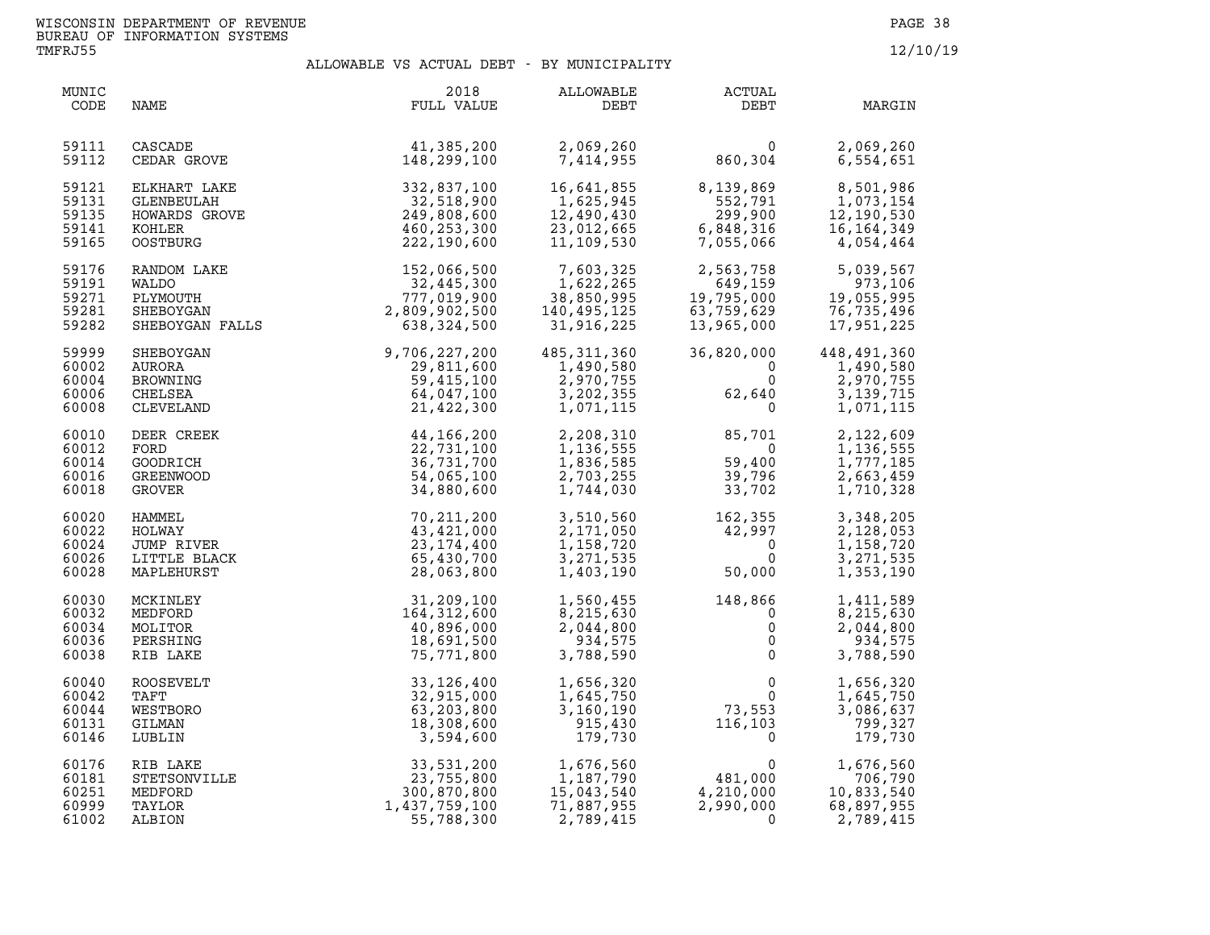WISCONSIN DEPARTMENT OF REVENUE
BUREAU OF INFORMATION SYSTEMS
TMFRJ55

12/10/19

## ALLOWABLE VS ACTUAL DEBT - BY MUNICIPALITY

| MUNIC CODE | NAME | 2018 FULL VALUE | ALLOWABLE DEBT | ACTUAL DEBT | MARGIN |
|---|---|---|---|---|---|
| 59111 | CASCADE | 41,385,200 | 2,069,260 | 0 | 2,069,260 |
| 59112 | CEDAR GROVE | 148,299,100 | 7,414,955 | 860,304 | 6,554,651 |
| 59121 | ELKHART LAKE | 332,837,100 | 16,641,855 | 8,139,869 | 8,501,986 |
| 59131 | GLENBEULAH | 32,518,900 | 1,625,945 | 552,791 | 1,073,154 |
| 59135 | HOWARDS GROVE | 249,808,600 | 12,490,430 | 299,900 | 12,190,530 |
| 59141 | KOHLER | 460,253,300 | 23,012,665 | 6,848,316 | 16,164,349 |
| 59165 | OOSTBURG | 222,190,600 | 11,109,530 | 7,055,066 | 4,054,464 |
| 59176 | RANDOM LAKE | 152,066,500 | 7,603,325 | 2,563,758 | 5,039,567 |
| 59191 | WALDO | 32,445,300 | 1,622,265 | 649,159 | 973,106 |
| 59271 | PLYMOUTH | 777,019,900 | 38,850,995 | 19,795,000 | 19,055,995 |
| 59281 | SHEBOYGAN | 2,809,902,500 | 140,495,125 | 63,759,629 | 76,735,496 |
| 59282 | SHEBOYGAN FALLS | 638,324,500 | 31,916,225 | 13,965,000 | 17,951,225 |
| 59999 | SHEBOYGAN | 9,706,227,200 | 485,311,360 | 36,820,000 | 448,491,360 |
| 60002 | AURORA | 29,811,600 | 1,490,580 | 0 | 1,490,580 |
| 60004 | BROWNING | 59,415,100 | 2,970,755 | 0 | 2,970,755 |
| 60006 | CHELSEA | 64,047,100 | 3,202,355 | 62,640 | 3,139,715 |
| 60008 | CLEVELAND | 21,422,300 | 1,071,115 | 0 | 1,071,115 |
| 60010 | DEER CREEK | 44,166,200 | 2,208,310 | 85,701 | 2,122,609 |
| 60012 | FORD | 22,731,100 | 1,136,555 | 0 | 1,136,555 |
| 60014 | GOODRICH | 36,731,700 | 1,836,585 | 59,400 | 1,777,185 |
| 60016 | GREENWOOD | 54,065,100 | 2,703,255 | 39,796 | 2,663,459 |
| 60018 | GROVER | 34,880,600 | 1,744,030 | 33,702 | 1,710,328 |
| 60020 | HAMMEL | 70,211,200 | 3,510,560 | 162,355 | 3,348,205 |
| 60022 | HOLWAY | 43,421,000 | 2,171,050 | 42,997 | 2,128,053 |
| 60024 | JUMP RIVER | 23,174,400 | 1,158,720 | 0 | 1,158,720 |
| 60026 | LITTLE BLACK | 65,430,700 | 3,271,535 | 0 | 3,271,535 |
| 60028 | MAPLEHURST | 28,063,800 | 1,403,190 | 50,000 | 1,353,190 |
| 60030 | MCKINLEY | 31,209,100 | 1,560,455 | 148,866 | 1,411,589 |
| 60032 | MEDFORD | 164,312,600 | 8,215,630 | 0 | 8,215,630 |
| 60034 | MOLITOR | 40,896,000 | 2,044,800 | 0 | 2,044,800 |
| 60036 | PERSHING | 18,691,500 | 934,575 | 0 | 934,575 |
| 60038 | RIB LAKE | 75,771,800 | 3,788,590 | 0 | 3,788,590 |
| 60040 | ROOSEVELT | 33,126,400 | 1,656,320 | 0 | 1,656,320 |
| 60042 | TAFT | 32,915,000 | 1,645,750 | 0 | 1,645,750 |
| 60044 | WESTBORO | 63,203,800 | 3,160,190 | 73,553 | 3,086,637 |
| 60131 | GILMAN | 18,308,600 | 915,430 | 116,103 | 799,327 |
| 60146 | LUBLIN | 3,594,600 | 179,730 | 0 | 179,730 |
| 60176 | RIB LAKE | 33,531,200 | 1,676,560 | 0 | 1,676,560 |
| 60181 | STETSONVILLE | 23,755,800 | 1,187,790 | 481,000 | 706,790 |
| 60251 | MEDFORD | 300,870,800 | 15,043,540 | 4,210,000 | 10,833,540 |
| 60999 | TAYLOR | 1,437,759,100 | 71,887,955 | 2,990,000 | 68,897,955 |
| 61002 | ALBION | 55,788,300 | 2,789,415 | 0 | 2,789,415 |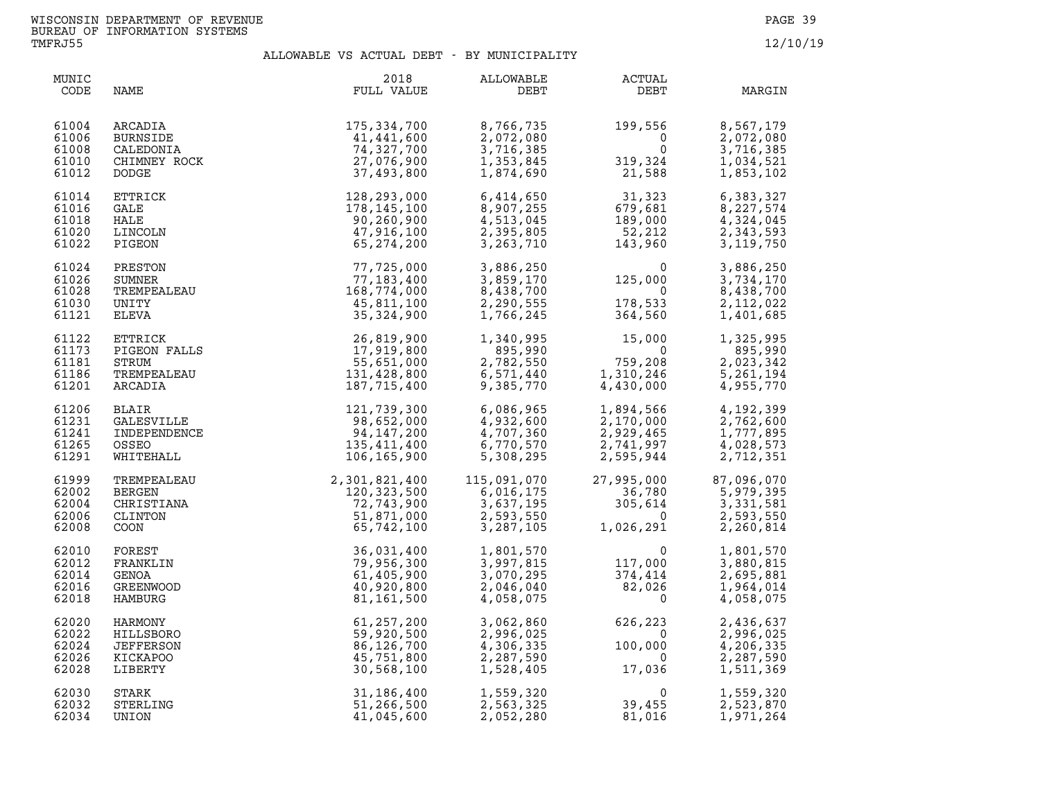WISCONSIN DEPARTMENT OF REVENUE
BUREAU OF INFORMATION SYSTEMS
TMFRJ55

12/10/19

## ALLOWABLE VS ACTUAL DEBT - BY MUNICIPALITY

| MUNIC CODE | NAME | 2018 FULL VALUE | ALLOWABLE DEBT | ACTUAL DEBT | MARGIN |
|---|---|---|---|---|---|
| 61004 | ARCADIA | 175,334,700 | 8,766,735 | 199,556 | 8,567,179 |
| 61006 | BURNSIDE | 41,441,600 | 2,072,080 | 0 | 2,072,080 |
| 61008 | CALEDONIA | 74,327,700 | 3,716,385 | 0 | 3,716,385 |
| 61010 | CHIMNEY ROCK | 27,076,900 | 1,353,845 | 319,324 | 1,034,521 |
| 61012 | DODGE | 37,493,800 | 1,874,690 | 21,588 | 1,853,102 |
| 61014 | ETTRICK | 128,293,000 | 6,414,650 | 31,323 | 6,383,327 |
| 61016 | GALE | 178,145,100 | 8,907,255 | 679,681 | 8,227,574 |
| 61018 | HALE | 90,260,900 | 4,513,045 | 189,000 | 4,324,045 |
| 61020 | LINCOLN | 47,916,100 | 2,395,805 | 52,212 | 2,343,593 |
| 61022 | PIGEON | 65,274,200 | 3,263,710 | 143,960 | 3,119,750 |
| 61024 | PRESTON | 77,725,000 | 3,886,250 | 0 | 3,886,250 |
| 61026 | SUMNER | 77,183,400 | 3,859,170 | 125,000 | 3,734,170 |
| 61028 | TREMPEALEAU | 168,774,000 | 8,438,700 | 0 | 8,438,700 |
| 61030 | UNITY | 45,811,100 | 2,290,555 | 178,533 | 2,112,022 |
| 61121 | ELEVA | 35,324,900 | 1,766,245 | 364,560 | 1,401,685 |
| 61122 | ETTRICK | 26,819,900 | 1,340,995 | 15,000 | 1,325,995 |
| 61173 | PIGEON FALLS | 17,919,800 | 895,990 | 0 | 895,990 |
| 61181 | STRUM | 55,651,000 | 2,782,550 | 759,208 | 2,023,342 |
| 61186 | TREMPEALEAU | 131,428,800 | 6,571,440 | 1,310,246 | 5,261,194 |
| 61201 | ARCADIA | 187,715,400 | 9,385,770 | 4,430,000 | 4,955,770 |
| 61206 | BLAIR | 121,739,300 | 6,086,965 | 1,894,566 | 4,192,399 |
| 61231 | GALESVILLE | 98,652,000 | 4,932,600 | 2,170,000 | 2,762,600 |
| 61241 | INDEPENDENCE | 94,147,200 | 4,707,360 | 2,929,465 | 1,777,895 |
| 61265 | OSSEO | 135,411,400 | 6,770,570 | 2,741,997 | 4,028,573 |
| 61291 | WHITEHALL | 106,165,900 | 5,308,295 | 2,595,944 | 2,712,351 |
| 61999 | TREMPEALEAU | 2,301,821,400 | 115,091,070 | 27,995,000 | 87,096,070 |
| 62002 | BERGEN | 120,323,500 | 6,016,175 | 36,780 | 5,979,395 |
| 62004 | CHRISTIANA | 72,743,900 | 3,637,195 | 305,614 | 3,331,581 |
| 62006 | CLINTON | 51,871,000 | 2,593,550 | 0 | 2,593,550 |
| 62008 | COON | 65,742,100 | 3,287,105 | 1,026,291 | 2,260,814 |
| 62010 | FOREST | 36,031,400 | 1,801,570 | 0 | 1,801,570 |
| 62012 | FRANKLIN | 79,956,300 | 3,997,815 | 117,000 | 3,880,815 |
| 62014 | GENOA | 61,405,900 | 3,070,295 | 374,414 | 2,695,881 |
| 62016 | GREENWOOD | 40,920,800 | 2,046,040 | 82,026 | 1,964,014 |
| 62018 | HAMBURG | 81,161,500 | 4,058,075 | 0 | 4,058,075 |
| 62020 | HARMONY | 61,257,200 | 3,062,860 | 626,223 | 2,436,637 |
| 62022 | HILLSBORO | 59,920,500 | 2,996,025 | 0 | 2,996,025 |
| 62024 | JEFFERSON | 86,126,700 | 4,306,335 | 100,000 | 4,206,335 |
| 62026 | KICKAPOO | 45,751,800 | 2,287,590 | 0 | 2,287,590 |
| 62028 | LIBERTY | 30,568,100 | 1,528,405 | 17,036 | 1,511,369 |
| 62030 | STARK | 31,186,400 | 1,559,320 | 0 | 1,559,320 |
| 62032 | STERLING | 51,266,500 | 2,563,325 | 39,455 | 2,523,870 |
| 62034 | UNION | 41,045,600 | 2,052,280 | 81,016 | 1,971,264 |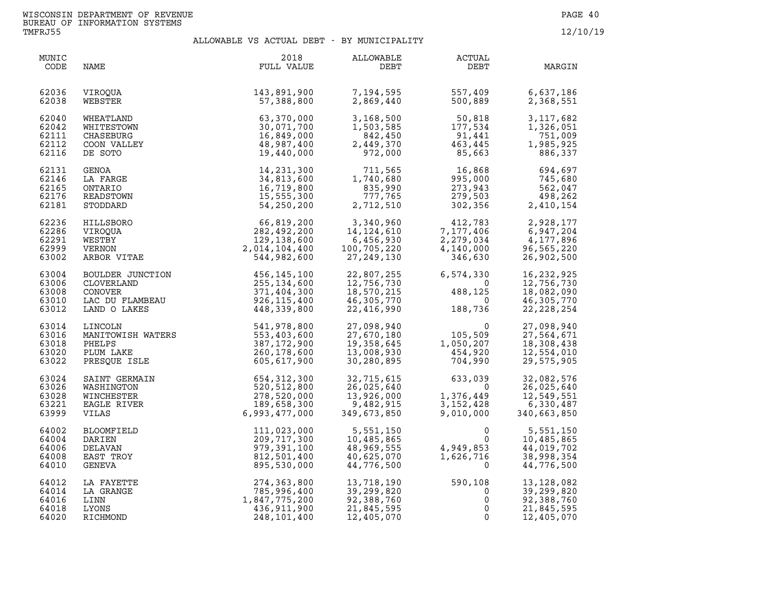WISCONSIN DEPARTMENT OF REVENUE
BUREAU OF INFORMATION SYSTEMS
TMFRJ55

12/10/19

## ALLOWABLE VS ACTUAL DEBT - BY MUNICIPALITY

| MUNIC CODE | NAME | 2018 FULL VALUE | ALLOWABLE DEBT | ACTUAL DEBT | MARGIN |
|---|---|---|---|---|---|
| 62036 | VIROQUA | 143,891,900 | 7,194,595 | 557,409 | 6,637,186 |
| 62038 | WEBSTER | 57,388,800 | 2,869,440 | 500,889 | 2,368,551 |
| 62040 | WHEATLAND | 63,370,000 | 3,168,500 | 50,818 | 3,117,682 |
| 62042 | WHITESTOWN | 30,071,700 | 1,503,585 | 177,534 | 1,326,051 |
| 62111 | CHASEBURG | 16,849,000 | 842,450 | 91,441 | 751,009 |
| 62112 | COON VALLEY | 48,987,400 | 2,449,370 | 463,445 | 1,985,925 |
| 62116 | DE SOTO | 19,440,000 | 972,000 | 85,663 | 886,337 |
| 62131 | GENOA | 14,231,300 | 711,565 | 16,868 | 694,697 |
| 62146 | LA FARGE | 34,813,600 | 1,740,680 | 995,000 | 745,680 |
| 62165 | ONTARIO | 16,719,800 | 835,990 | 273,943 | 562,047 |
| 62176 | READSTOWN | 15,555,300 | 777,765 | 279,503 | 498,262 |
| 62181 | STODDARD | 54,250,200 | 2,712,510 | 302,356 | 2,410,154 |
| 62236 | HILLSBORO | 66,819,200 | 3,340,960 | 412,783 | 2,928,177 |
| 62286 | VIROQUA | 282,492,200 | 14,124,610 | 7,177,406 | 6,947,204 |
| 62291 | WESTBY | 129,138,600 | 6,456,930 | 2,279,034 | 4,177,896 |
| 62999 | VERNON | 2,014,104,400 | 100,705,220 | 4,140,000 | 96,565,220 |
| 63002 | ARBOR VITAE | 544,982,600 | 27,249,130 | 346,630 | 26,902,500 |
| 63004 | BOULDER JUNCTION | 456,145,100 | 22,807,255 | 6,574,330 | 16,232,925 |
| 63006 | CLOVERLAND | 255,134,600 | 12,756,730 | 0 | 12,756,730 |
| 63008 | CONOVER | 371,404,300 | 18,570,215 | 488,125 | 18,082,090 |
| 63010 | LAC DU FLAMBEAU | 926,115,400 | 46,305,770 | 0 | 46,305,770 |
| 63012 | LAND O LAKES | 448,339,800 | 22,416,990 | 188,736 | 22,228,254 |
| 63014 | LINCOLN | 541,978,800 | 27,098,940 | 0 | 27,098,940 |
| 63016 | MANITOWISH WATERS | 553,403,600 | 27,670,180 | 105,509 | 27,564,671 |
| 63018 | PHELPS | 387,172,900 | 19,358,645 | 1,050,207 | 18,308,438 |
| 63020 | PLUM LAKE | 260,178,600 | 13,008,930 | 454,920 | 12,554,010 |
| 63022 | PRESQUE ISLE | 605,617,900 | 30,280,895 | 704,990 | 29,575,905 |
| 63024 | SAINT GERMAIN | 654,312,300 | 32,715,615 | 633,039 | 32,082,576 |
| 63026 | WASHINGTON | 520,512,800 | 26,025,640 | 0 | 26,025,640 |
| 63028 | WINCHESTER | 278,520,000 | 13,926,000 | 1,376,449 | 12,549,551 |
| 63221 | EAGLE RIVER | 189,658,300 | 9,482,915 | 3,152,428 | 6,330,487 |
| 63999 | VILAS | 6,993,477,000 | 349,673,850 | 9,010,000 | 340,663,850 |
| 64002 | BLOOMFIELD | 111,023,000 | 5,551,150 | 0 | 5,551,150 |
| 64004 | DARIEN | 209,717,300 | 10,485,865 | 0 | 10,485,865 |
| 64006 | DELAVAN | 979,391,100 | 48,969,555 | 4,949,853 | 44,019,702 |
| 64008 | EAST TROY | 812,501,400 | 40,625,070 | 1,626,716 | 38,998,354 |
| 64010 | GENEVA | 895,530,000 | 44,776,500 | 0 | 44,776,500 |
| 64012 | LA FAYETTE | 274,363,800 | 13,718,190 | 590,108 | 13,128,082 |
| 64014 | LA GRANGE | 785,996,400 | 39,299,820 | 0 | 39,299,820 |
| 64016 | LINN | 1,847,775,200 | 92,388,760 | 0 | 92,388,760 |
| 64018 | LYONS | 436,911,900 | 21,845,595 | 0 | 21,845,595 |
| 64020 | RICHMOND | 248,101,400 | 12,405,070 | 0 | 12,405,070 |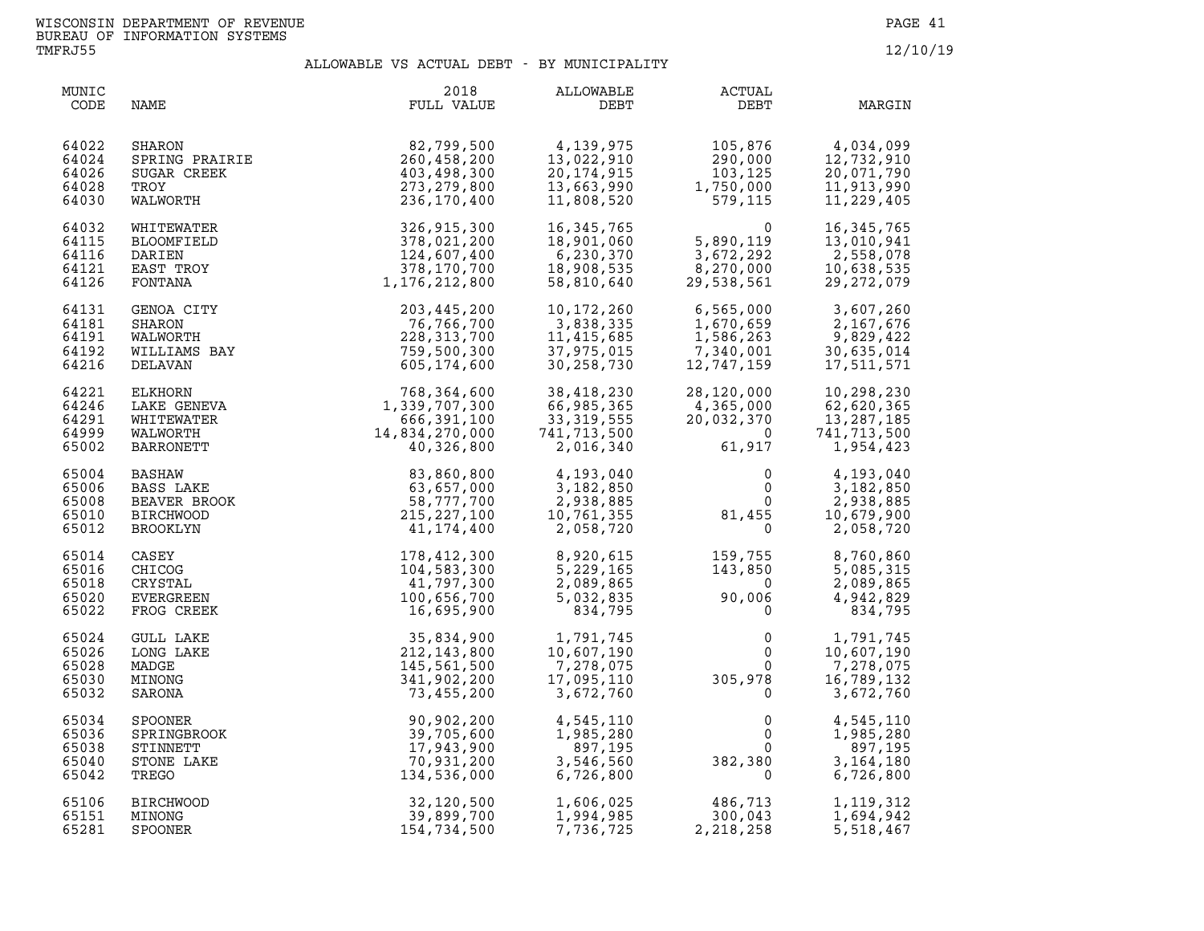WISCONSIN DEPARTMENT OF REVENUE
BUREAU OF INFORMATION SYSTEMS
TMFRJ55

12/10/19

## ALLOWABLE VS ACTUAL DEBT - BY MUNICIPALITY

| MUNIC CODE | NAME | 2018 FULL VALUE | ALLOWABLE DEBT | ACTUAL DEBT | MARGIN |
|---|---|---|---|---|---|
| 64022 | SHARON | 82,799,500 | 4,139,975 | 105,876 | 4,034,099 |
| 64024 | SPRING PRAIRIE | 260,458,200 | 13,022,910 | 290,000 | 12,732,910 |
| 64026 | SUGAR CREEK | 403,498,300 | 20,174,915 | 103,125 | 20,071,790 |
| 64028 | TROY | 273,279,800 | 13,663,990 | 1,750,000 | 11,913,990 |
| 64030 | WALWORTH | 236,170,400 | 11,808,520 | 579,115 | 11,229,405 |
| 64032 | WHITEWATER | 326,915,300 | 16,345,765 | 0 | 16,345,765 |
| 64115 | BLOOMFIELD | 378,021,200 | 18,901,060 | 5,890,119 | 13,010,941 |
| 64116 | DARIEN | 124,607,400 | 6,230,370 | 3,672,292 | 2,558,078 |
| 64121 | EAST TROY | 378,170,700 | 18,908,535 | 8,270,000 | 10,638,535 |
| 64126 | FONTANA | 1,176,212,800 | 58,810,640 | 29,538,561 | 29,272,079 |
| 64131 | GENOA CITY | 203,445,200 | 10,172,260 | 6,565,000 | 3,607,260 |
| 64181 | SHARON | 76,766,700 | 3,838,335 | 1,670,659 | 2,167,676 |
| 64191 | WALWORTH | 228,313,700 | 11,415,685 | 1,586,263 | 9,829,422 |
| 64192 | WILLIAMS BAY | 759,500,300 | 37,975,015 | 7,340,001 | 30,635,014 |
| 64216 | DELAVAN | 605,174,600 | 30,258,730 | 12,747,159 | 17,511,571 |
| 64221 | ELKHORN | 768,364,600 | 38,418,230 | 28,120,000 | 10,298,230 |
| 64246 | LAKE GENEVA | 1,339,707,300 | 66,985,365 | 4,365,000 | 62,620,365 |
| 64291 | WHITEWATER | 666,391,100 | 33,319,555 | 20,032,370 | 13,287,185 |
| 64999 | WALWORTH | 14,834,270,000 | 741,713,500 | 0 | 741,713,500 |
| 65002 | BARRONETT | 40,326,800 | 2,016,340 | 61,917 | 1,954,423 |
| 65004 | BASHAW | 83,860,800 | 4,193,040 | 0 | 4,193,040 |
| 65006 | BASS LAKE | 63,657,000 | 3,182,850 | 0 | 3,182,850 |
| 65008 | BEAVER BROOK | 58,777,700 | 2,938,885 | 0 | 2,938,885 |
| 65010 | BIRCHWOOD | 215,227,100 | 10,761,355 | 81,455 | 10,679,900 |
| 65012 | BROOKLYN | 41,174,400 | 2,058,720 | 0 | 2,058,720 |
| 65014 | CASEY | 178,412,300 | 8,920,615 | 159,755 | 8,760,860 |
| 65016 | CHICOG | 104,583,300 | 5,229,165 | 143,850 | 5,085,315 |
| 65018 | CRYSTAL | 41,797,300 | 2,089,865 | 0 | 2,089,865 |
| 65020 | EVERGREEN | 100,656,700 | 5,032,835 | 90,006 | 4,942,829 |
| 65022 | FROG CREEK | 16,695,900 | 834,795 | 0 | 834,795 |
| 65024 | GULL LAKE | 35,834,900 | 1,791,745 | 0 | 1,791,745 |
| 65026 | LONG LAKE | 212,143,800 | 10,607,190 | 0 | 10,607,190 |
| 65028 | MADGE | 145,561,500 | 7,278,075 | 0 | 7,278,075 |
| 65030 | MINONG | 341,902,200 | 17,095,110 | 305,978 | 16,789,132 |
| 65032 | SARONA | 73,455,200 | 3,672,760 | 0 | 3,672,760 |
| 65034 | SPOONER | 90,902,200 | 4,545,110 | 0 | 4,545,110 |
| 65036 | SPRINGBROOK | 39,705,600 | 1,985,280 | 0 | 1,985,280 |
| 65038 | STINNETT | 17,943,900 | 897,195 | 0 | 897,195 |
| 65040 | STONE LAKE | 70,931,200 | 3,546,560 | 382,380 | 3,164,180 |
| 65042 | TREGO | 134,536,000 | 6,726,800 | 0 | 6,726,800 |
| 65106 | BIRCHWOOD | 32,120,500 | 1,606,025 | 486,713 | 1,119,312 |
| 65151 | MINONG | 39,899,700 | 1,994,985 | 300,043 | 1,694,942 |
| 65281 | SPOONER | 154,734,500 | 7,736,725 | 2,218,258 | 5,518,467 |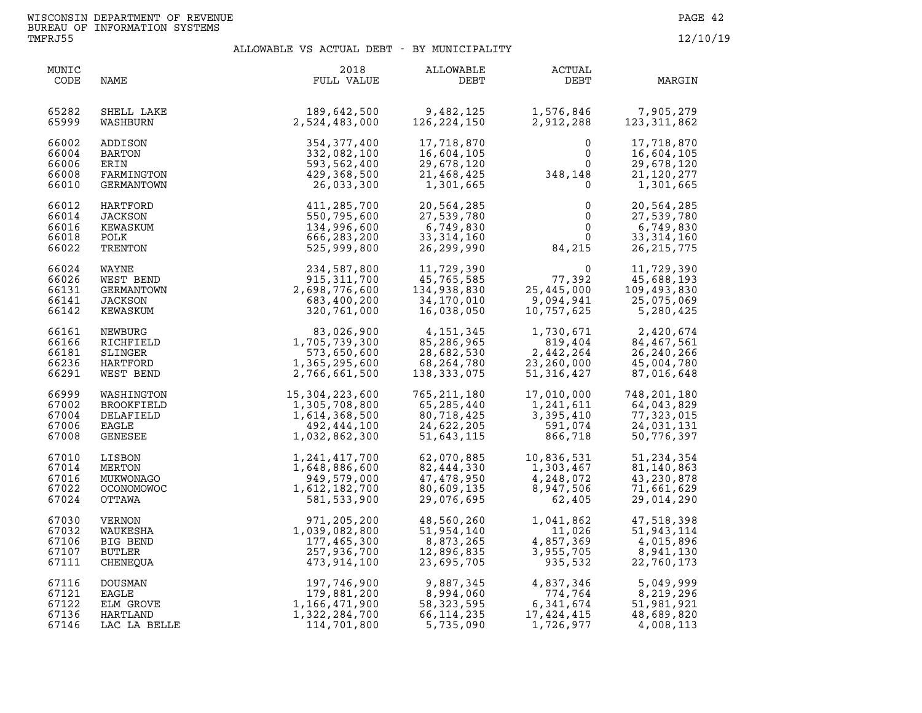WISCONSIN DEPARTMENT OF REVENUE
BUREAU OF INFORMATION SYSTEMS
TMFRJ55

12/10/19

## ALLOWABLE VS ACTUAL DEBT - BY MUNICIPALITY

| MUNIC CODE | NAME | 2018 FULL VALUE | ALLOWABLE DEBT | ACTUAL DEBT | MARGIN |
|---|---|---|---|---|---|
| 65282 | SHELL LAKE | 189,642,500 | 9,482,125 | 1,576,846 | 7,905,279 |
| 65999 | WASHBURN | 2,524,483,000 | 126,224,150 | 2,912,288 | 123,311,862 |
| 66002 | ADDISON | 354,377,400 | 17,718,870 | 0 | 17,718,870 |
| 66004 | BARTON | 332,082,100 | 16,604,105 | 0 | 16,604,105 |
| 66006 | ERIN | 593,562,400 | 29,678,120 | 0 | 29,678,120 |
| 66008 | FARMINGTON | 429,368,500 | 21,468,425 | 348,148 | 21,120,277 |
| 66010 | GERMANTOWN | 26,033,300 | 1,301,665 | 0 | 1,301,665 |
| 66012 | HARTFORD | 411,285,700 | 20,564,285 | 0 | 20,564,285 |
| 66014 | JACKSON | 550,795,600 | 27,539,780 | 0 | 27,539,780 |
| 66016 | KEWASKUM | 134,996,600 | 6,749,830 | 0 | 6,749,830 |
| 66018 | POLK | 666,283,200 | 33,314,160 | 0 | 33,314,160 |
| 66022 | TRENTON | 525,999,800 | 26,299,990 | 84,215 | 26,215,775 |
| 66024 | WAYNE | 234,587,800 | 11,729,390 | 0 | 11,729,390 |
| 66026 | WEST BEND | 915,311,700 | 45,765,585 | 77,392 | 45,688,193 |
| 66131 | GERMANTOWN | 2,698,776,600 | 134,938,830 | 25,445,000 | 109,493,830 |
| 66141 | JACKSON | 683,400,200 | 34,170,010 | 9,094,941 | 25,075,069 |
| 66142 | KEWASKUM | 320,761,000 | 16,038,050 | 10,757,625 | 5,280,425 |
| 66161 | NEWBURG | 83,026,900 | 4,151,345 | 1,730,671 | 2,420,674 |
| 66166 | RICHFIELD | 1,705,739,300 | 85,286,965 | 819,404 | 84,467,561 |
| 66181 | SLINGER | 573,650,600 | 28,682,530 | 2,442,264 | 26,240,266 |
| 66236 | HARTFORD | 1,365,295,600 | 68,264,780 | 23,260,000 | 45,004,780 |
| 66291 | WEST BEND | 2,766,661,500 | 138,333,075 | 51,316,427 | 87,016,648 |
| 66999 | WASHINGTON | 15,304,223,600 | 765,211,180 | 17,010,000 | 748,201,180 |
| 67002 | BROOKFIELD | 1,305,708,800 | 65,285,440 | 1,241,611 | 64,043,829 |
| 67004 | DELAFIELD | 1,614,368,500 | 80,718,425 | 3,395,410 | 77,323,015 |
| 67006 | EAGLE | 492,444,100 | 24,622,205 | 591,074 | 24,031,131 |
| 67008 | GENESEE | 1,032,862,300 | 51,643,115 | 866,718 | 50,776,397 |
| 67010 | LISBON | 1,241,417,700 | 62,070,885 | 10,836,531 | 51,234,354 |
| 67014 | MERTON | 1,648,886,600 | 82,444,330 | 1,303,467 | 81,140,863 |
| 67016 | MUKWONAGO | 949,579,000 | 47,478,950 | 4,248,072 | 43,230,878 |
| 67022 | OCONOMOWOC | 1,612,182,700 | 80,609,135 | 8,947,506 | 71,661,629 |
| 67024 | OTTAWA | 581,533,900 | 29,076,695 | 62,405 | 29,014,290 |
| 67030 | VERNON | 971,205,200 | 48,560,260 | 1,041,862 | 47,518,398 |
| 67032 | WAUKESHA | 1,039,082,800 | 51,954,140 | 11,026 | 51,943,114 |
| 67106 | BIG BEND | 177,465,300 | 8,873,265 | 4,857,369 | 4,015,896 |
| 67107 | BUTLER | 257,936,700 | 12,896,835 | 3,955,705 | 8,941,130 |
| 67111 | CHENEQUA | 473,914,100 | 23,695,705 | 935,532 | 22,760,173 |
| 67116 | DOUSMAN | 197,746,900 | 9,887,345 | 4,837,346 | 5,049,999 |
| 67121 | EAGLE | 179,881,200 | 8,994,060 | 774,764 | 8,219,296 |
| 67122 | ELM GROVE | 1,166,471,900 | 58,323,595 | 6,341,674 | 51,981,921 |
| 67136 | HARTLAND | 1,322,284,700 | 66,114,235 | 17,424,415 | 48,689,820 |
| 67146 | LAC LA BELLE | 114,701,800 | 5,735,090 | 1,726,977 | 4,008,113 |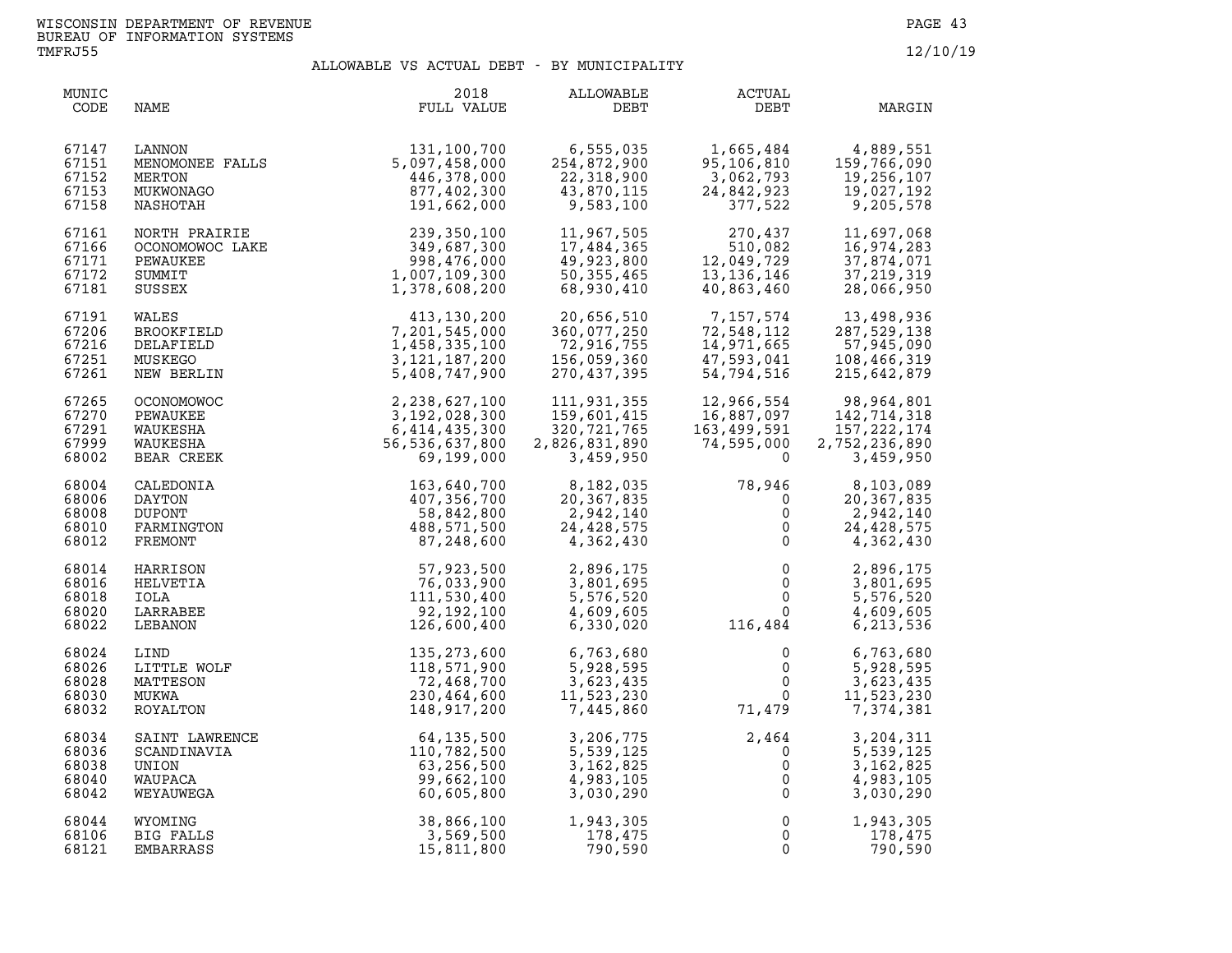WISCONSIN DEPARTMENT OF REVENUE
BUREAU OF INFORMATION SYSTEMS
TMFRJ55

12/10/19

## ALLOWABLE VS ACTUAL DEBT - BY MUNICIPALITY

| MUNIC CODE | NAME | 2018 FULL VALUE | ALLOWABLE DEBT | ACTUAL DEBT | MARGIN |
|---|---|---|---|---|---|
| 67147 | LANNON | 131,100,700 | 6,555,035 | 1,665,484 | 4,889,551 |
| 67151 | MENOMONEE FALLS | 5,097,458,000 | 254,872,900 | 95,106,810 | 159,766,090 |
| 67152 | MERTON | 446,378,000 | 22,318,900 | 3,062,793 | 19,256,107 |
| 67153 | MUKWONAGO | 877,402,300 | 43,870,115 | 24,842,923 | 19,027,192 |
| 67158 | NASHOTAH | 191,662,000 | 9,583,100 | 377,522 | 9,205,578 |
| 67161 | NORTH PRAIRIE | 239,350,100 | 11,967,505 | 270,437 | 11,697,068 |
| 67166 | OCONOMOWOC LAKE | 349,687,300 | 17,484,365 | 510,082 | 16,974,283 |
| 67171 | PEWAUKEE | 998,476,000 | 49,923,800 | 12,049,729 | 37,874,071 |
| 67172 | SUMMIT | 1,007,109,300 | 50,355,465 | 13,136,146 | 37,219,319 |
| 67181 | SUSSEX | 1,378,608,200 | 68,930,410 | 40,863,460 | 28,066,950 |
| 67191 | WALES | 413,130,200 | 20,656,510 | 7,157,574 | 13,498,936 |
| 67206 | BROOKFIELD | 7,201,545,000 | 360,077,250 | 72,548,112 | 287,529,138 |
| 67216 | DELAFIELD | 1,458,335,100 | 72,916,755 | 14,971,665 | 57,945,090 |
| 67251 | MUSKEGO | 3,121,187,200 | 156,059,360 | 47,593,041 | 108,466,319 |
| 67261 | NEW BERLIN | 5,408,747,900 | 270,437,395 | 54,794,516 | 215,642,879 |
| 67265 | OCONOMOWOC | 2,238,627,100 | 111,931,355 | 12,966,554 | 98,964,801 |
| 67270 | PEWAUKEE | 3,192,028,300 | 159,601,415 | 16,887,097 | 142,714,318 |
| 67291 | WAUKESHA | 6,414,435,300 | 320,721,765 | 163,499,591 | 157,222,174 |
| 67999 | WAUKESHA | 56,536,637,800 | 2,826,831,890 | 74,595,000 | 2,752,236,890 |
| 68002 | BEAR CREEK | 69,199,000 | 3,459,950 | 0 | 3,459,950 |
| 68004 | CALEDONIA | 163,640,700 | 8,182,035 | 78,946 | 8,103,089 |
| 68006 | DAYTON | 407,356,700 | 20,367,835 | 0 | 20,367,835 |
| 68008 | DUPONT | 58,842,800 | 2,942,140 | 0 | 2,942,140 |
| 68010 | FARMINGTON | 488,571,500 | 24,428,575 | 0 | 24,428,575 |
| 68012 | FREMONT | 87,248,600 | 4,362,430 | 0 | 4,362,430 |
| 68014 | HARRISON | 57,923,500 | 2,896,175 | 0 | 2,896,175 |
| 68016 | HELVETIA | 76,033,900 | 3,801,695 | 0 | 3,801,695 |
| 68018 | IOLA | 111,530,400 | 5,576,520 | 0 | 5,576,520 |
| 68020 | LARRABEE | 92,192,100 | 4,609,605 | 0 | 4,609,605 |
| 68022 | LEBANON | 126,600,400 | 6,330,020 | 116,484 | 6,213,536 |
| 68024 | LIND | 135,273,600 | 6,763,680 | 0 | 6,763,680 |
| 68026 | LITTLE WOLF | 118,571,900 | 5,928,595 | 0 | 5,928,595 |
| 68028 | MATTESON | 72,468,700 | 3,623,435 | 0 | 3,623,435 |
| 68030 | MUKWA | 230,464,600 | 11,523,230 | 0 | 11,523,230 |
| 68032 | ROYALTON | 148,917,200 | 7,445,860 | 71,479 | 7,374,381 |
| 68034 | SAINT LAWRENCE | 64,135,500 | 3,206,775 | 2,464 | 3,204,311 |
| 68036 | SCANDINAVIA | 110,782,500 | 5,539,125 | 0 | 5,539,125 |
| 68038 | UNION | 63,256,500 | 3,162,825 | 0 | 3,162,825 |
| 68040 | WAUPACA | 99,662,100 | 4,983,105 | 0 | 4,983,105 |
| 68042 | WEYAUWEGA | 60,605,800 | 3,030,290 | 0 | 3,030,290 |
| 68044 | WYOMING | 38,866,100 | 1,943,305 | 0 | 1,943,305 |
| 68106 | BIG FALLS | 3,569,500 | 178,475 | 0 | 178,475 |
| 68121 | EMBARRASS | 15,811,800 | 790,590 | 0 | 790,590 |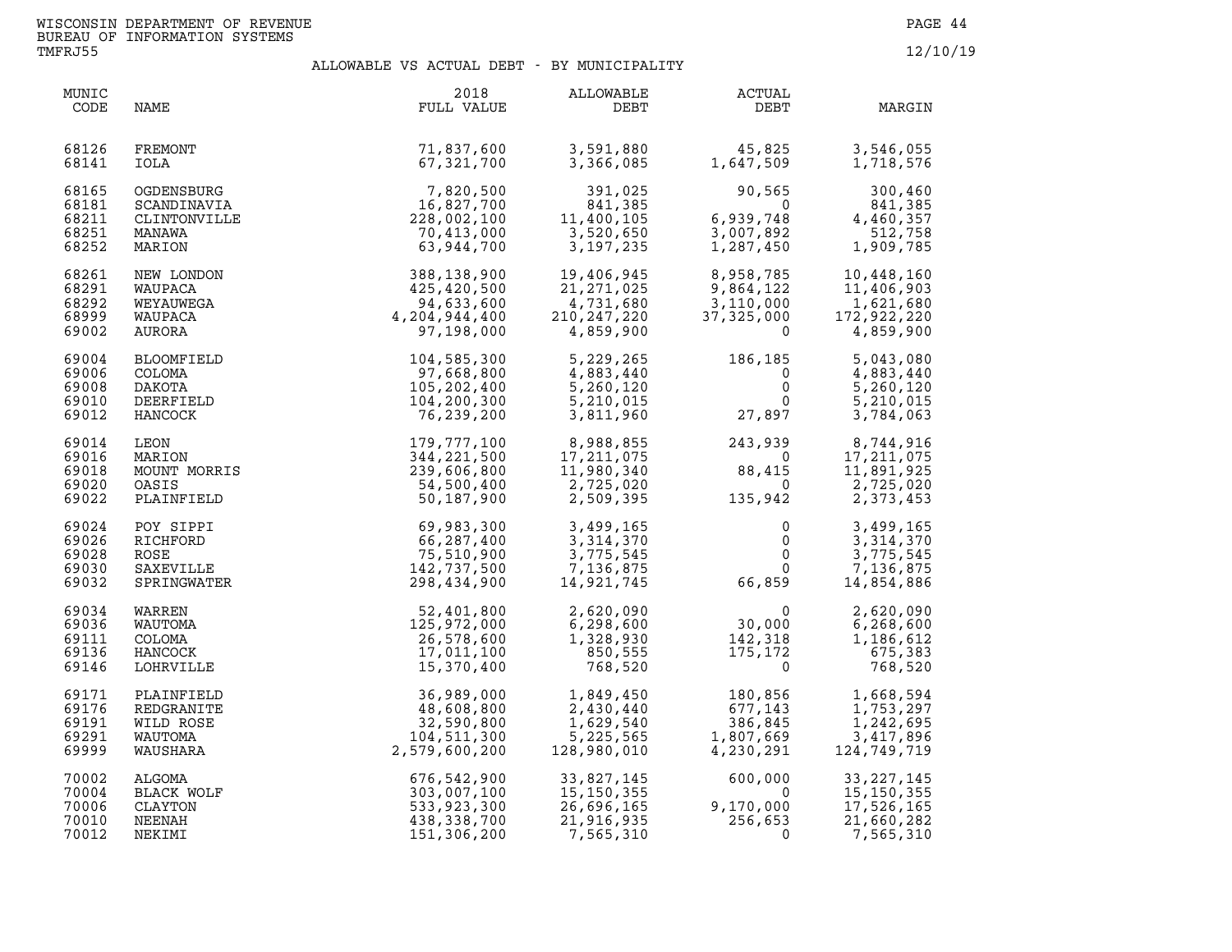WISCONSIN DEPARTMENT OF REVENUE
BUREAU OF INFORMATION SYSTEMS
TMFRJ55

12/10/19

## ALLOWABLE VS ACTUAL DEBT - BY MUNICIPALITY

| MUNIC CODE | NAME | 2018 FULL VALUE | ALLOWABLE DEBT | ACTUAL DEBT | MARGIN |
|---|---|---|---|---|---|
| 68126 | FREMONT | 71,837,600 | 3,591,880 | 45,825 | 3,546,055 |
| 68141 | IOLA | 67,321,700 | 3,366,085 | 1,647,509 | 1,718,576 |
| 68165 | OGDENSBURG | 7,820,500 | 391,025 | 90,565 | 300,460 |
| 68181 | SCANDINAVIA | 16,827,700 | 841,385 | 0 | 841,385 |
| 68211 | CLINTONVILLE | 228,002,100 | 11,400,105 | 6,939,748 | 4,460,357 |
| 68251 | MANAWA | 70,413,000 | 3,520,650 | 3,007,892 | 512,758 |
| 68252 | MARION | 63,944,700 | 3,197,235 | 1,287,450 | 1,909,785 |
| 68261 | NEW LONDON | 388,138,900 | 19,406,945 | 8,958,785 | 10,448,160 |
| 68291 | WAUPACA | 425,420,500 | 21,271,025 | 9,864,122 | 11,406,903 |
| 68292 | WEYAUWEGA | 94,633,600 | 4,731,680 | 3,110,000 | 1,621,680 |
| 68999 | WAUPACA | 4,204,944,400 | 210,247,220 | 37,325,000 | 172,922,220 |
| 69002 | AURORA | 97,198,000 | 4,859,900 | 0 | 4,859,900 |
| 69004 | BLOOMFIELD | 104,585,300 | 5,229,265 | 186,185 | 5,043,080 |
| 69006 | COLOMA | 97,668,800 | 4,883,440 | 0 | 4,883,440 |
| 69008 | DAKOTA | 105,202,400 | 5,260,120 | 0 | 5,260,120 |
| 69010 | DEERFIELD | 104,200,300 | 5,210,015 | 0 | 5,210,015 |
| 69012 | HANCOCK | 76,239,200 | 3,811,960 | 27,897 | 3,784,063 |
| 69014 | LEON | 179,777,100 | 8,988,855 | 243,939 | 8,744,916 |
| 69016 | MARION | 344,221,500 | 17,211,075 | 0 | 17,211,075 |
| 69018 | MOUNT MORRIS | 239,606,800 | 11,980,340 | 88,415 | 11,891,925 |
| 69020 | OASIS | 54,500,400 | 2,725,020 | 0 | 2,725,020 |
| 69022 | PLAINFIELD | 50,187,900 | 2,509,395 | 135,942 | 2,373,453 |
| 69024 | POY SIPPI | 69,983,300 | 3,499,165 | 0 | 3,499,165 |
| 69026 | RICHFORD | 66,287,400 | 3,314,370 | 0 | 3,314,370 |
| 69028 | ROSE | 75,510,900 | 3,775,545 | 0 | 3,775,545 |
| 69030 | SAXEVILLE | 142,737,500 | 7,136,875 | 0 | 7,136,875 |
| 69032 | SPRINGWATER | 298,434,900 | 14,921,745 | 66,859 | 14,854,886 |
| 69034 | WARREN | 52,401,800 | 2,620,090 | 0 | 2,620,090 |
| 69036 | WAUTOMA | 125,972,000 | 6,298,600 | 30,000 | 6,268,600 |
| 69111 | COLOMA | 26,578,600 | 1,328,930 | 142,318 | 1,186,612 |
| 69136 | HANCOCK | 17,011,100 | 850,555 | 175,172 | 675,383 |
| 69146 | LOHRVILLE | 15,370,400 | 768,520 | 0 | 768,520 |
| 69171 | PLAINFIELD | 36,989,000 | 1,849,450 | 180,856 | 1,668,594 |
| 69176 | REDGRANITE | 48,608,800 | 2,430,440 | 677,143 | 1,753,297 |
| 69191 | WILD ROSE | 32,590,800 | 1,629,540 | 386,845 | 1,242,695 |
| 69291 | WAUTOMA | 104,511,300 | 5,225,565 | 1,807,669 | 3,417,896 |
| 69999 | WAUSHARA | 2,579,600,200 | 128,980,010 | 4,230,291 | 124,749,719 |
| 70002 | ALGOMA | 676,542,900 | 33,827,145 | 600,000 | 33,227,145 |
| 70004 | BLACK WOLF | 303,007,100 | 15,150,355 | 0 | 15,150,355 |
| 70006 | CLAYTON | 533,923,300 | 26,696,165 | 9,170,000 | 17,526,165 |
| 70010 | NEENAH | 438,338,700 | 21,916,935 | 256,653 | 21,660,282 |
| 70012 | NEKIMI | 151,306,200 | 7,565,310 | 0 | 7,565,310 |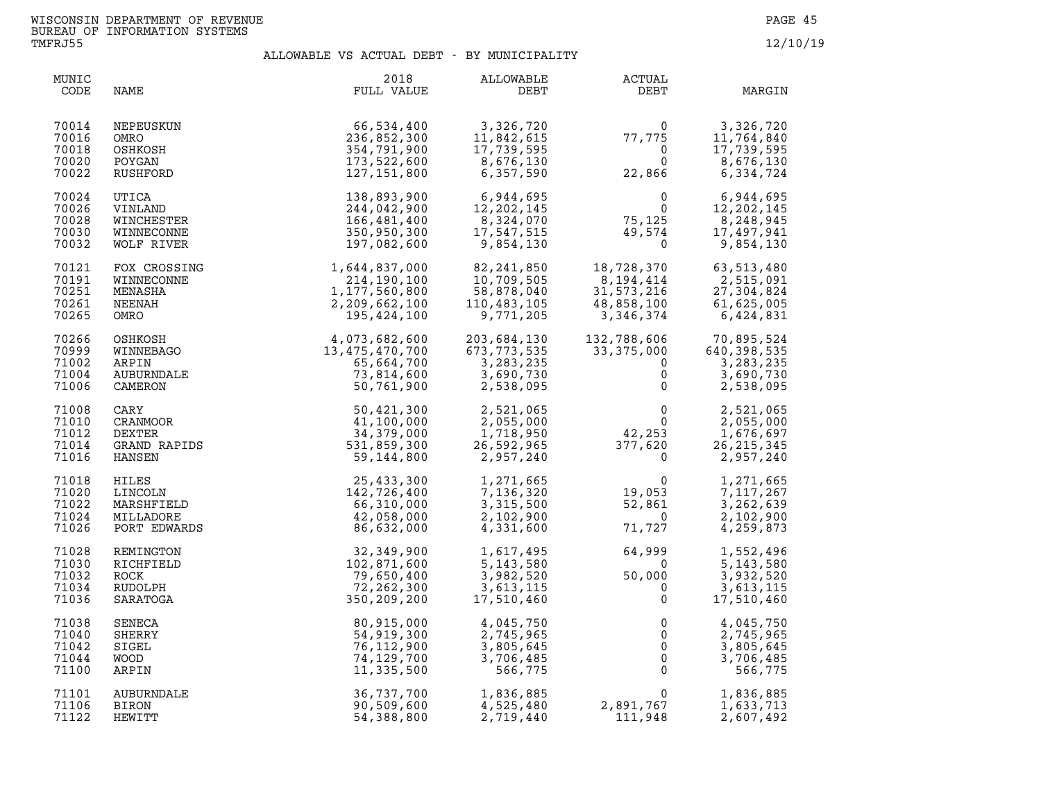WISCONSIN DEPARTMENT OF REVENUE
BUREAU OF INFORMATION SYSTEMS
TMFRJ55

12/10/19

## ALLOWABLE VS ACTUAL DEBT - BY MUNICIPALITY

| MUNIC CODE | NAME | 2018 FULL VALUE | ALLOWABLE DEBT | ACTUAL DEBT | MARGIN |
|---|---|---|---|---|---|
| 70014 | NEPEUSKUN | 66,534,400 | 3,326,720 | 0 | 3,326,720 |
| 70016 | OMRO | 236,852,300 | 11,842,615 | 77,775 | 11,764,840 |
| 70018 | OSHKOSH | 354,791,900 | 17,739,595 | 0 | 17,739,595 |
| 70020 | POYGAN | 173,522,600 | 8,676,130 | 0 | 8,676,130 |
| 70022 | RUSHFORD | 127,151,800 | 6,357,590 | 22,866 | 6,334,724 |
| 70024 | UTICA | 138,893,900 | 6,944,695 | 0 | 6,944,695 |
| 70026 | VINLAND | 244,042,900 | 12,202,145 | 0 | 12,202,145 |
| 70028 | WINCHESTER | 166,481,400 | 8,324,070 | 75,125 | 8,248,945 |
| 70030 | WINNECONNE | 350,950,300 | 17,547,515 | 49,574 | 17,497,941 |
| 70032 | WOLF RIVER | 197,082,600 | 9,854,130 | 0 | 9,854,130 |
| 70121 | FOX CROSSING | 1,644,837,000 | 82,241,850 | 18,728,370 | 63,513,480 |
| 70191 | WINNECONNE | 214,190,100 | 10,709,505 | 8,194,414 | 2,515,091 |
| 70251 | MENASHA | 1,177,560,800 | 58,878,040 | 31,573,216 | 27,304,824 |
| 70261 | NEENAH | 2,209,662,100 | 110,483,105 | 48,858,100 | 61,625,005 |
| 70265 | OMRO | 195,424,100 | 9,771,205 | 3,346,374 | 6,424,831 |
| 70266 | OSHKOSH | 4,073,682,600 | 203,684,130 | 132,788,606 | 70,895,524 |
| 70999 | WINNEBAGO | 13,475,470,700 | 673,773,535 | 33,375,000 | 640,398,535 |
| 71002 | ARPIN | 65,664,700 | 3,283,235 | 0 | 3,283,235 |
| 71004 | AUBURNDALE | 73,814,600 | 3,690,730 | 0 | 3,690,730 |
| 71006 | CAMERON | 50,761,900 | 2,538,095 | 0 | 2,538,095 |
| 71008 | CARY | 50,421,300 | 2,521,065 | 0 | 2,521,065 |
| 71010 | CRANMOOR | 41,100,000 | 2,055,000 | 0 | 2,055,000 |
| 71012 | DEXTER | 34,379,000 | 1,718,950 | 42,253 | 1,676,697 |
| 71014 | GRAND RAPIDS | 531,859,300 | 26,592,965 | 377,620 | 26,215,345 |
| 71016 | HANSEN | 59,144,800 | 2,957,240 | 0 | 2,957,240 |
| 71018 | HILES | 25,433,300 | 1,271,665 | 0 | 1,271,665 |
| 71020 | LINCOLN | 142,726,400 | 7,136,320 | 19,053 | 7,117,267 |
| 71022 | MARSHFIELD | 66,310,000 | 3,315,500 | 52,861 | 3,262,639 |
| 71024 | MILLADORE | 42,058,000 | 2,102,900 | 0 | 2,102,900 |
| 71026 | PORT EDWARDS | 86,632,000 | 4,331,600 | 71,727 | 4,259,873 |
| 71028 | REMINGTON | 32,349,900 | 1,617,495 | 64,999 | 1,552,496 |
| 71030 | RICHFIELD | 102,871,600 | 5,143,580 | 0 | 5,143,580 |
| 71032 | ROCK | 79,650,400 | 3,982,520 | 50,000 | 3,932,520 |
| 71034 | RUDOLPH | 72,262,300 | 3,613,115 | 0 | 3,613,115 |
| 71036 | SARATOGA | 350,209,200 | 17,510,460 | 0 | 17,510,460 |
| 71038 | SENECA | 80,915,000 | 4,045,750 | 0 | 4,045,750 |
| 71040 | SHERRY | 54,919,300 | 2,745,965 | 0 | 2,745,965 |
| 71042 | SIGEL | 76,112,900 | 3,805,645 | 0 | 3,805,645 |
| 71044 | WOOD | 74,129,700 | 3,706,485 | 0 | 3,706,485 |
| 71100 | ARPIN | 11,335,500 | 566,775 | 0 | 566,775 |
| 71101 | AUBURNDALE | 36,737,700 | 1,836,885 | 0 | 1,836,885 |
| 71106 | BIRON | 90,509,600 | 4,525,480 | 2,891,767 | 1,633,713 |
| 71122 | HEWITT | 54,388,800 | 2,719,440 | 111,948 | 2,607,492 |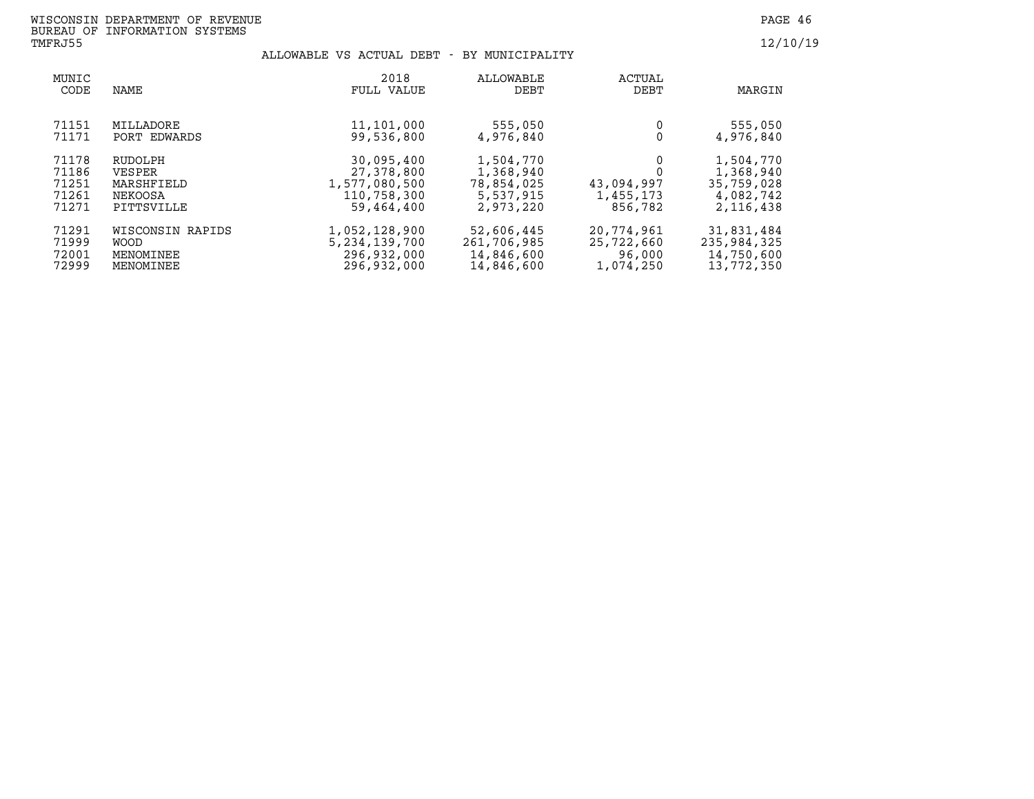WISCONSIN DEPARTMENT OF REVENUE
BUREAU OF INFORMATION SYSTEMS
TMFRJ55

12/10/19

## ALLOWABLE VS ACTUAL DEBT - BY MUNICIPALITY

| MUNIC CODE | NAME | 2018 FULL VALUE | ALLOWABLE DEBT | ACTUAL DEBT | MARGIN |
|---|---|---|---|---|---|
| 71151 | MILLADORE | 11,101,000 | 555,050 | 0 | 555,050 |
| 71171 | PORT EDWARDS | 99,536,800 | 4,976,840 | 0 | 4,976,840 |
| 71178 | RUDOLPH | 30,095,400 | 1,504,770 | 0 | 1,504,770 |
| 71186 | VESPER | 27,378,800 | 1,368,940 | 0 | 1,368,940 |
| 71251 | MARSHFIELD | 1,577,080,500 | 78,854,025 | 43,094,997 | 35,759,028 |
| 71261 | NEKOOSA | 110,758,300 | 5,537,915 | 1,455,173 | 4,082,742 |
| 71271 | PITTSVILLE | 59,464,400 | 2,973,220 | 856,782 | 2,116,438 |
| 71291 | WISCONSIN RAPIDS | 1,052,128,900 | 52,606,445 | 20,774,961 | 31,831,484 |
| 71999 | WOOD | 5,234,139,700 | 261,706,985 | 25,722,660 | 235,984,325 |
| 72001 | MENOMINEE | 296,932,000 | 14,846,600 | 96,000 | 14,750,600 |
| 72999 | MENOMINEE | 296,932,000 | 14,846,600 | 1,074,250 | 13,772,350 |